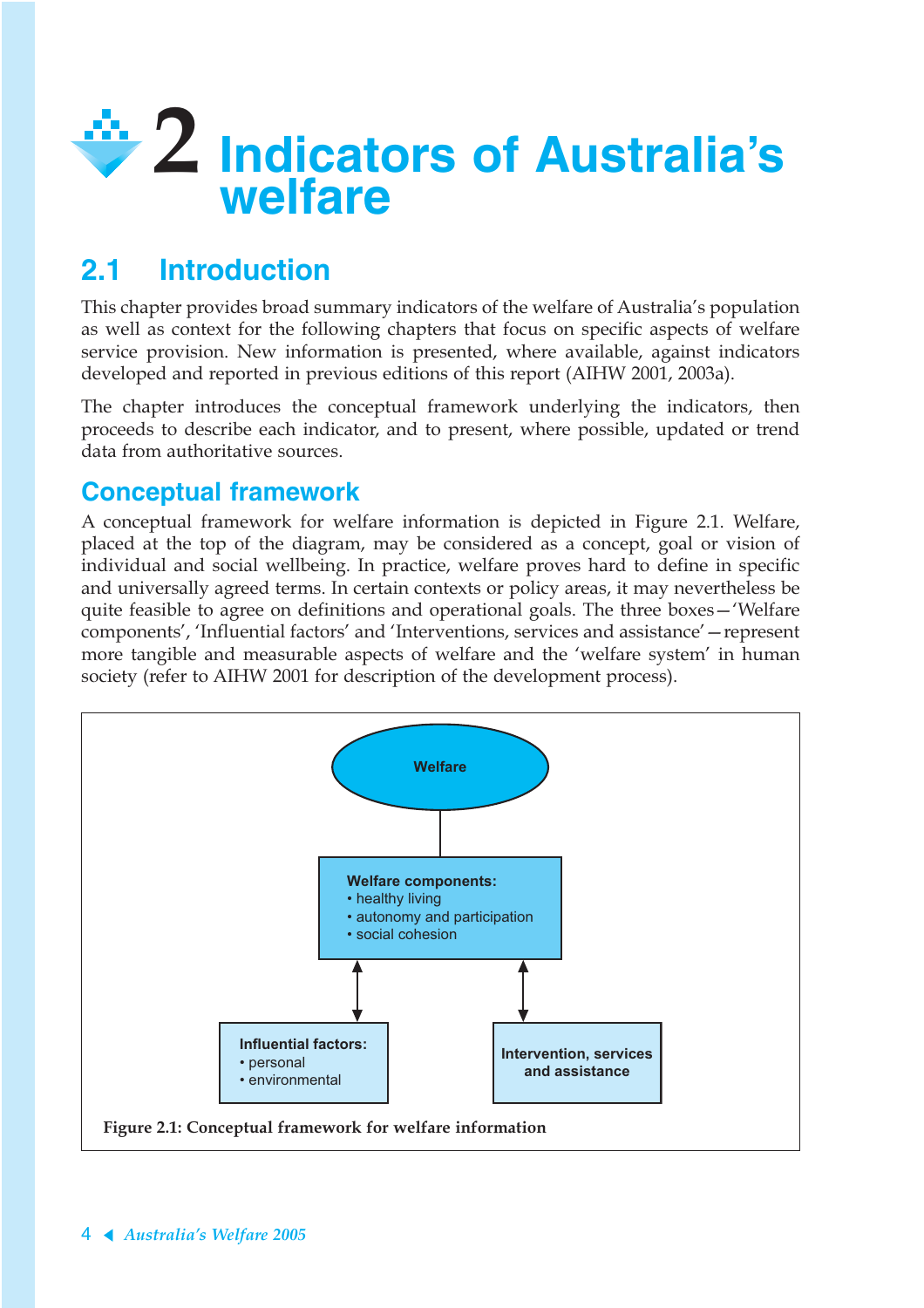# 2 Indicators of Australia's welfare

## 2.1 Introduction

This chapter provides broad summary indicators of the welfare of Australia's population as well as context for the following chapters that focus on specific aspects of welfare service provision. New information is presented, where available, against indicators developed and reported in previous editions of this report (AIHW 2001, 2003a).

The chapter introduces the conceptual framework underlying the indicators, then proceeds to describe each indicator, and to present, where possible, updated or trend data from authoritative sources.

### Conceptual framework

A conceptual framework for welfare information is depicted in Figure 2.1. Welfare, placed at the top of the diagram, may be considered as a concept, goal or vision of individual and social wellbeing. In practice, welfare proves hard to define in specific and universally agreed terms. In certain contexts or policy areas, it may nevertheless be quite feasible to agree on definitions and operational goals. The three boxes—'Welfare components', 'Influential factors' and 'Interventions, services and assistance'—represent more tangible and measurable aspects of welfare and the 'welfare system' in human society (refer to AIHW 2001 for description of the development process).

Welfare

**Welfare components:**
- healthy living
- autonomy and participation
- social cohesion

**Influential factors:**
- personal
- environmental

**Intervention, services and assistance**

**Figure 2.1: Conceptual framework for welfare information**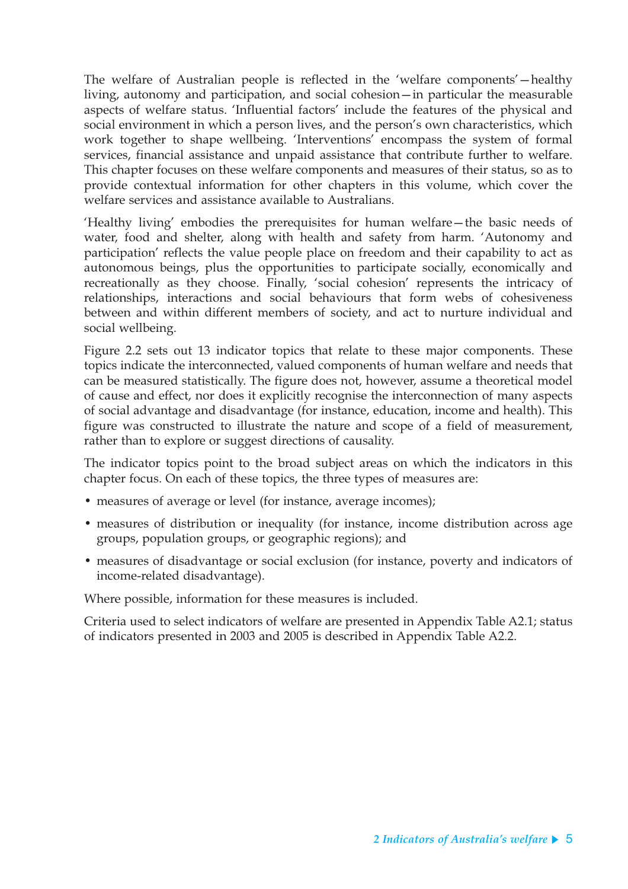The welfare of Australian people is reflected in the 'welfare components'—healthy living, autonomy and participation, and social cohesion—in particular the measurable aspects of welfare status. 'Influential factors' include the features of the physical and social environment in which a person lives, and the person's own characteristics, which work together to shape wellbeing. 'Interventions' encompass the system of formal services, financial assistance and unpaid assistance that contribute further to welfare. This chapter focuses on these welfare components and measures of their status, so as to provide contextual information for other chapters in this volume, which cover the welfare services and assistance available to Australians.

'Healthy living' embodies the prerequisites for human welfare—the basic needs of water, food and shelter, along with health and safety from harm. 'Autonomy and participation' reflects the value people place on freedom and their capability to act as autonomous beings, plus the opportunities to participate socially, economically and recreationally as they choose. Finally, 'social cohesion' represents the intricacy of relationships, interactions and social behaviours that form webs of cohesiveness between and within different members of society, and act to nurture individual and social wellbeing.

Figure 2.2 sets out 13 indicator topics that relate to these major components. These topics indicate the interconnected, valued components of human welfare and needs that can be measured statistically. The figure does not, however, assume a theoretical model of cause and effect, nor does it explicitly recognise the interconnection of many aspects of social advantage and disadvantage (for instance, education, income and health). This figure was constructed to illustrate the nature and scope of a field of measurement, rather than to explore or suggest directions of causality.

The indicator topics point to the broad subject areas on which the indicators in this chapter focus. On each of these topics, the three types of measures are:

- measures of average or level (for instance, average incomes);
- measures of distribution or inequality (for instance, income distribution across age groups, population groups, or geographic regions); and
- measures of disadvantage or social exclusion (for instance, poverty and indicators of income-related disadvantage).

Where possible, information for these measures is included.

Criteria used to select indicators of welfare are presented in Appendix Table A2.1; status of indicators presented in 2003 and 2005 is described in Appendix Table A2.2.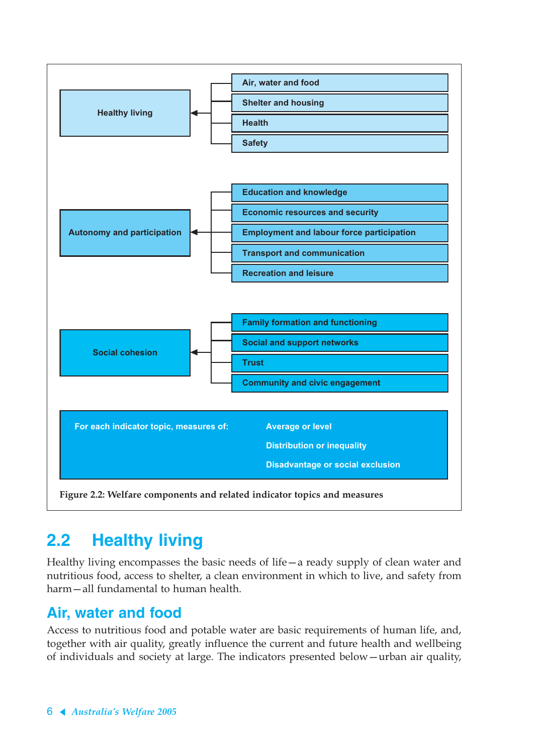| Welfare component | Indicator topics |
|---|---|
| Healthy living | Air, water and food |
| | Shelter and housing |
| | Health |
| | Safety |
| Autonomy and participation | Education and knowledge |
| | Economic resources and security |
| | Employment and labour force participation |
| | Transport and communication |
| | Recreation and leisure |
| Social cohesion | Family formation and functioning |
| | Social and support networks |
| | Trust |
| | Community and civic engagement |

For each indicator topic, measures of:

- Average or level
- Distribution or inequality
- Disadvantage or social exclusion

**Figure 2.2: Welfare components and related indicator topics and measures**

## 2.2 Healthy living

Healthy living encompasses the basic needs of life—a ready supply of clean water and nutritious food, access to shelter, a clean environment in which to live, and safety from harm—all fundamental to human health.

### Air, water and food

Access to nutritious food and potable water are basic requirements of human life, and, together with air quality, greatly influence the current and future health and wellbeing of individuals and society at large. The indicators presented below—urban air quality,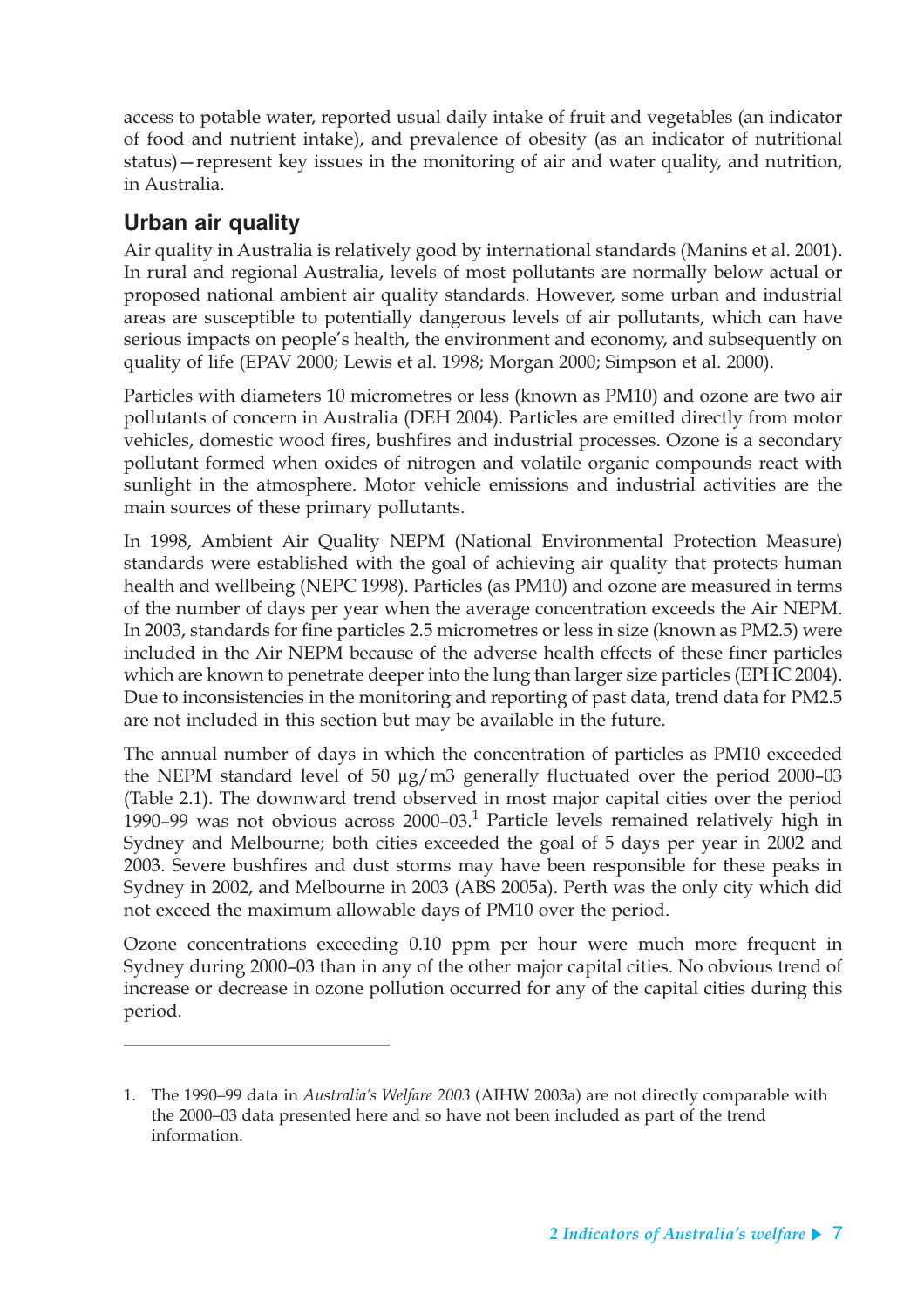access to potable water, reported usual daily intake of fruit and vegetables (an indicator of food and nutrient intake), and prevalence of obesity (as an indicator of nutritional status)—represent key issues in the monitoring of air and water quality, and nutrition, in Australia.

## Urban air quality

Air quality in Australia is relatively good by international standards (Manins et al. 2001). In rural and regional Australia, levels of most pollutants are normally below actual or proposed national ambient air quality standards. However, some urban and industrial areas are susceptible to potentially dangerous levels of air pollutants, which can have serious impacts on people's health, the environment and economy, and subsequently on quality of life (EPAV 2000; Lewis et al. 1998; Morgan 2000; Simpson et al. 2000).

Particles with diameters 10 micrometres or less (known as PM10) and ozone are two air pollutants of concern in Australia (DEH 2004). Particles are emitted directly from motor vehicles, domestic wood fires, bushfires and industrial processes. Ozone is a secondary pollutant formed when oxides of nitrogen and volatile organic compounds react with sunlight in the atmosphere. Motor vehicle emissions and industrial activities are the main sources of these primary pollutants.

In 1998, Ambient Air Quality NEPM (National Environmental Protection Measure) standards were established with the goal of achieving air quality that protects human health and wellbeing (NEPC 1998). Particles (as PM10) and ozone are measured in terms of the number of days per year when the average concentration exceeds the Air NEPM. In 2003, standards for fine particles 2.5 micrometres or less in size (known as PM2.5) were included in the Air NEPM because of the adverse health effects of these finer particles which are known to penetrate deeper into the lung than larger size particles (EPHC 2004). Due to inconsistencies in the monitoring and reporting of past data, trend data for PM2.5 are not included in this section but may be available in the future.

The annual number of days in which the concentration of particles as PM10 exceeded the NEPM standard level of 50 µg/m3 generally fluctuated over the period 2000–03 (Table 2.1). The downward trend observed in most major capital cities over the period 1990–99 was not obvious across 2000–03.[1] Particle levels remained relatively high in Sydney and Melbourne; both cities exceeded the goal of 5 days per year in 2002 and 2003. Severe bushfires and dust storms may have been responsible for these peaks in Sydney in 2002, and Melbourne in 2003 (ABS 2005a). Perth was the only city which did not exceed the maximum allowable days of PM10 over the period.

Ozone concentrations exceeding 0.10 ppm per hour were much more frequent in Sydney during 2000–03 than in any of the other major capital cities. No obvious trend of increase or decrease in ozone pollution occurred for any of the capital cities during this period.

---

1. The 1990–99 data in *Australia's Welfare 2003* (AIHW 2003a) are not directly comparable with the 2000–03 data presented here and so have not been included as part of the trend information.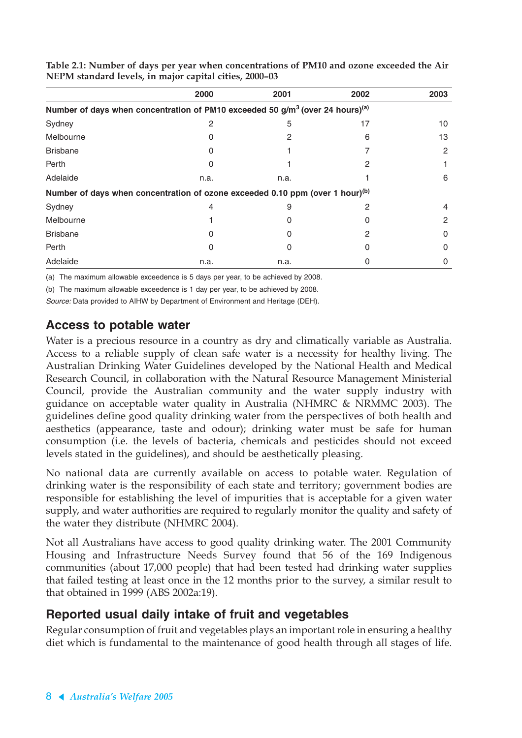**Table 2.1: Number of days per year when concentrations of PM10 and ozone exceeded the Air NEPM standard levels, in major capital cities, 2000–03**

| | 2000 | 2001 | 2002 | 2003 |
|---|---|---|---|---|
| **Number of days when concentration of PM10 exceeded 50 g/m$^3$ (over 24 hours)[(a)]** | | | | |
| Sydney | 2 | 5 | 17 | 10 |
| Melbourne | 0 | 2 | 6 | 13 |
| Brisbane | 0 | 1 | 7 | 2 |
| Perth | 0 | 1 | 2 | 1 |
| Adelaide | n.a. | n.a. | 1 | 6 |
| **Number of days when concentration of ozone exceeded 0.10 ppm (over 1 hour)[(b)]** | | | | |
| Sydney | 4 | 9 | 2 | 4 |
| Melbourne | 1 | 0 | 0 | 2 |
| Brisbane | 0 | 0 | 2 | 0 |
| Perth | 0 | 0 | 0 | 0 |
| Adelaide | n.a. | n.a. | 0 | 0 |

(a) The maximum allowable exceedence is 5 days per year, to be achieved by 2008.

(b) The maximum allowable exceedence is 1 day per year, to be achieved by 2008.

*Source:* Data provided to AIHW by Department of Environment and Heritage (DEH).

## Access to potable water

Water is a precious resource in a country as dry and climatically variable as Australia. Access to a reliable supply of clean safe water is a necessity for healthy living. The Australian Drinking Water Guidelines developed by the National Health and Medical Research Council, in collaboration with the Natural Resource Management Ministerial Council, provide the Australian community and the water supply industry with guidance on acceptable water quality in Australia (NHMRC & NRMMC 2003). The guidelines define good quality drinking water from the perspectives of both health and aesthetics (appearance, taste and odour); drinking water must be safe for human consumption (i.e. the levels of bacteria, chemicals and pesticides should not exceed levels stated in the guidelines), and should be aesthetically pleasing.

No national data are currently available on access to potable water. Regulation of drinking water is the responsibility of each state and territory; government bodies are responsible for establishing the level of impurities that is acceptable for a given water supply, and water authorities are required to regularly monitor the quality and safety of the water they distribute (NHMRC 2004).

Not all Australians have access to good quality drinking water. The 2001 Community Housing and Infrastructure Needs Survey found that 56 of the 169 Indigenous communities (about 17,000 people) that had been tested had drinking water supplies that failed testing at least once in the 12 months prior to the survey, a similar result to that obtained in 1999 (ABS 2002a:19).

## Reported usual daily intake of fruit and vegetables

Regular consumption of fruit and vegetables plays an important role in ensuring a healthy diet which is fundamental to the maintenance of good health through all stages of life.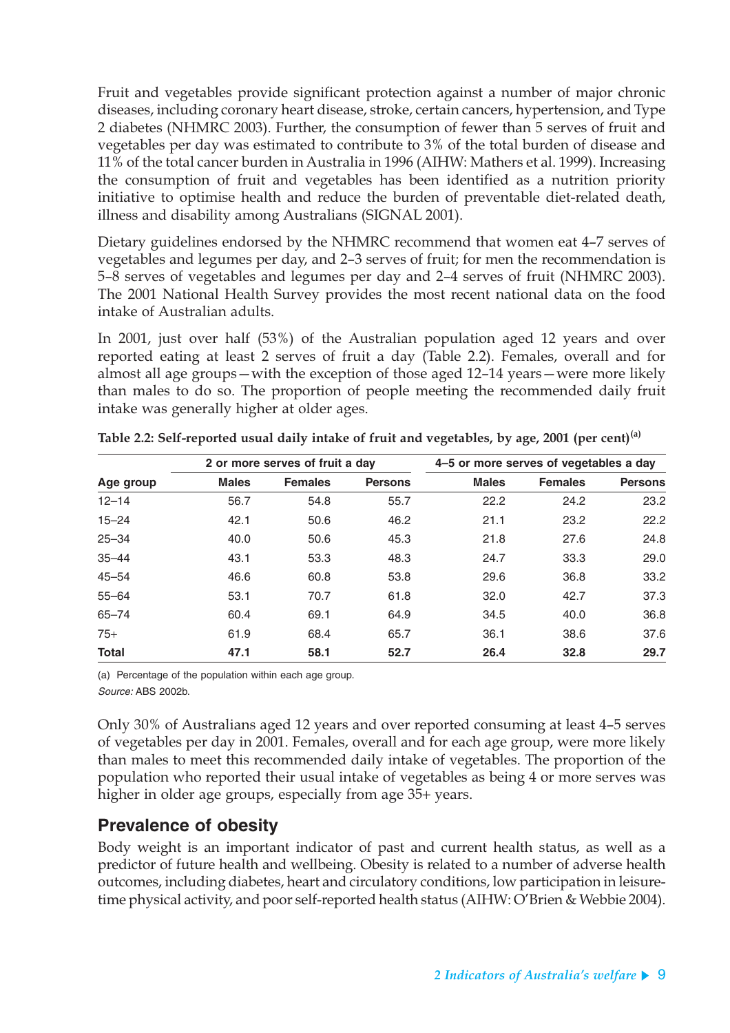Fruit and vegetables provide significant protection against a number of major chronic diseases, including coronary heart disease, stroke, certain cancers, hypertension, and Type 2 diabetes (NHMRC 2003). Further, the consumption of fewer than 5 serves of fruit and vegetables per day was estimated to contribute to 3% of the total burden of disease and 11% of the total cancer burden in Australia in 1996 (AIHW: Mathers et al. 1999). Increasing the consumption of fruit and vegetables has been identified as a nutrition priority initiative to optimise health and reduce the burden of preventable diet-related death, illness and disability among Australians (SIGNAL 2001).

Dietary guidelines endorsed by the NHMRC recommend that women eat 4–7 serves of vegetables and legumes per day, and 2–3 serves of fruit; for men the recommendation is 5–8 serves of vegetables and legumes per day and 2–4 serves of fruit (NHMRC 2003). The 2001 National Health Survey provides the most recent national data on the food intake of Australian adults.

In 2001, just over half (53%) of the Australian population aged 12 years and over reported eating at least 2 serves of fruit a day (Table 2.2). Females, overall and for almost all age groups—with the exception of those aged 12–14 years—were more likely than males to do so. The proportion of people meeting the recommended daily fruit intake was generally higher at older ages.

**Table 2.2: Self-reported usual daily intake of fruit and vegetables, by age, 2001 (per cent)[(a)]**

| | 2 or more serves of fruit a day | | | 4–5 or more serves of vegetables a day | | |
|---|---|---|---|---|---|---|
| **Age group** | **Males** | **Females** | **Persons** | **Males** | **Females** | **Persons** |
| 12–14 | 56.7 | 54.8 | 55.7 | 22.2 | 24.2 | 23.2 |
| 15–24 | 42.1 | 50.6 | 46.2 | 21.1 | 23.2 | 22.2 |
| 25–34 | 40.0 | 50.6 | 45.3 | 21.8 | 27.6 | 24.8 |
| 35–44 | 43.1 | 53.3 | 48.3 | 24.7 | 33.3 | 29.0 |
| 45–54 | 46.6 | 60.8 | 53.8 | 29.6 | 36.8 | 33.2 |
| 55–64 | 53.1 | 70.7 | 61.8 | 32.0 | 42.7 | 37.3 |
| 65–74 | 60.4 | 69.1 | 64.9 | 34.5 | 40.0 | 36.8 |
| 75+ | 61.9 | 68.4 | 65.7 | 36.1 | 38.6 | 37.6 |
| **Total** | **47.1** | **58.1** | **52.7** | **26.4** | **32.8** | **29.7** |

(a) Percentage of the population within each age group.

*Source:* ABS 2002b.

Only 30% of Australians aged 12 years and over reported consuming at least 4–5 serves of vegetables per day in 2001. Females, overall and for each age group, were more likely than males to meet this recommended daily intake of vegetables. The proportion of the population who reported their usual intake of vegetables as being 4 or more serves was higher in older age groups, especially from age 35+ years.

## Prevalence of obesity

Body weight is an important indicator of past and current health status, as well as a predictor of future health and wellbeing. Obesity is related to a number of adverse health outcomes, including diabetes, heart and circulatory conditions, low participation in leisure-time physical activity, and poor self-reported health status (AIHW: O'Brien & Webbie 2004).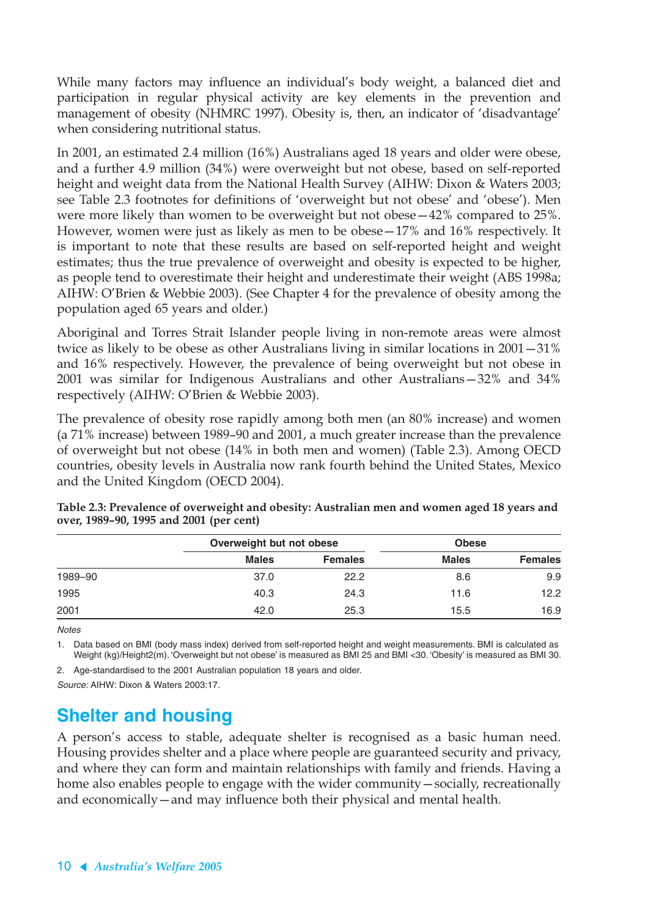While many factors may influence an individual's body weight, a balanced diet and participation in regular physical activity are key elements in the prevention and management of obesity (NHMRC 1997). Obesity is, then, an indicator of 'disadvantage' when considering nutritional status.

In 2001, an estimated 2.4 million (16%) Australians aged 18 years and older were obese, and a further 4.9 million (34%) were overweight but not obese, based on self-reported height and weight data from the National Health Survey (AIHW: Dixon & Waters 2003; see Table 2.3 footnotes for definitions of 'overweight but not obese' and 'obese'). Men were more likely than women to be overweight but not obese—42% compared to 25%. However, women were just as likely as men to be obese—17% and 16% respectively. It is important to note that these results are based on self-reported height and weight estimates; thus the true prevalence of overweight and obesity is expected to be higher, as people tend to overestimate their height and underestimate their weight (ABS 1998a; AIHW: O'Brien & Webbie 2003). (See Chapter 4 for the prevalence of obesity among the population aged 65 years and older.)

Aboriginal and Torres Strait Islander people living in non-remote areas were almost twice as likely to be obese as other Australians living in similar locations in 2001—31% and 16% respectively. However, the prevalence of being overweight but not obese in 2001 was similar for Indigenous Australians and other Australians—32% and 34% respectively (AIHW: O'Brien & Webbie 2003).

The prevalence of obesity rose rapidly among both men (an 80% increase) and women (a 71% increase) between 1989–90 and 2001, a much greater increase than the prevalence of overweight but not obese (14% in both men and women) (Table 2.3). Among OECD countries, obesity levels in Australia now rank fourth behind the United States, Mexico and the United Kingdom (OECD 2004).

**Table 2.3: Prevalence of overweight and obesity: Australian men and women aged 18 years and over, 1989–90, 1995 and 2001 (per cent)**

| | Overweight but not obese | | Obese | |
|---|---|---|---|---|
| | Males | Females | Males | Females |
| 1989–90 | 37.0 | 22.2 | 8.6 | 9.9 |
| 1995 | 40.3 | 24.3 | 11.6 | 12.2 |
| 2001 | 42.0 | 25.3 | 15.5 | 16.9 |

*Notes*

1. Data based on BMI (body mass index) derived from self-reported height and weight measurements. BMI is calculated as Weight (kg)/Height2(m). 'Overweight but not obese' is measured as BMI 25 and BMI <30. 'Obesity' is measured as BMI 30.
2. Age-standardised to the 2001 Australian population 18 years and older.

*Source:* AIHW: Dixon & Waters 2003:17.

## Shelter and housing

A person's access to stable, adequate shelter is recognised as a basic human need. Housing provides shelter and a place where people are guaranteed security and privacy, and where they can form and maintain relationships with family and friends. Having a home also enables people to engage with the wider community—socially, recreationally and economically—and may influence both their physical and mental health.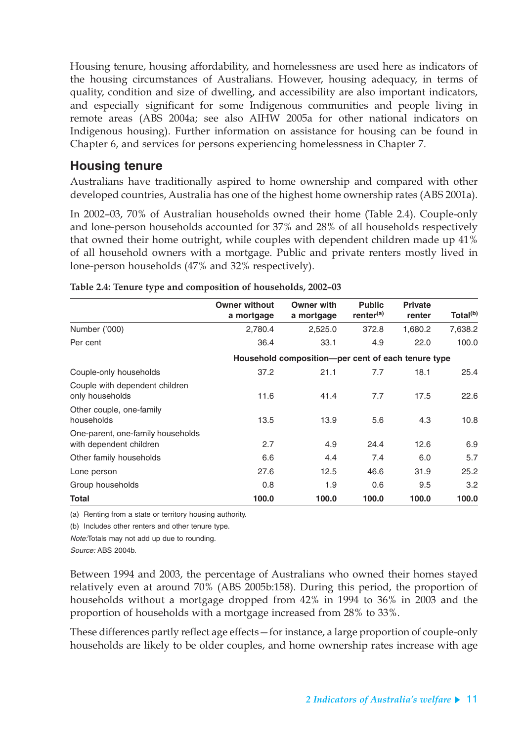Housing tenure, housing affordability, and homelessness are used here as indicators of the housing circumstances of Australians. However, housing adequacy, in terms of quality, condition and size of dwelling, and accessibility are also important indicators, and especially significant for some Indigenous communities and people living in remote areas (ABS 2004a; see also AIHW 2005a for other national indicators on Indigenous housing). Further information on assistance for housing can be found in Chapter 6, and services for persons experiencing homelessness in Chapter 7.

## Housing tenure

Australians have traditionally aspired to home ownership and compared with other developed countries, Australia has one of the highest home ownership rates (ABS 2001a).

In 2002–03, 70% of Australian households owned their home (Table 2.4). Couple-only and lone-person households accounted for 37% and 28% of all households respectively that owned their home outright, while couples with dependent children made up 41% of all household owners with a mortgage. Public and private renters mostly lived in lone-person households (47% and 32% respectively).

**Table 2.4: Tenure type and composition of households, 2002–03**

| | Owner without a mortgage | Owner with a mortgage | Public renter[a] | Private renter | Total[b] |
|---|---|---|---|---|---|
| Number ('000) | 2,780.4 | 2,525.0 | 372.8 | 1,680.2 | 7,638.2 |
| Per cent | 36.4 | 33.1 | 4.9 | 22.0 | 100.0 |
| | **Household composition—per cent of each tenure type** | | | | |
| Couple-only households | 37.2 | 21.1 | 7.7 | 18.1 | 25.4 |
| Couple with dependent children only households | 11.6 | 41.4 | 7.7 | 17.5 | 22.6 |
| Other couple, one-family households | 13.5 | 13.9 | 5.6 | 4.3 | 10.8 |
| One-parent, one-family households with dependent children | 2.7 | 4.9 | 24.4 | 12.6 | 6.9 |
| Other family households | 6.6 | 4.4 | 7.4 | 6.0 | 5.7 |
| Lone person | 27.6 | 12.5 | 46.6 | 31.9 | 25.2 |
| Group households | 0.8 | 1.9 | 0.6 | 9.5 | 3.2 |
| **Total** | **100.0** | **100.0** | **100.0** | **100.0** | **100.0** |

(a) Renting from a state or territory housing authority.

(b) Includes other renters and other tenure type.

*Note:* Totals may not add up due to rounding.

*Source:* ABS 2004b.

Between 1994 and 2003, the percentage of Australians who owned their homes stayed relatively even at around 70% (ABS 2005b:158). During this period, the proportion of households without a mortgage dropped from 42% in 1994 to 36% in 2003 and the proportion of households with a mortgage increased from 28% to 33%.

These differences partly reflect age effects—for instance, a large proportion of couple-only households are likely to be older couples, and home ownership rates increase with age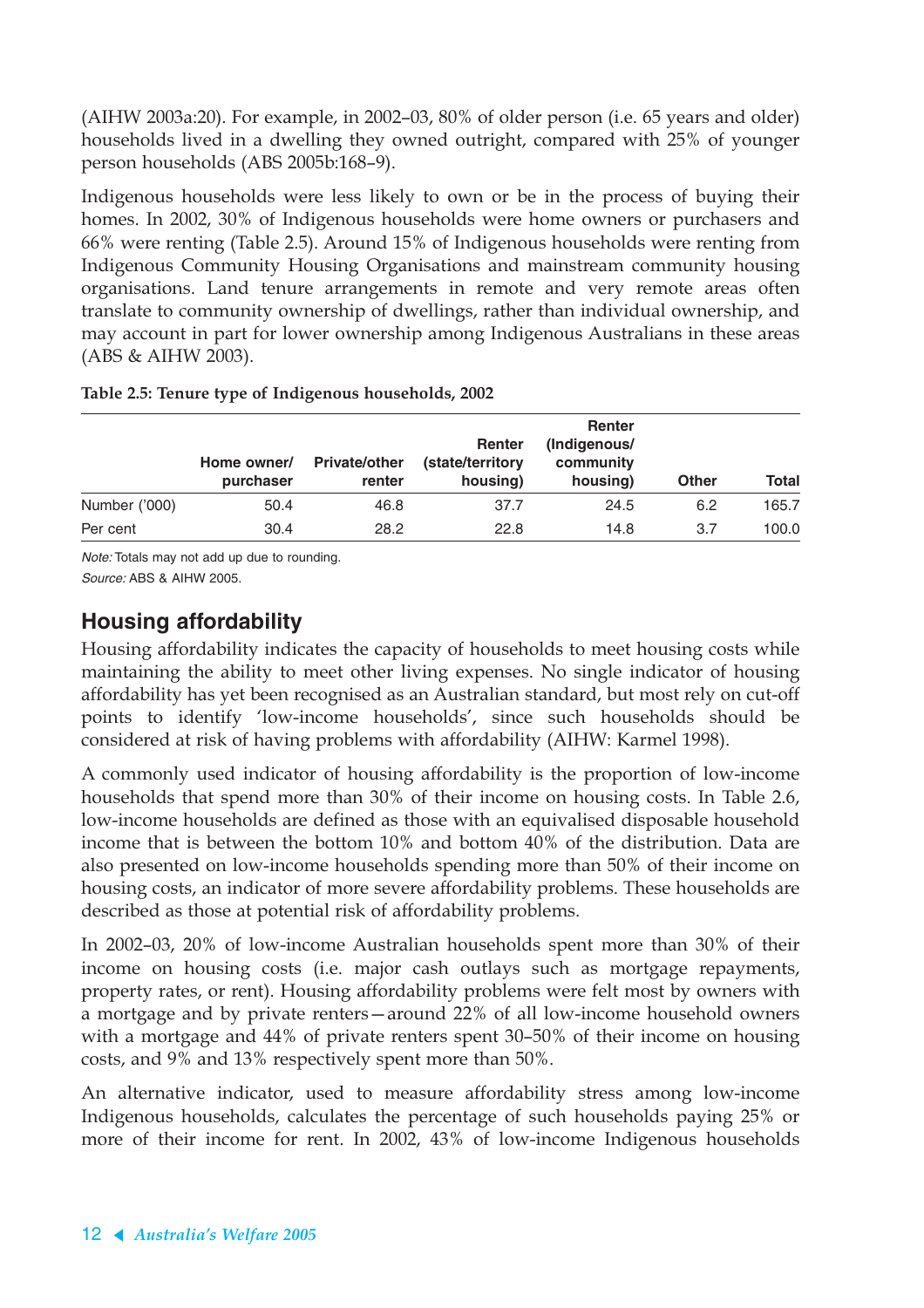(AIHW 2003a:20). For example, in 2002–03, 80% of older person (i.e. 65 years and older) households lived in a dwelling they owned outright, compared with 25% of younger person households (ABS 2005b:168–9).

Indigenous households were less likely to own or be in the process of buying their homes. In 2002, 30% of Indigenous households were home owners or purchasers and 66% were renting (Table 2.5). Around 15% of Indigenous households were renting from Indigenous Community Housing Organisations and mainstream community housing organisations. Land tenure arrangements in remote and very remote areas often translate to community ownership of dwellings, rather than individual ownership, and may account in part for lower ownership among Indigenous Australians in these areas (ABS & AIHW 2003).

**Table 2.5: Tenure type of Indigenous households, 2002**

| | Home owner/ purchaser | Private/other renter | Renter (state/territory housing) | Renter (Indigenous/ community housing) | Other | Total |
|---|---|---|---|---|---|---|
| Number ('000) | 50.4 | 46.8 | 37.7 | 24.5 | 6.2 | 165.7 |
| Per cent | 30.4 | 28.2 | 22.8 | 14.8 | 3.7 | 100.0 |

*Note:* Totals may not add up due to rounding.
*Source:* ABS & AIHW 2005.

## Housing affordability

Housing affordability indicates the capacity of households to meet housing costs while maintaining the ability to meet other living expenses. No single indicator of housing affordability has yet been recognised as an Australian standard, but most rely on cut-off points to identify 'low-income households', since such households should be considered at risk of having problems with affordability (AIHW: Karmel 1998).

A commonly used indicator of housing affordability is the proportion of low-income households that spend more than 30% of their income on housing costs. In Table 2.6, low-income households are defined as those with an equivalised disposable household income that is between the bottom 10% and bottom 40% of the distribution. Data are also presented on low-income households spending more than 50% of their income on housing costs, an indicator of more severe affordability problems. These households are described as those at potential risk of affordability problems.

In 2002–03, 20% of low-income Australian households spent more than 30% of their income on housing costs (i.e. major cash outlays such as mortgage repayments, property rates, or rent). Housing affordability problems were felt most by owners with a mortgage and by private renters—around 22% of all low-income household owners with a mortgage and 44% of private renters spent 30–50% of their income on housing costs, and 9% and 13% respectively spent more than 50%.

An alternative indicator, used to measure affordability stress among low-income Indigenous households, calculates the percentage of such households paying 25% or more of their income for rent. In 2002, 43% of low-income Indigenous households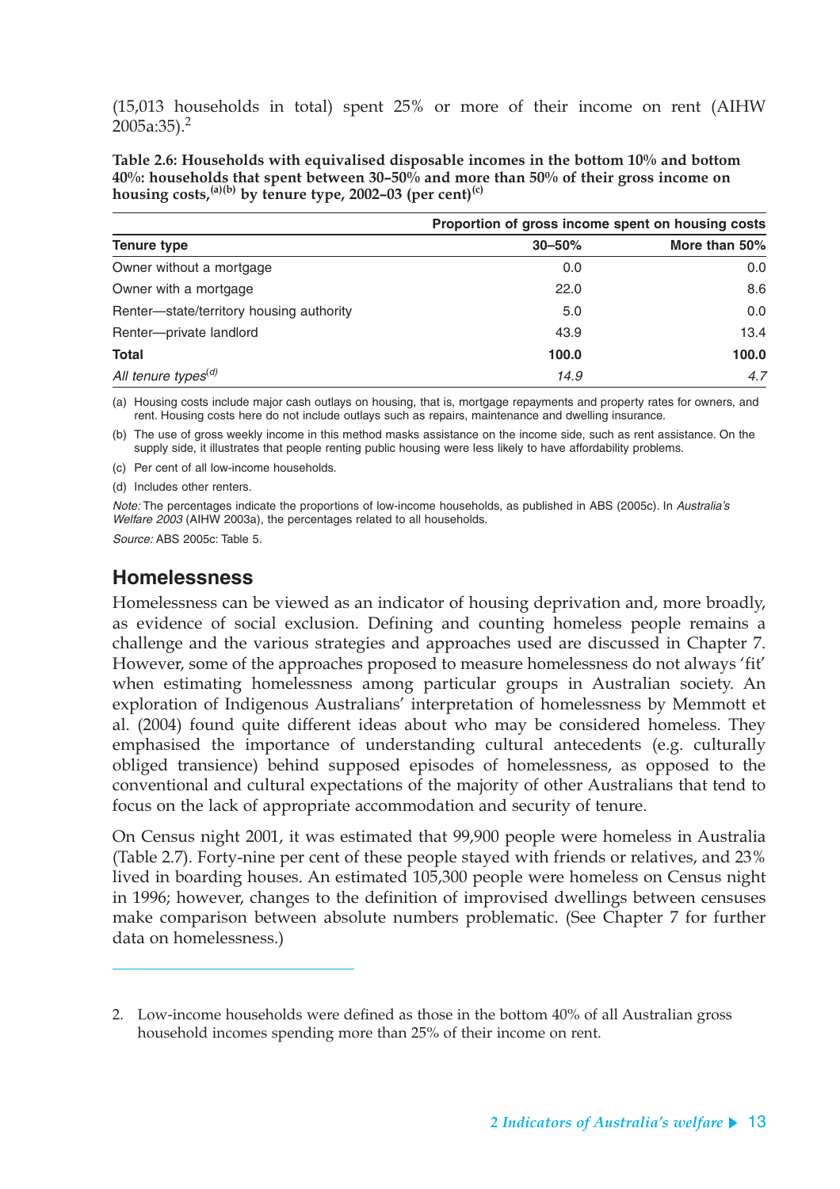(15,013 households in total) spent 25% or more of their income on rent (AIHW 2005a:35).[2]

**Table 2.6: Households with equivalised disposable incomes in the bottom 10% and bottom 40%: households that spent between 30–50% and more than 50% of their gross income on housing costs,[(a)(b)] by tenure type, 2002–03 (per cent)[(c)]**

| | Proportion of gross income spent on housing costs | |
|---|---|---|
| **Tenure type** | **30–50%** | **More than 50%** |
| Owner without a mortgage | 0.0 | 0.0 |
| Owner with a mortgage | 22.0 | 8.6 |
| Renter—state/territory housing authority | 5.0 | 0.0 |
| Renter—private landlord | 43.9 | 13.4 |
| **Total** | **100.0** | **100.0** |
| *All tenure types[(d)]* | *14.9* | *4.7* |

(a) Housing costs include major cash outlays on housing, that is, mortgage repayments and property rates for owners, and rent. Housing costs here do not include outlays such as repairs, maintenance and dwelling insurance.

(b) The use of gross weekly income in this method masks assistance on the income side, such as rent assistance. On the supply side, it illustrates that people renting public housing were less likely to have affordability problems.

(c) Per cent of all low-income households.

(d) Includes other renters.

*Note:* The percentages indicate the proportions of low-income households, as published in ABS (2005c). In *Australia's Welfare 2003* (AIHW 2003a), the percentages related to all households.

*Source:* ABS 2005c: Table 5.

## Homelessness

Homelessness can be viewed as an indicator of housing deprivation and, more broadly, as evidence of social exclusion. Defining and counting homeless people remains a challenge and the various strategies and approaches used are discussed in Chapter 7. However, some of the approaches proposed to measure homelessness do not always 'fit' when estimating homelessness among particular groups in Australian society. An exploration of Indigenous Australians' interpretation of homelessness by Memmott et al. (2004) found quite different ideas about who may be considered homeless. They emphasised the importance of understanding cultural antecedents (e.g. culturally obliged transience) behind supposed episodes of homelessness, as opposed to the conventional and cultural expectations of the majority of other Australians that tend to focus on the lack of appropriate accommodation and security of tenure.

On Census night 2001, it was estimated that 99,900 people were homeless in Australia (Table 2.7). Forty-nine per cent of these people stayed with friends or relatives, and 23% lived in boarding houses. An estimated 105,300 people were homeless on Census night in 1996; however, changes to the definition of improvised dwellings between censuses make comparison between absolute numbers problematic. (See Chapter 7 for further data on homelessness.)

---

2. Low-income households were defined as those in the bottom 40% of all Australian gross household incomes spending more than 25% of their income on rent.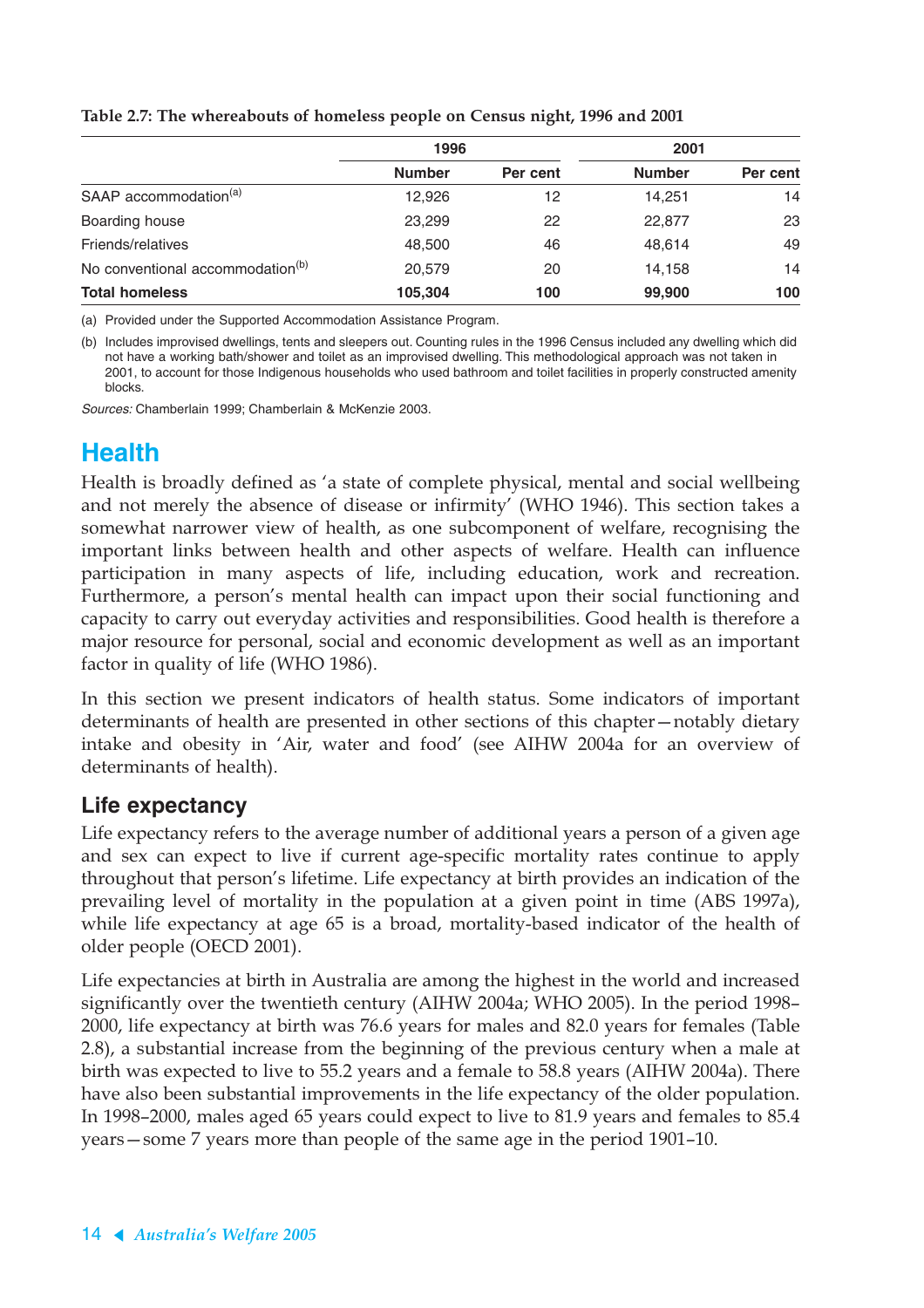**Table 2.7: The whereabouts of homeless people on Census night, 1996 and 2001**

| | 1996 | | 2001 | |
|---|---|---|---|---|
| | Number | Per cent | Number | Per cent |
| SAAP accommodation[(a)] | 12,926 | 12 | 14,251 | 14 |
| Boarding house | 23,299 | 22 | 22,877 | 23 |
| Friends/relatives | 48,500 | 46 | 48,614 | 49 |
| No conventional accommodation[(b)] | 20,579 | 20 | 14,158 | 14 |
| **Total homeless** | **105,304** | **100** | **99,900** | **100** |

(a) Provided under the Supported Accommodation Assistance Program.

(b) Includes improvised dwellings, tents and sleepers out. Counting rules in the 1996 Census included any dwelling which did not have a working bath/shower and toilet as an improvised dwelling. This methodological approach was not taken in 2001, to account for those Indigenous households who used bathroom and toilet facilities in properly constructed amenity blocks.

*Sources:* Chamberlain 1999; Chamberlain & McKenzie 2003.

# Health

Health is broadly defined as 'a state of complete physical, mental and social wellbeing and not merely the absence of disease or infirmity' (WHO 1946). This section takes a somewhat narrower view of health, as one subcomponent of welfare, recognising the important links between health and other aspects of welfare. Health can influence participation in many aspects of life, including education, work and recreation. Furthermore, a person's mental health can impact upon their social functioning and capacity to carry out everyday activities and responsibilities. Good health is therefore a major resource for personal, social and economic development as well as an important factor in quality of life (WHO 1986).

In this section we present indicators of health status. Some indicators of important determinants of health are presented in other sections of this chapter—notably dietary intake and obesity in 'Air, water and food' (see AIHW 2004a for an overview of determinants of health).

## Life expectancy

Life expectancy refers to the average number of additional years a person of a given age and sex can expect to live if current age-specific mortality rates continue to apply throughout that person's lifetime. Life expectancy at birth provides an indication of the prevailing level of mortality in the population at a given point in time (ABS 1997a), while life expectancy at age 65 is a broad, mortality-based indicator of the health of older people (OECD 2001).

Life expectancies at birth in Australia are among the highest in the world and increased significantly over the twentieth century (AIHW 2004a; WHO 2005). In the period 1998–2000, life expectancy at birth was 76.6 years for males and 82.0 years for females (Table 2.8), a substantial increase from the beginning of the previous century when a male at birth was expected to live to 55.2 years and a female to 58.8 years (AIHW 2004a). There have also been substantial improvements in the life expectancy of the older population. In 1998–2000, males aged 65 years could expect to live to 81.9 years and females to 85.4 years—some 7 years more than people of the same age in the period 1901–10.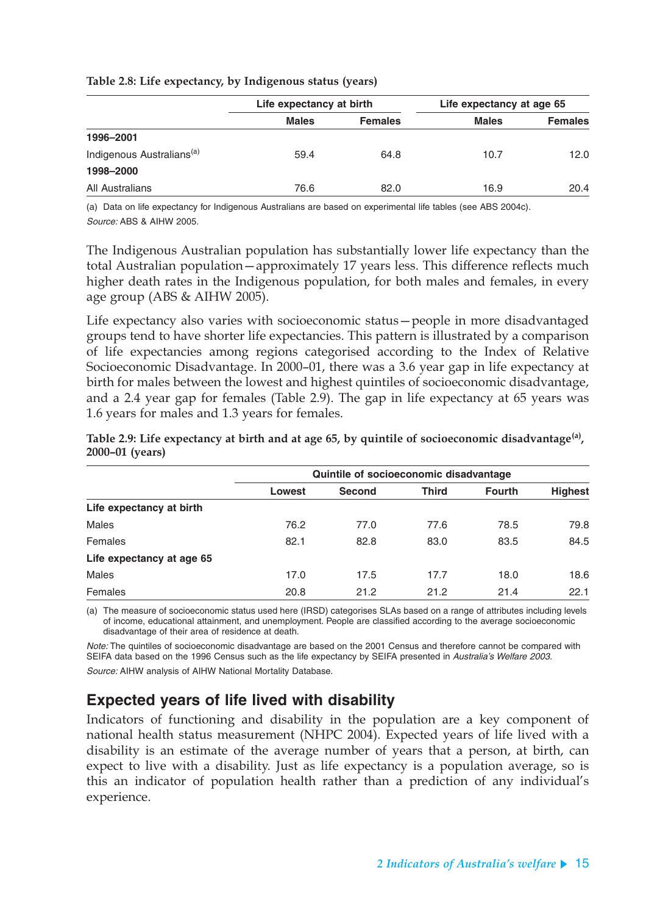**Table 2.8: Life expectancy, by Indigenous status (years)**

| | Life expectancy at birth | | Life expectancy at age 65 | |
|---|---|---|---|---|
| | Males | Females | Males | Females |
| **1996–2001** | | | | |
| Indigenous Australians[(a)] | 59.4 | 64.8 | 10.7 | 12.0 |
| **1998–2000** | | | | |
| All Australians | 76.6 | 82.0 | 16.9 | 20.4 |

(a) Data on life expectancy for Indigenous Australians are based on experimental life tables (see ABS 2004c).

*Source:* ABS & AIHW 2005.

The Indigenous Australian population has substantially lower life expectancy than the total Australian population—approximately 17 years less. This difference reflects much higher death rates in the Indigenous population, for both males and females, in every age group (ABS & AIHW 2005).

Life expectancy also varies with socioeconomic status—people in more disadvantaged groups tend to have shorter life expectancies. This pattern is illustrated by a comparison of life expectancies among regions categorised according to the Index of Relative Socioeconomic Disadvantage. In 2000–01, there was a 3.6 year gap in life expectancy at birth for males between the lowest and highest quintiles of socioeconomic disadvantage, and a 2.4 year gap for females (Table 2.9). The gap in life expectancy at 65 years was 1.6 years for males and 1.3 years for females.

**Table 2.9: Life expectancy at birth and at age 65, by quintile of socioeconomic disadvantage[(a)], 2000–01 (years)**

| | Quintile of socioeconomic disadvantage | | | | |
|---|---|---|---|---|---|
| | Lowest | Second | Third | Fourth | Highest |
| **Life expectancy at birth** | | | | | |
| Males | 76.2 | 77.0 | 77.6 | 78.5 | 79.8 |
| Females | 82.1 | 82.8 | 83.0 | 83.5 | 84.5 |
| **Life expectancy at age 65** | | | | | |
| Males | 17.0 | 17.5 | 17.7 | 18.0 | 18.6 |
| Females | 20.8 | 21.2 | 21.2 | 21.4 | 22.1 |

(a) The measure of socioeconomic status used here (IRSD) categorises SLAs based on a range of attributes including levels of income, educational attainment, and unemployment. People are classified according to the average socioeconomic disadvantage of their area of residence at death.

*Note:* The quintiles of socioeconomic disadvantage are based on the 2001 Census and therefore cannot be compared with SEIFA data based on the 1996 Census such as the life expectancy by SEIFA presented in *Australia's Welfare 2003*.

*Source:* AIHW analysis of AIHW National Mortality Database.

## Expected years of life lived with disability

Indicators of functioning and disability in the population are a key component of national health status measurement (NHPC 2004). Expected years of life lived with a disability is an estimate of the average number of years that a person, at birth, can expect to live with a disability. Just as life expectancy is a population average, so is this an indicator of population health rather than a prediction of any individual's experience.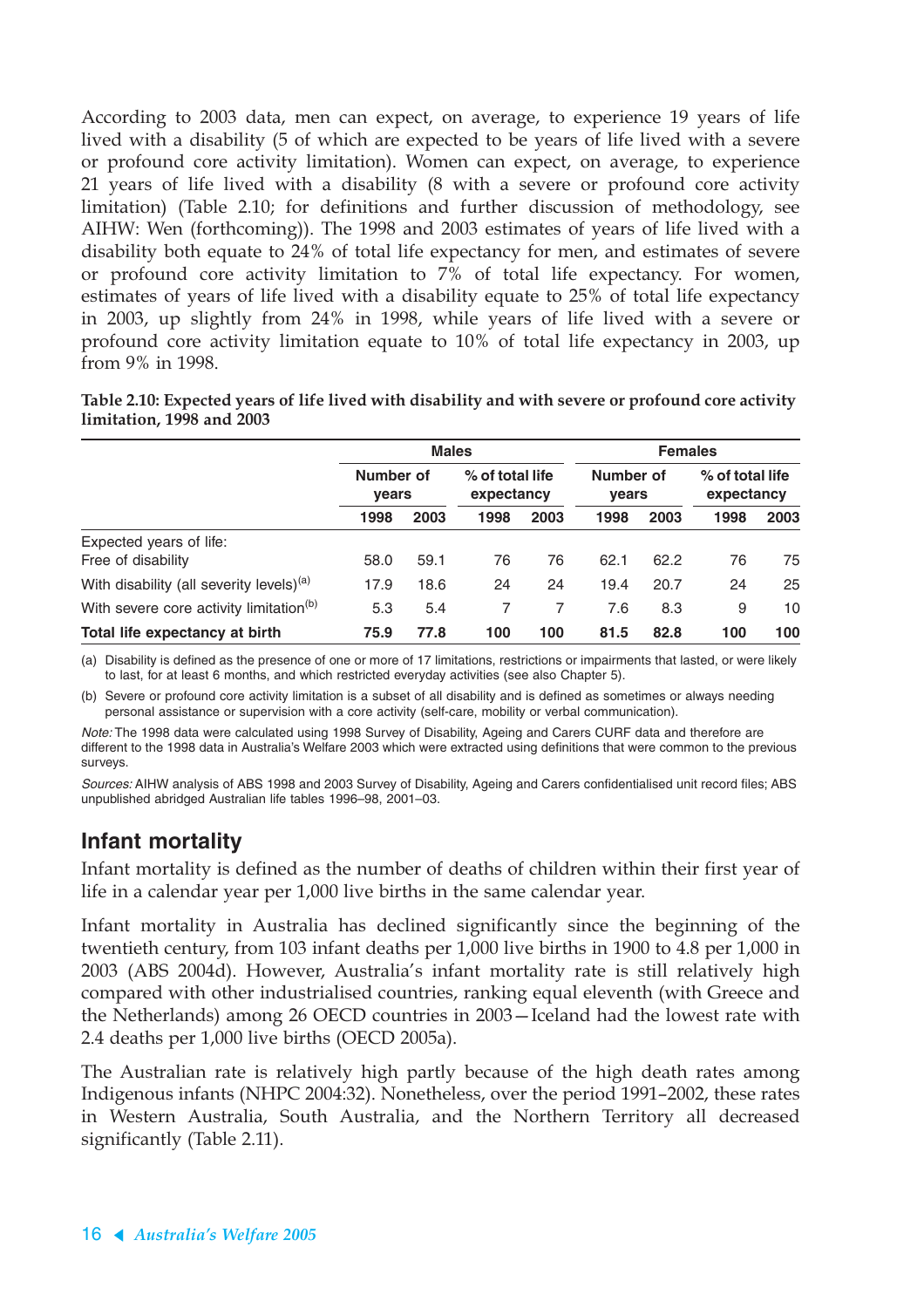According to 2003 data, men can expect, on average, to experience 19 years of life lived with a disability (5 of which are expected to be years of life lived with a severe or profound core activity limitation). Women can expect, on average, to experience 21 years of life lived with a disability (8 with a severe or profound core activity limitation) (Table 2.10; for definitions and further discussion of methodology, see AIHW: Wen (forthcoming)). The 1998 and 2003 estimates of years of life lived with a disability both equate to 24% of total life expectancy for men, and estimates of severe or profound core activity limitation to 7% of total life expectancy. For women, estimates of years of life lived with a disability equate to 25% of total life expectancy in 2003, up slightly from 24% in 1998, while years of life lived with a severe or profound core activity limitation equate to 10% of total life expectancy in 2003, up from 9% in 1998.

**Table 2.10: Expected years of life lived with disability and with severe or profound core activity limitation, 1998 and 2003**

| | Males | | | | Females | | | |
|---|---|---|---|---|---|---|---|---|
| | Number of years | | % of total life expectancy | | Number of years | | % of total life expectancy | |
| | 1998 | 2003 | 1998 | 2003 | 1998 | 2003 | 1998 | 2003 |
| Expected years of life: | | | | | | | | |
| Free of disability | 58.0 | 59.1 | 76 | 76 | 62.1 | 62.2 | 76 | 75 |
| With disability (all severity levels)[(a)] | 17.9 | 18.6 | 24 | 24 | 19.4 | 20.7 | 24 | 25 |
| With severe core activity limitation[(b)] | 5.3 | 5.4 | 7 | 7 | 7.6 | 8.3 | 9 | 10 |
| **Total life expectancy at birth** | **75.9** | **77.8** | **100** | **100** | **81.5** | **82.8** | **100** | **100** |

(a) Disability is defined as the presence of one or more of 17 limitations, restrictions or impairments that lasted, or were likely to last, for at least 6 months, and which restricted everyday activities (see also Chapter 5).

(b) Severe or profound core activity limitation is a subset of all disability and is defined as sometimes or always needing personal assistance or supervision with a core activity (self-care, mobility or verbal communication).

*Note:* The 1998 data were calculated using 1998 Survey of Disability, Ageing and Carers CURF data and therefore are different to the 1998 data in Australia's Welfare 2003 which were extracted using definitions that were common to the previous surveys.

*Sources:* AIHW analysis of ABS 1998 and 2003 Survey of Disability, Ageing and Carers confidentialised unit record files; ABS unpublished abridged Australian life tables 1996–98, 2001–03.

## Infant mortality

Infant mortality is defined as the number of deaths of children within their first year of life in a calendar year per 1,000 live births in the same calendar year.

Infant mortality in Australia has declined significantly since the beginning of the twentieth century, from 103 infant deaths per 1,000 live births in 1900 to 4.8 per 1,000 in 2003 (ABS 2004d). However, Australia's infant mortality rate is still relatively high compared with other industrialised countries, ranking equal eleventh (with Greece and the Netherlands) among 26 OECD countries in 2003—Iceland had the lowest rate with 2.4 deaths per 1,000 live births (OECD 2005a).

The Australian rate is relatively high partly because of the high death rates among Indigenous infants (NHPC 2004:32). Nonetheless, over the period 1991–2002, these rates in Western Australia, South Australia, and the Northern Territory all decreased significantly (Table 2.11).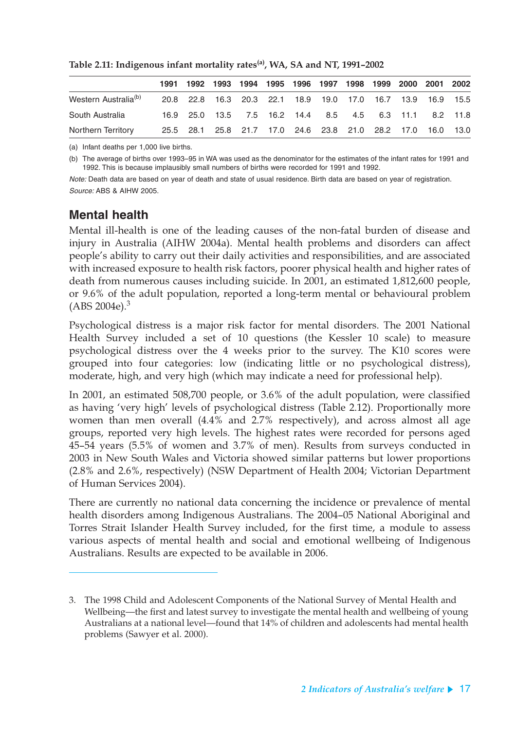**Table 2.11: Indigenous infant mortality rates[(a)], WA, SA and NT, 1991–2002**

| | 1991 | 1992 | 1993 | 1994 | 1995 | 1996 | 1997 | 1998 | 1999 | 2000 | 2001 | 2002 |
|---|---|---|---|---|---|---|---|---|---|---|---|---|
| Western Australia[(b)] | 20.8 | 22.8 | 16.3 | 20.3 | 22.1 | 18.9 | 19.0 | 17.0 | 16.7 | 13.9 | 16.9 | 15.5 |
| South Australia | 16.9 | 25.0 | 13.5 | 7.5 | 16.2 | 14.4 | 8.5 | 4.5 | 6.3 | 11.1 | 8.2 | 11.8 |
| Northern Territory | 25.5 | 28.1 | 25.8 | 21.7 | 17.0 | 24.6 | 23.8 | 21.0 | 28.2 | 17.0 | 16.0 | 13.0 |

(a) Infant deaths per 1,000 live births.

(b) The average of births over 1993–95 in WA was used as the denominator for the estimates of the infant rates for 1991 and 1992. This is because implausibly small numbers of births were recorded for 1991 and 1992.

*Note:* Death data are based on year of death and state of usual residence. Birth data are based on year of registration.

*Source:* ABS & AIHW 2005.

## Mental health

Mental ill-health is one of the leading causes of the non-fatal burden of disease and injury in Australia (AIHW 2004a). Mental health problems and disorders can affect people's ability to carry out their daily activities and responsibilities, and are associated with increased exposure to health risk factors, poorer physical health and higher rates of death from numerous causes including suicide. In 2001, an estimated 1,812,600 people, or 9.6% of the adult population, reported a long-term mental or behavioural problem (ABS 2004e).[3]

Psychological distress is a major risk factor for mental disorders. The 2001 National Health Survey included a set of 10 questions (the Kessler 10 scale) to measure psychological distress over the 4 weeks prior to the survey. The K10 scores were grouped into four categories: low (indicating little or no psychological distress), moderate, high, and very high (which may indicate a need for professional help).

In 2001, an estimated 508,700 people, or 3.6% of the adult population, were classified as having 'very high' levels of psychological distress (Table 2.12). Proportionally more women than men overall (4.4% and 2.7% respectively), and across almost all age groups, reported very high levels. The highest rates were recorded for persons aged 45–54 years (5.5% of women and 3.7% of men). Results from surveys conducted in 2003 in New South Wales and Victoria showed similar patterns but lower proportions (2.8% and 2.6%, respectively) (NSW Department of Health 2004; Victorian Department of Human Services 2004).

There are currently no national data concerning the incidence or prevalence of mental health disorders among Indigenous Australians. The 2004–05 National Aboriginal and Torres Strait Islander Health Survey included, for the first time, a module to assess various aspects of mental health and social and emotional wellbeing of Indigenous Australians. Results are expected to be available in 2006.

---

3. The 1998 Child and Adolescent Components of the National Survey of Mental Health and Wellbeing—the first and latest survey to investigate the mental health and wellbeing of young Australians at a national level—found that 14% of children and adolescents had mental health problems (Sawyer et al. 2000).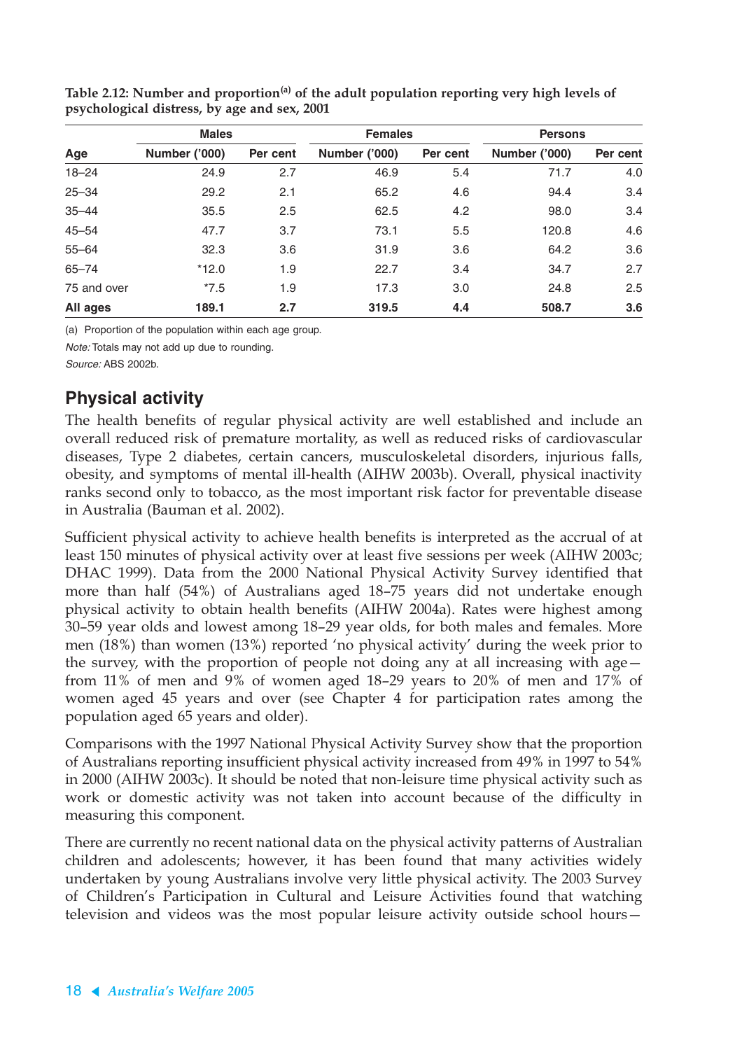Table 2.12: Number and proportion[(a)] of the adult population reporting very high levels of psychological distress, by age and sex, 2001

| | Males | | Females | | Persons | |
|---|---|---|---|---|---|---|
| Age | Number ('000) | Per cent | Number ('000) | Per cent | Number ('000) | Per cent |
| 18–24 | 24.9 | 2.7 | 46.9 | 5.4 | 71.7 | 4.0 |
| 25–34 | 29.2 | 2.1 | 65.2 | 4.6 | 94.4 | 3.4 |
| 35–44 | 35.5 | 2.5 | 62.5 | 4.2 | 98.0 | 3.4 |
| 45–54 | 47.7 | 3.7 | 73.1 | 5.5 | 120.8 | 4.6 |
| 55–64 | 32.3 | 3.6 | 31.9 | 3.6 | 64.2 | 3.6 |
| 65–74 | *12.0 | 1.9 | 22.7 | 3.4 | 34.7 | 2.7 |
| 75 and over | *7.5 | 1.9 | 17.3 | 3.0 | 24.8 | 2.5 |
| **All ages** | **189.1** | **2.7** | **319.5** | **4.4** | **508.7** | **3.6** |

(a) Proportion of the population within each age group.

*Note:* Totals may not add up due to rounding.

*Source:* ABS 2002b.

## Physical activity

The health benefits of regular physical activity are well established and include an overall reduced risk of premature mortality, as well as reduced risks of cardiovascular diseases, Type 2 diabetes, certain cancers, musculoskeletal disorders, injurious falls, obesity, and symptoms of mental ill-health (AIHW 2003b). Overall, physical inactivity ranks second only to tobacco, as the most important risk factor for preventable disease in Australia (Bauman et al. 2002).

Sufficient physical activity to achieve health benefits is interpreted as the accrual of at least 150 minutes of physical activity over at least five sessions per week (AIHW 2003c; DHAC 1999). Data from the 2000 National Physical Activity Survey identified that more than half (54%) of Australians aged 18–75 years did not undertake enough physical activity to obtain health benefits (AIHW 2004a). Rates were highest among 30–59 year olds and lowest among 18–29 year olds, for both males and females. More men (18%) than women (13%) reported 'no physical activity' during the week prior to the survey, with the proportion of people not doing any at all increasing with age—from 11% of men and 9% of women aged 18–29 years to 20% of men and 17% of women aged 45 years and over (see Chapter 4 for participation rates among the population aged 65 years and older).

Comparisons with the 1997 National Physical Activity Survey show that the proportion of Australians reporting insufficient physical activity increased from 49% in 1997 to 54% in 2000 (AIHW 2003c). It should be noted that non-leisure time physical activity such as work or domestic activity was not taken into account because of the difficulty in measuring this component.

There are currently no recent national data on the physical activity patterns of Australian children and adolescents; however, it has been found that many activities widely undertaken by young Australians involve very little physical activity. The 2003 Survey of Children's Participation in Cultural and Leisure Activities found that watching television and videos was the most popular leisure activity outside school hours—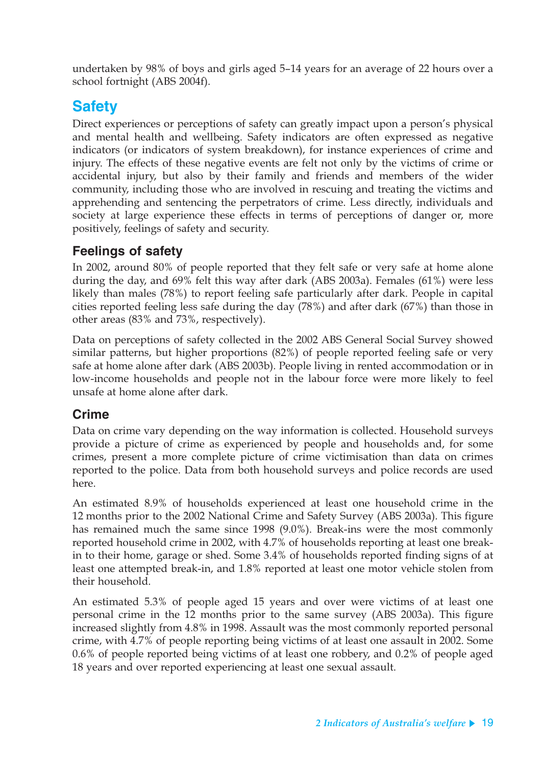undertaken by 98% of boys and girls aged 5–14 years for an average of 22 hours over a school fortnight (ABS 2004f).

## Safety

Direct experiences or perceptions of safety can greatly impact upon a person's physical and mental health and wellbeing. Safety indicators are often expressed as negative indicators (or indicators of system breakdown), for instance experiences of crime and injury. The effects of these negative events are felt not only by the victims of crime or accidental injury, but also by their family and friends and members of the wider community, including those who are involved in rescuing and treating the victims and apprehending and sentencing the perpetrators of crime. Less directly, individuals and society at large experience these effects in terms of perceptions of danger or, more positively, feelings of safety and security.

### Feelings of safety

In 2002, around 80% of people reported that they felt safe or very safe at home alone during the day, and 69% felt this way after dark (ABS 2003a). Females (61%) were less likely than males (78%) to report feeling safe particularly after dark. People in capital cities reported feeling less safe during the day (78%) and after dark (67%) than those in other areas (83% and 73%, respectively).

Data on perceptions of safety collected in the 2002 ABS General Social Survey showed similar patterns, but higher proportions (82%) of people reported feeling safe or very safe at home alone after dark (ABS 2003b). People living in rented accommodation or in low-income households and people not in the labour force were more likely to feel unsafe at home alone after dark.

### Crime

Data on crime vary depending on the way information is collected. Household surveys provide a picture of crime as experienced by people and households and, for some crimes, present a more complete picture of crime victimisation than data on crimes reported to the police. Data from both household surveys and police records are used here.

An estimated 8.9% of households experienced at least one household crime in the 12 months prior to the 2002 National Crime and Safety Survey (ABS 2003a). This figure has remained much the same since 1998 (9.0%). Break-ins were the most commonly reported household crime in 2002, with 4.7% of households reporting at least one break-in to their home, garage or shed. Some 3.4% of households reported finding signs of at least one attempted break-in, and 1.8% reported at least one motor vehicle stolen from their household.

An estimated 5.3% of people aged 15 years and over were victims of at least one personal crime in the 12 months prior to the same survey (ABS 2003a). This figure increased slightly from 4.8% in 1998. Assault was the most commonly reported personal crime, with 4.7% of people reporting being victims of at least one assault in 2002. Some 0.6% of people reported being victims of at least one robbery, and 0.2% of people aged 18 years and over reported experiencing at least one sexual assault.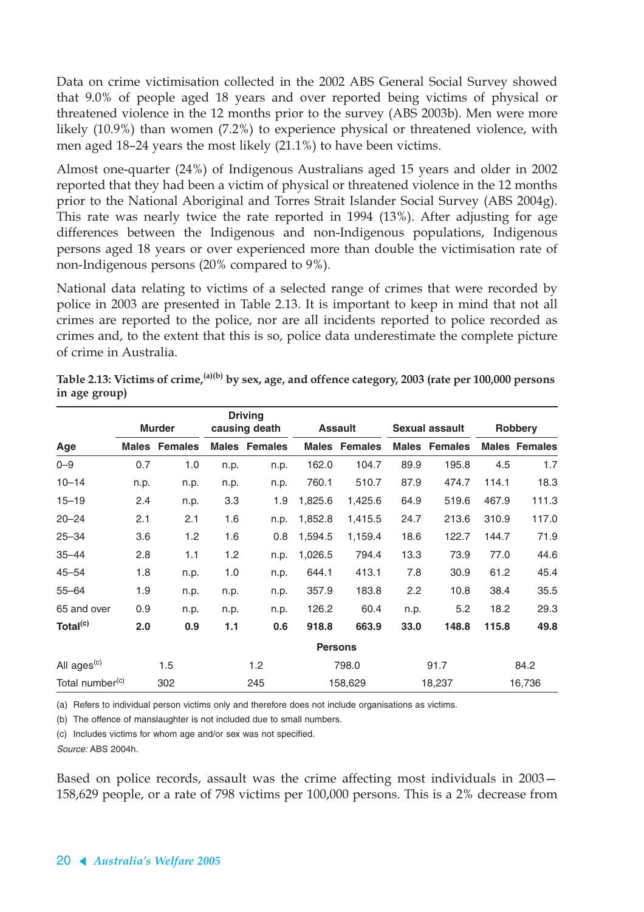Data on crime victimisation collected in the 2002 ABS General Social Survey showed that 9.0% of people aged 18 years and over reported being victims of physical or threatened violence in the 12 months prior to the survey (ABS 2003b). Men were more likely (10.9%) than women (7.2%) to experience physical or threatened violence, with men aged 18–24 years the most likely (21.1%) to have been victims.

Almost one-quarter (24%) of Indigenous Australians aged 15 years and older in 2002 reported that they had been a victim of physical or threatened violence in the 12 months prior to the National Aboriginal and Torres Strait Islander Social Survey (ABS 2004g). This rate was nearly twice the rate reported in 1994 (13%). After adjusting for age differences between the Indigenous and non-Indigenous populations, Indigenous persons aged 18 years or over experienced more than double the victimisation rate of non-Indigenous persons (20% compared to 9%).

National data relating to victims of a selected range of crimes that were recorded by police in 2003 are presented in Table 2.13. It is important to keep in mind that not all crimes are reported to the police, nor are all incidents reported to police recorded as crimes and, to the extent that this is so, police data underestimate the complete picture of crime in Australia.

**Table 2.13: Victims of crime,[a][b] by sex, age, and offence category, 2003 (rate per 100,000 persons in age group)**

| | Murder | | Driving causing death | | Assault | | Sexual assault | | Robbery | |
|---|---|---|---|---|---|---|---|---|---|---|
| **Age** | **Males** | **Females** | **Males** | **Females** | **Males** | **Females** | **Males** | **Females** | **Males** | **Females** |
| 0–9 | 0.7 | 1.0 | n.p. | n.p. | 162.0 | 104.7 | 89.9 | 195.8 | 4.5 | 1.7 |
| 10–14 | n.p. | n.p. | n.p. | n.p. | 760.1 | 510.7 | 87.9 | 474.7 | 114.1 | 18.3 |
| 15–19 | 2.4 | n.p. | 3.3 | 1.9 | 1,825.6 | 1,425.6 | 64.9 | 519.6 | 467.9 | 111.3 |
| 20–24 | 2.1 | 2.1 | 1.6 | n.p. | 1,852.8 | 1,415.5 | 24.7 | 213.6 | 310.9 | 117.0 |
| 25–34 | 3.6 | 1.2 | 1.6 | 0.8 | 1,594.5 | 1,159.4 | 18.6 | 122.7 | 144.7 | 71.9 |
| 35–44 | 2.8 | 1.1 | 1.2 | n.p. | 1,026.5 | 794.4 | 13.3 | 73.9 | 77.0 | 44.6 |
| 45–54 | 1.8 | n.p. | 1.0 | n.p. | 644.1 | 413.1 | 7.8 | 30.9 | 61.2 | 45.4 |
| 55–64 | 1.9 | n.p. | n.p. | n.p. | 357.9 | 183.8 | 2.2 | 10.8 | 38.4 | 35.5 |
| 65 and over | 0.9 | n.p. | n.p. | n.p. | 126.2 | 60.4 | n.p. | 5.2 | 18.2 | 29.3 |
| **Total[c]** | **2.0** | **0.9** | **1.1** | **0.6** | **918.8** | **663.9** | **33.0** | **148.8** | **115.8** | **49.8** |
| | | | | | **Persons** | | | | | |
| All ages[c] | 1.5 | | 1.2 | | 798.0 | | 91.7 | | 84.2 | |
| Total number[c] | 302 | | 245 | | 158,629 | | 18,237 | | 16,736 | |

(a) Refers to individual person victims only and therefore does not include organisations as victims.

(b) The offence of manslaughter is not included due to small numbers.

(c) Includes victims for whom age and/or sex was not specified.

*Source:* ABS 2004h.

Based on police records, assault was the crime affecting most individuals in 2003—158,629 people, or a rate of 798 victims per 100,000 persons. This is a 2% decrease from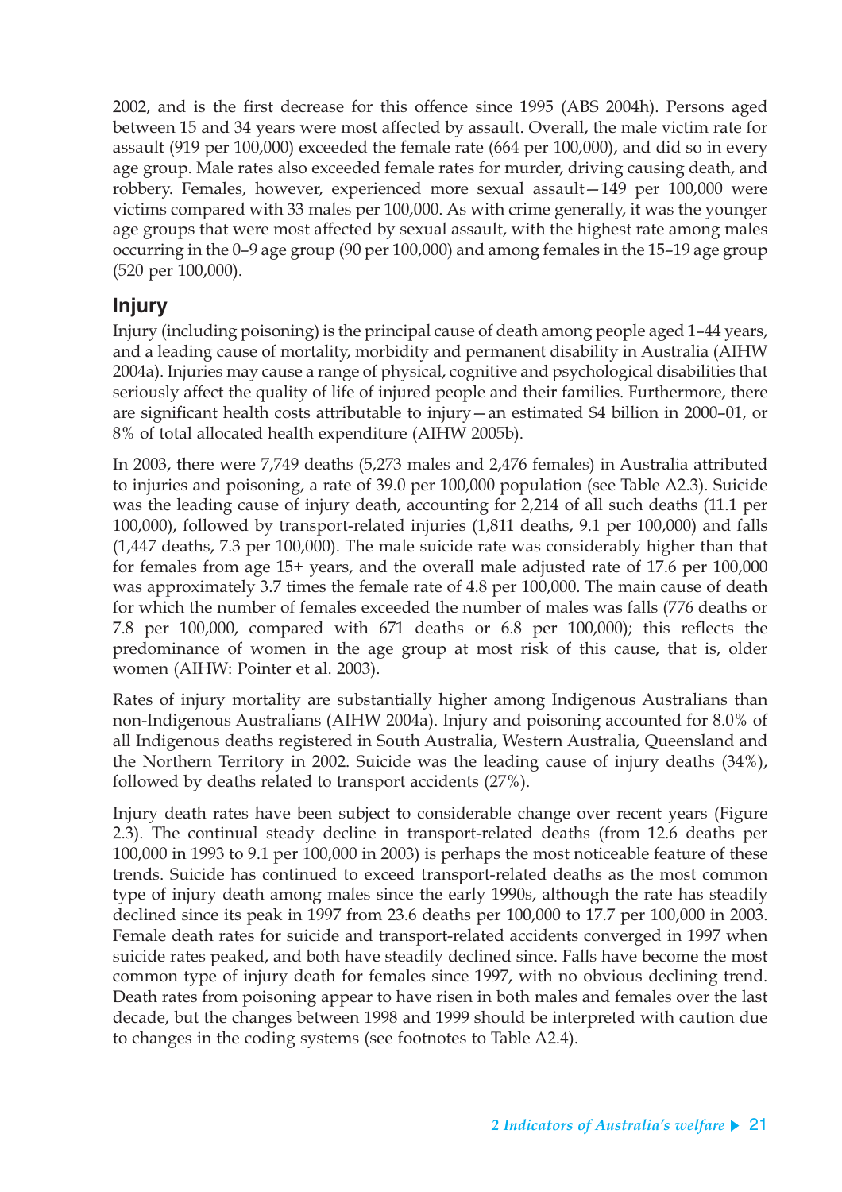2002, and is the first decrease for this offence since 1995 (ABS 2004h). Persons aged between 15 and 34 years were most affected by assault. Overall, the male victim rate for assault (919 per 100,000) exceeded the female rate (664 per 100,000), and did so in every age group. Male rates also exceeded female rates for murder, driving causing death, and robbery. Females, however, experienced more sexual assault—149 per 100,000 were victims compared with 33 males per 100,000. As with crime generally, it was the younger age groups that were most affected by sexual assault, with the highest rate among males occurring in the 0–9 age group (90 per 100,000) and among females in the 15–19 age group (520 per 100,000).

## Injury

Injury (including poisoning) is the principal cause of death among people aged 1–44 years, and a leading cause of mortality, morbidity and permanent disability in Australia (AIHW 2004a). Injuries may cause a range of physical, cognitive and psychological disabilities that seriously affect the quality of life of injured people and their families. Furthermore, there are significant health costs attributable to injury—an estimated $4 billion in 2000–01, or 8% of total allocated health expenditure (AIHW 2005b).

In 2003, there were 7,749 deaths (5,273 males and 2,476 females) in Australia attributed to injuries and poisoning, a rate of 39.0 per 100,000 population (see Table A2.3). Suicide was the leading cause of injury death, accounting for 2,214 of all such deaths (11.1 per 100,000), followed by transport-related injuries (1,811 deaths, 9.1 per 100,000) and falls (1,447 deaths, 7.3 per 100,000). The male suicide rate was considerably higher than that for females from age 15+ years, and the overall male adjusted rate of 17.6 per 100,000 was approximately 3.7 times the female rate of 4.8 per 100,000. The main cause of death for which the number of females exceeded the number of males was falls (776 deaths or 7.8 per 100,000, compared with 671 deaths or 6.8 per 100,000); this reflects the predominance of women in the age group at most risk of this cause, that is, older women (AIHW: Pointer et al. 2003).

Rates of injury mortality are substantially higher among Indigenous Australians than non-Indigenous Australians (AIHW 2004a). Injury and poisoning accounted for 8.0% of all Indigenous deaths registered in South Australia, Western Australia, Queensland and the Northern Territory in 2002. Suicide was the leading cause of injury deaths (34%), followed by deaths related to transport accidents (27%).

Injury death rates have been subject to considerable change over recent years (Figure 2.3). The continual steady decline in transport-related deaths (from 12.6 deaths per 100,000 in 1993 to 9.1 per 100,000 in 2003) is perhaps the most noticeable feature of these trends. Suicide has continued to exceed transport-related deaths as the most common type of injury death among males since the early 1990s, although the rate has steadily declined since its peak in 1997 from 23.6 deaths per 100,000 to 17.7 per 100,000 in 2003. Female death rates for suicide and transport-related accidents converged in 1997 when suicide rates peaked, and both have steadily declined since. Falls have become the most common type of injury death for females since 1997, with no obvious declining trend. Death rates from poisoning appear to have risen in both males and females over the last decade, but the changes between 1998 and 1999 should be interpreted with caution due to changes in the coding systems (see footnotes to Table A2.4).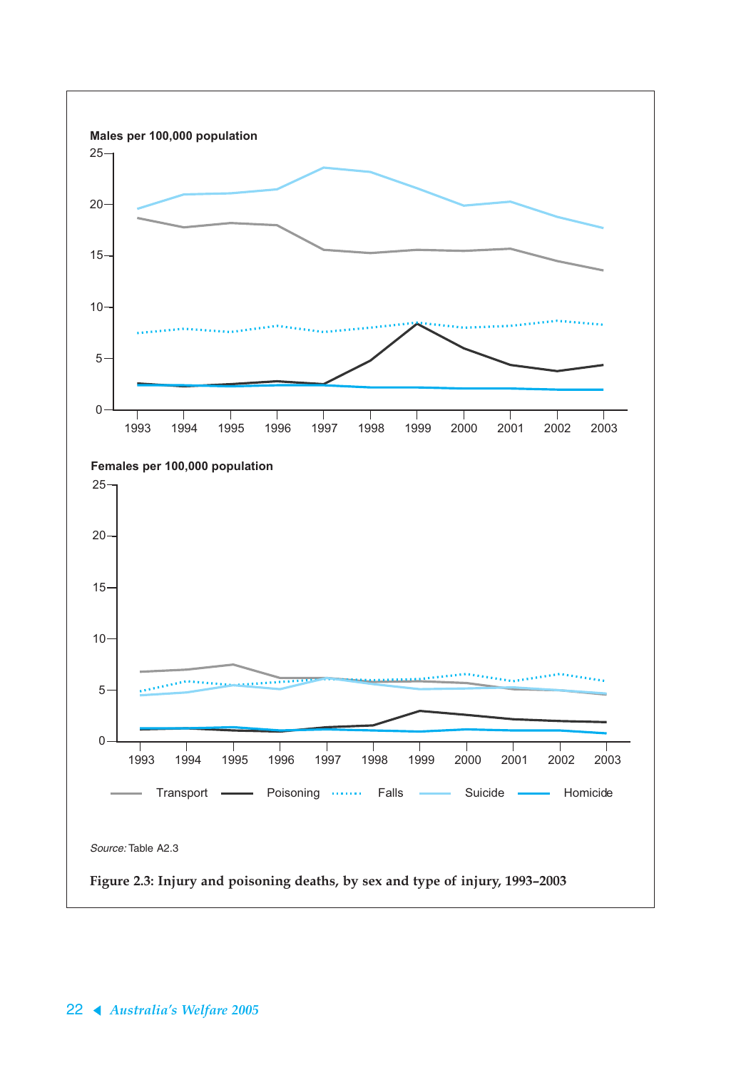Source: Table A2.3

**Figure 2.3: Injury and poisoning deaths, by sex and type of injury, 1993–2003**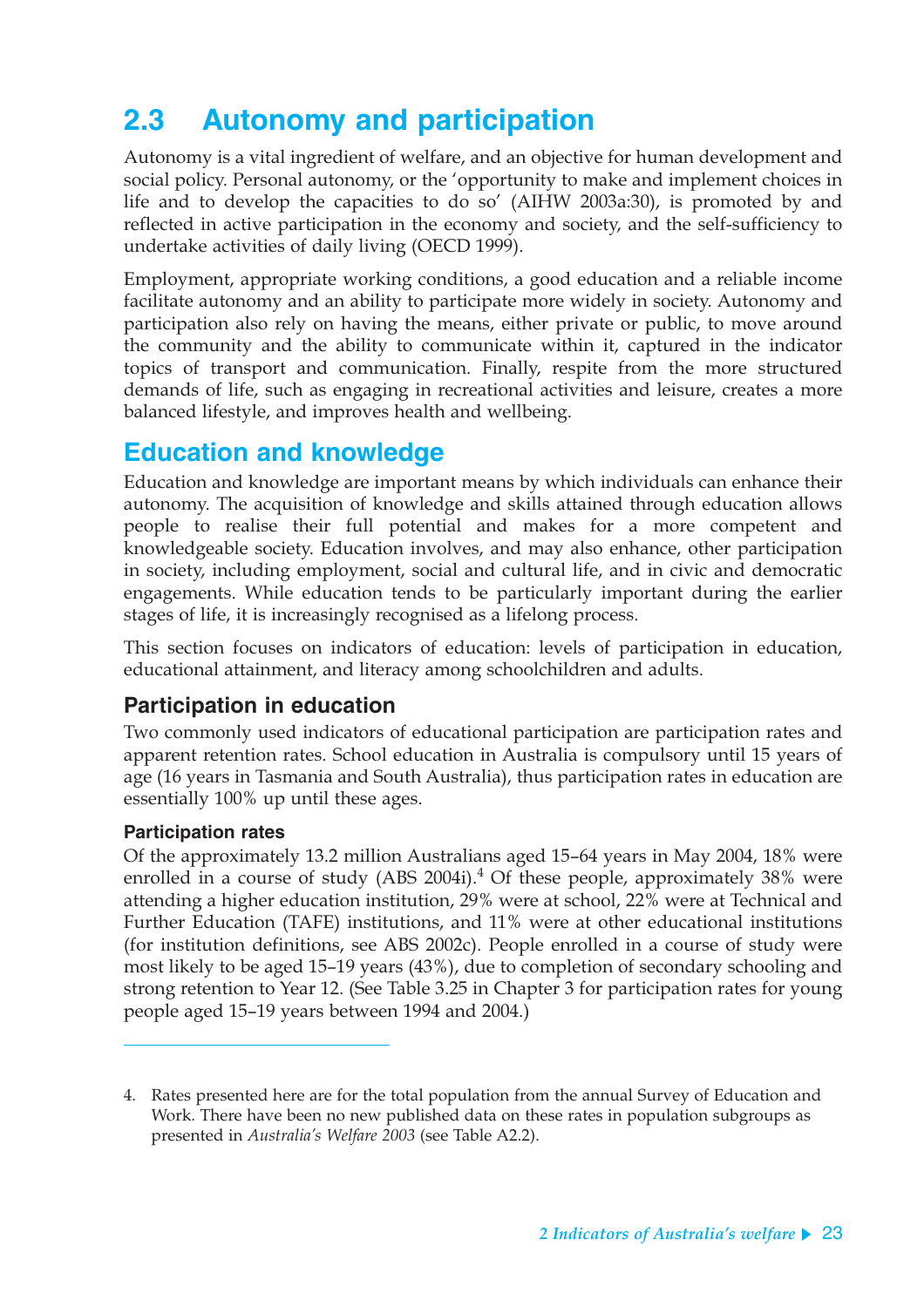## 2.3 Autonomy and participation

Autonomy is a vital ingredient of welfare, and an objective for human development and social policy. Personal autonomy, or the 'opportunity to make and implement choices in life and to develop the capacities to do so' (AIHW 2003a:30), is promoted by and reflected in active participation in the economy and society, and the self-sufficiency to undertake activities of daily living (OECD 1999).

Employment, appropriate working conditions, a good education and a reliable income facilitate autonomy and an ability to participate more widely in society. Autonomy and participation also rely on having the means, either private or public, to move around the community and the ability to communicate within it, captured in the indicator topics of transport and communication. Finally, respite from the more structured demands of life, such as engaging in recreational activities and leisure, creates a more balanced lifestyle, and improves health and wellbeing.

## Education and knowledge

Education and knowledge are important means by which individuals can enhance their autonomy. The acquisition of knowledge and skills attained through education allows people to realise their full potential and makes for a more competent and knowledgeable society. Education involves, and may also enhance, other participation in society, including employment, social and cultural life, and in civic and democratic engagements. While education tends to be particularly important during the earlier stages of life, it is increasingly recognised as a lifelong process.

This section focuses on indicators of education: levels of participation in education, educational attainment, and literacy among schoolchildren and adults.

### Participation in education

Two commonly used indicators of educational participation are participation rates and apparent retention rates. School education in Australia is compulsory until 15 years of age (16 years in Tasmania and South Australia), thus participation rates in education are essentially 100% up until these ages.

#### Participation rates

Of the approximately 13.2 million Australians aged 15–64 years in May 2004, 18% were enrolled in a course of study (ABS 2004i).[4] Of these people, approximately 38% were attending a higher education institution, 29% were at school, 22% were at Technical and Further Education (TAFE) institutions, and 11% were at other educational institutions (for institution definitions, see ABS 2002c). People enrolled in a course of study were most likely to be aged 15–19 years (43%), due to completion of secondary schooling and strong retention to Year 12. (See Table 3.25 in Chapter 3 for participation rates for young people aged 15–19 years between 1994 and 2004.)

---

4. Rates presented here are for the total population from the annual Survey of Education and Work. There have been no new published data on these rates in population subgroups as presented in *Australia's Welfare 2003* (see Table A2.2).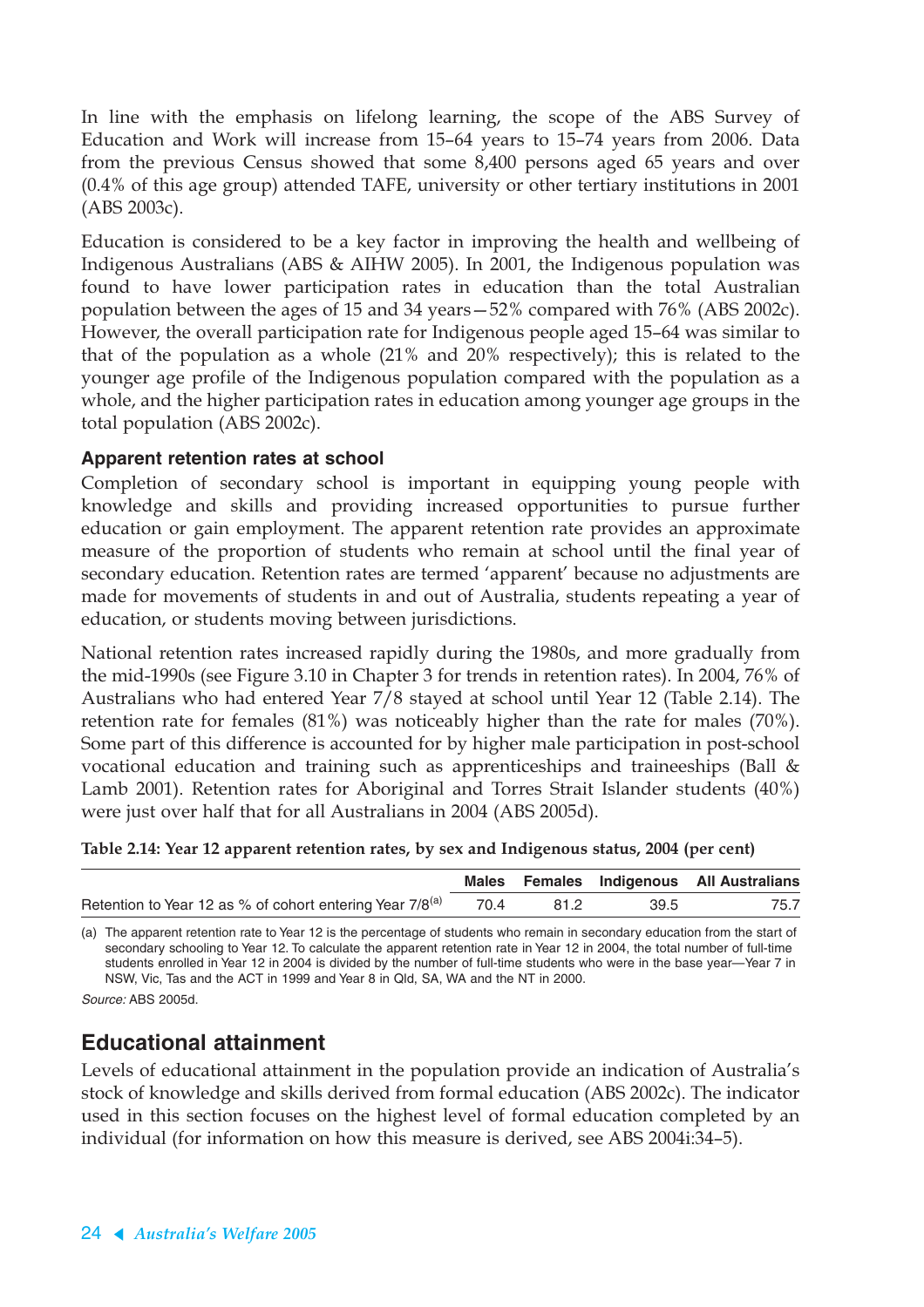In line with the emphasis on lifelong learning, the scope of the ABS Survey of Education and Work will increase from 15–64 years to 15–74 years from 2006. Data from the previous Census showed that some 8,400 persons aged 65 years and over (0.4% of this age group) attended TAFE, university or other tertiary institutions in 2001 (ABS 2003c).

Education is considered to be a key factor in improving the health and wellbeing of Indigenous Australians (ABS & AIHW 2005). In 2001, the Indigenous population was found to have lower participation rates in education than the total Australian population between the ages of 15 and 34 years—52% compared with 76% (ABS 2002c). However, the overall participation rate for Indigenous people aged 15–64 was similar to that of the population as a whole (21% and 20% respectively); this is related to the younger age profile of the Indigenous population compared with the population as a whole, and the higher participation rates in education among younger age groups in the total population (ABS 2002c).

### Apparent retention rates at school

Completion of secondary school is important in equipping young people with knowledge and skills and providing increased opportunities to pursue further education or gain employment. The apparent retention rate provides an approximate measure of the proportion of students who remain at school until the final year of secondary education. Retention rates are termed 'apparent' because no adjustments are made for movements of students in and out of Australia, students repeating a year of education, or students moving between jurisdictions.

National retention rates increased rapidly during the 1980s, and more gradually from the mid-1990s (see Figure 3.10 in Chapter 3 for trends in retention rates). In 2004, 76% of Australians who had entered Year 7/8 stayed at school until Year 12 (Table 2.14). The retention rate for females (81%) was noticeably higher than the rate for males (70%). Some part of this difference is accounted for by higher male participation in post-school vocational education and training such as apprenticeships and traineeships (Ball & Lamb 2001). Retention rates for Aboriginal and Torres Strait Islander students (40%) were just over half that for all Australians in 2004 (ABS 2005d).

**Table 2.14: Year 12 apparent retention rates, by sex and Indigenous status, 2004 (per cent)**

| | Males | Females | Indigenous | All Australians |
|---|---|---|---|---|
| Retention to Year 12 as % of cohort entering Year 7/8[(a)] | 70.4 | 81.2 | 39.5 | 75.7 |

(a) The apparent retention rate to Year 12 is the percentage of students who remain in secondary education from the start of secondary schooling to Year 12. To calculate the apparent retention rate in Year 12 in 2004, the total number of full-time students enrolled in Year 12 in 2004 is divided by the number of full-time students who were in the base year—Year 7 in NSW, Vic, Tas and the ACT in 1999 and Year 8 in Qld, SA, WA and the NT in 2000.

*Source:* ABS 2005d.

## Educational attainment

Levels of educational attainment in the population provide an indication of Australia's stock of knowledge and skills derived from formal education (ABS 2002c). The indicator used in this section focuses on the highest level of formal education completed by an individual (for information on how this measure is derived, see ABS 2004i:34–5).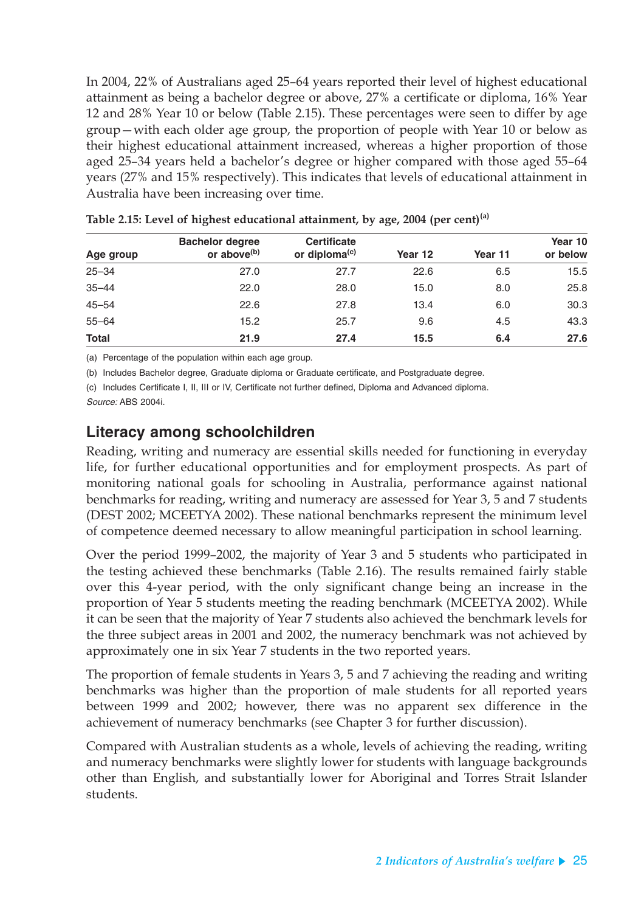In 2004, 22% of Australians aged 25–64 years reported their level of highest educational attainment as being a bachelor degree or above, 27% a certificate or diploma, 16% Year 12 and 28% Year 10 or below (Table 2.15). These percentages were seen to differ by age group—with each older age group, the proportion of people with Year 10 or below as their highest educational attainment increased, whereas a higher proportion of those aged 25–34 years held a bachelor's degree or higher compared with those aged 55–64 years (27% and 15% respectively). This indicates that levels of educational attainment in Australia have been increasing over time.

**Table 2.15: Level of highest educational attainment, by age, 2004 (per cent)[(a)]**

| Age group | Bachelor degree or above[(b)] | Certificate or diploma[(c)] | Year 12 | Year 11 | Year 10 or below |
|---|---|---|---|---|---|
| 25–34 | 27.0 | 27.7 | 22.6 | 6.5 | 15.5 |
| 35–44 | 22.0 | 28.0 | 15.0 | 8.0 | 25.8 |
| 45–54 | 22.6 | 27.8 | 13.4 | 6.0 | 30.3 |
| 55–64 | 15.2 | 25.7 | 9.6 | 4.5 | 43.3 |
| **Total** | **21.9** | **27.4** | **15.5** | **6.4** | **27.6** |

(a) Percentage of the population within each age group.

(b) Includes Bachelor degree, Graduate diploma or Graduate certificate, and Postgraduate degree.

(c) Includes Certificate I, II, III or IV, Certificate not further defined, Diploma and Advanced diploma.

*Source:* ABS 2004i.

## Literacy among schoolchildren

Reading, writing and numeracy are essential skills needed for functioning in everyday life, for further educational opportunities and for employment prospects. As part of monitoring national goals for schooling in Australia, performance against national benchmarks for reading, writing and numeracy are assessed for Year 3, 5 and 7 students (DEST 2002; MCEETYA 2002). These national benchmarks represent the minimum level of competence deemed necessary to allow meaningful participation in school learning.

Over the period 1999–2002, the majority of Year 3 and 5 students who participated in the testing achieved these benchmarks (Table 2.16). The results remained fairly stable over this 4-year period, with the only significant change being an increase in the proportion of Year 5 students meeting the reading benchmark (MCEETYA 2002). While it can be seen that the majority of Year 7 students also achieved the benchmark levels for the three subject areas in 2001 and 2002, the numeracy benchmark was not achieved by approximately one in six Year 7 students in the two reported years.

The proportion of female students in Years 3, 5 and 7 achieving the reading and writing benchmarks was higher than the proportion of male students for all reported years between 1999 and 2002; however, there was no apparent sex difference in the achievement of numeracy benchmarks (see Chapter 3 for further discussion).

Compared with Australian students as a whole, levels of achieving the reading, writing and numeracy benchmarks were slightly lower for students with language backgrounds other than English, and substantially lower for Aboriginal and Torres Strait Islander students.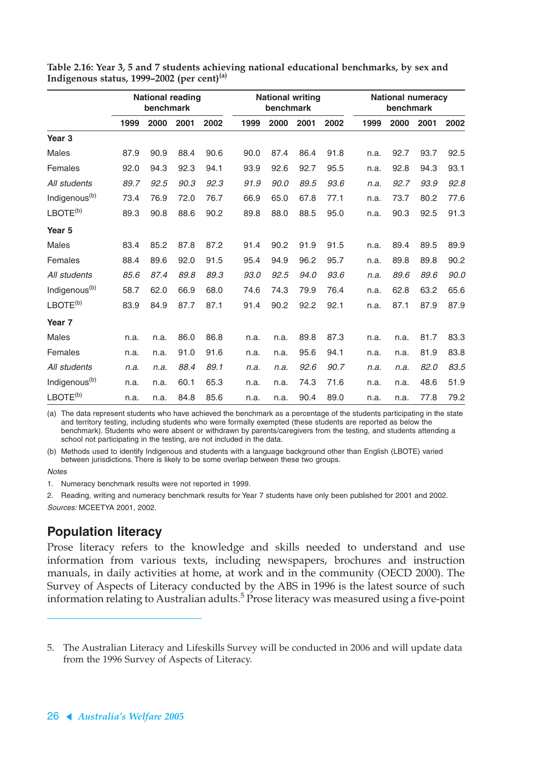**Table 2.16: Year 3, 5 and 7 students achieving national educational benchmarks, by sex and Indigenous status, 1999–2002 (per cent)[(a)]**

| | National reading benchmark | | | | National writing benchmark | | | | National numeracy benchmark | | | |
|---|---|---|---|---|---|---|---|---|---|---|---|---|
| | 1999 | 2000 | 2001 | 2002 | 1999 | 2000 | 2001 | 2002 | 1999 | 2000 | 2001 | 2002 |
| **Year 3** | | | | | | | | | | | | |
| Males | 87.9 | 90.9 | 88.4 | 90.6 | 90.0 | 87.4 | 86.4 | 91.8 | n.a. | 92.7 | 93.7 | 92.5 |
| Females | 92.0 | 94.3 | 92.3 | 94.1 | 93.9 | 92.6 | 92.7 | 95.5 | n.a. | 92.8 | 94.3 | 93.1 |
| *All students* | *89.7* | *92.5* | *90.3* | *92.3* | *91.9* | *90.0* | *89.5* | *93.6* | *n.a.* | *92.7* | *93.9* | *92.8* |
| Indigenous[(b)] | 73.4 | 76.9 | 72.0 | 76.7 | 66.9 | 65.0 | 67.8 | 77.1 | n.a. | 73.7 | 80.2 | 77.6 |
| LBOTE[(b)] | 89.3 | 90.8 | 88.6 | 90.2 | 89.8 | 88.0 | 88.5 | 95.0 | n.a. | 90.3 | 92.5 | 91.3 |
| **Year 5** | | | | | | | | | | | | |
| Males | 83.4 | 85.2 | 87.8 | 87.2 | 91.4 | 90.2 | 91.9 | 91.5 | n.a. | 89.4 | 89.5 | 89.9 |
| Females | 88.4 | 89.6 | 92.0 | 91.5 | 95.4 | 94.9 | 96.2 | 95.7 | n.a. | 89.8 | 89.8 | 90.2 |
| *All students* | *85.6* | *87.4* | *89.8* | *89.3* | *93.0* | *92.5* | *94.0* | *93.6* | *n.a.* | *89.6* | *89.6* | *90.0* |
| Indigenous[(b)] | 58.7 | 62.0 | 66.9 | 68.0 | 74.6 | 74.3 | 79.9 | 76.4 | n.a. | 62.8 | 63.2 | 65.6 |
| LBOTE[(b)] | 83.9 | 84.9 | 87.7 | 87.1 | 91.4 | 90.2 | 92.2 | 92.1 | n.a. | 87.1 | 87.9 | 87.9 |
| **Year 7** | | | | | | | | | | | | |
| Males | n.a. | n.a. | 86.0 | 86.8 | n.a. | n.a. | 89.8 | 87.3 | n.a. | n.a. | 81.7 | 83.3 |
| Females | n.a. | n.a. | 91.0 | 91.6 | n.a. | n.a. | 95.6 | 94.1 | n.a. | n.a. | 81.9 | 83.8 |
| *All students* | *n.a.* | *n.a.* | *88.4* | *89.1* | *n.a.* | *n.a.* | *92.6* | *90.7* | *n.a.* | *n.a.* | *82.0* | *83.5* |
| Indigenous[(b)] | n.a. | n.a. | 60.1 | 65.3 | n.a. | n.a. | 74.3 | 71.6 | n.a. | n.a. | 48.6 | 51.9 |
| LBOTE[(b)] | n.a. | n.a. | 84.8 | 85.6 | n.a. | n.a. | 90.4 | 89.0 | n.a. | n.a. | 77.8 | 79.2 |

(a) The data represent students who have achieved the benchmark as a percentage of the students participating in the state and territory testing, including students who were formally exempted (these students are reported as below the benchmark). Students who were absent or withdrawn by parents/caregivers from the testing, and students attending a school not participating in the testing, are not included in the data.

(b) Methods used to identify Indigenous and students with a language background other than English (LBOTE) varied between jurisdictions. There is likely to be some overlap between these two groups.

*Notes*

1. Numeracy benchmark results were not reported in 1999.
2. Reading, writing and numeracy benchmark results for Year 7 students have only been published for 2001 and 2002.

*Sources:* MCEETYA 2001, 2002.

## Population literacy

Prose literacy refers to the knowledge and skills needed to understand and use information from various texts, including newspapers, brochures and instruction manuals, in daily activities at home, at work and in the community (OECD 2000). The Survey of Aspects of Literacy conducted by the ABS in 1996 is the latest source of such information relating to Australian adults.[5] Prose literacy was measured using a five-point

---

5. The Australian Literacy and Lifeskills Survey will be conducted in 2006 and will update data from the 1996 Survey of Aspects of Literacy.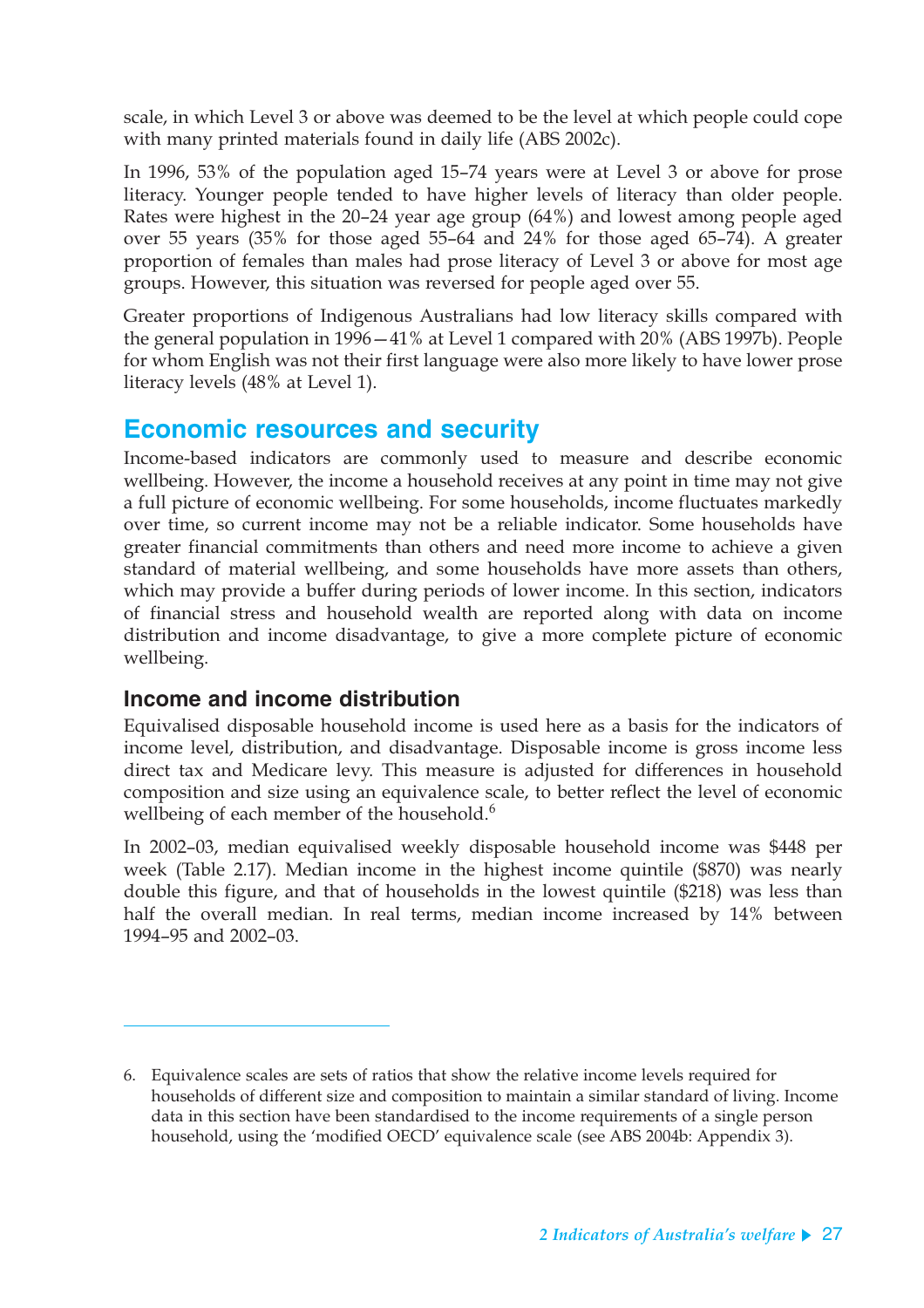scale, in which Level 3 or above was deemed to be the level at which people could cope with many printed materials found in daily life (ABS 2002c).

In 1996, 53% of the population aged 15–74 years were at Level 3 or above for prose literacy. Younger people tended to have higher levels of literacy than older people. Rates were highest in the 20–24 year age group (64%) and lowest among people aged over 55 years (35% for those aged 55–64 and 24% for those aged 65–74). A greater proportion of females than males had prose literacy of Level 3 or above for most age groups. However, this situation was reversed for people aged over 55.

Greater proportions of Indigenous Australians had low literacy skills compared with the general population in 1996—41% at Level 1 compared with 20% (ABS 1997b). People for whom English was not their first language were also more likely to have lower prose literacy levels (48% at Level 1).

## Economic resources and security

Income-based indicators are commonly used to measure and describe economic wellbeing. However, the income a household receives at any point in time may not give a full picture of economic wellbeing. For some households, income fluctuates markedly over time, so current income may not be a reliable indicator. Some households have greater financial commitments than others and need more income to achieve a given standard of material wellbeing, and some households have more assets than others, which may provide a buffer during periods of lower income. In this section, indicators of financial stress and household wealth are reported along with data on income distribution and income disadvantage, to give a more complete picture of economic wellbeing.

### Income and income distribution

Equivalised disposable household income is used here as a basis for the indicators of income level, distribution, and disadvantage. Disposable income is gross income less direct tax and Medicare levy. This measure is adjusted for differences in household composition and size using an equivalence scale, to better reflect the level of economic wellbeing of each member of the household.[6]

In 2002–03, median equivalised weekly disposable household income was $448 per week (Table 2.17). Median income in the highest income quintile ($870) was nearly double this figure, and that of households in the lowest quintile ($218) was less than half the overall median. In real terms, median income increased by 14% between 1994–95 and 2002–03.

---

6. Equivalence scales are sets of ratios that show the relative income levels required for households of different size and composition to maintain a similar standard of living. Income data in this section have been standardised to the income requirements of a single person household, using the 'modified OECD' equivalence scale (see ABS 2004b: Appendix 3).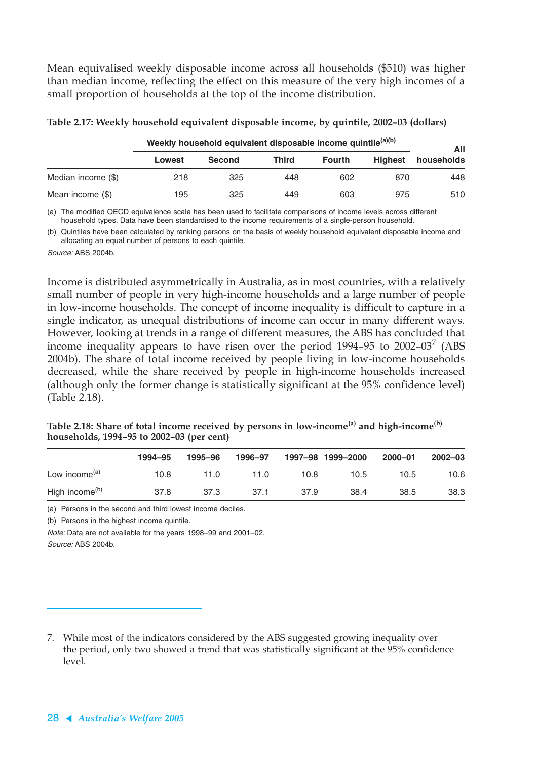Mean equivalised weekly disposable income across all households ($510) was higher than median income, reflecting the effect on this measure of the very high incomes of a small proportion of households at the top of the income distribution.

**Table 2.17: Weekly household equivalent disposable income, by quintile, 2002–03 (dollars)**

| | Weekly household equivalent disposable income quintile[(a)(b)] | | | | | All households |
|---|---|---|---|---|---|---|
| | Lowest | Second | Third | Fourth | Highest | |
| Median income ($) | 218 | 325 | 448 | 602 | 870 | 448 |
| Mean income ($) | 195 | 325 | 449 | 603 | 975 | 510 |

(a) The modified OECD equivalence scale has been used to facilitate comparisons of income levels across different household types. Data have been standardised to the income requirements of a single-person household.

(b) Quintiles have been calculated by ranking persons on the basis of weekly household equivalent disposable income and allocating an equal number of persons to each quintile.

*Source:* ABS 2004b.

Income is distributed asymmetrically in Australia, as in most countries, with a relatively small number of people in very high-income households and a large number of people in low-income households. The concept of income inequality is difficult to capture in a single indicator, as unequal distributions of income can occur in many different ways. However, looking at trends in a range of different measures, the ABS has concluded that income inequality appears to have risen over the period 1994–95 to 2002–03[7] (ABS 2004b). The share of total income received by people living in low-income households decreased, while the share received by people in high-income households increased (although only the former change is statistically significant at the 95% confidence level) (Table 2.18).

**Table 2.18: Share of total income received by persons in low-income[(a)] and high-income[(b)] households, 1994–95 to 2002–03 (per cent)**

| | 1994–95 | 1995–96 | 1996–97 | 1997–98 | 1999–2000 | 2000–01 | 2002–03 |
|---|---|---|---|---|---|---|---|
| Low income[(a)] | 10.8 | 11.0 | 11.0 | 10.8 | 10.5 | 10.5 | 10.6 |
| High income[(b)] | 37.8 | 37.3 | 37.1 | 37.9 | 38.4 | 38.5 | 38.3 |

(a) Persons in the second and third lowest income deciles.

(b) Persons in the highest income quintile.

*Note:* Data are not available for the years 1998–99 and 2001–02.

*Source:* ABS 2004b.

---

7. While most of the indicators considered by the ABS suggested growing inequality over the period, only two showed a trend that was statistically significant at the 95% confidence level.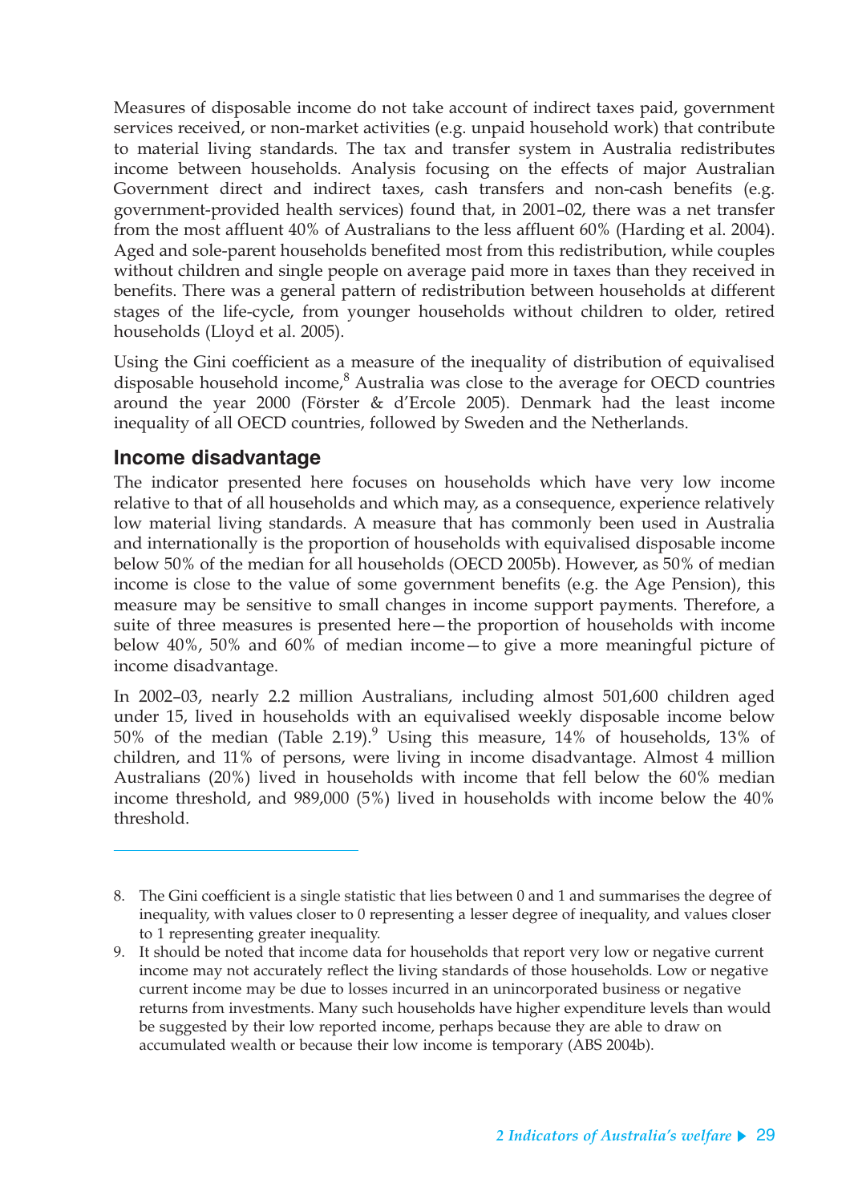Measures of disposable income do not take account of indirect taxes paid, government services received, or non-market activities (e.g. unpaid household work) that contribute to material living standards. The tax and transfer system in Australia redistributes income between households. Analysis focusing on the effects of major Australian Government direct and indirect taxes, cash transfers and non-cash benefits (e.g. government-provided health services) found that, in 2001–02, there was a net transfer from the most affluent 40% of Australians to the less affluent 60% (Harding et al. 2004). Aged and sole-parent households benefited most from this redistribution, while couples without children and single people on average paid more in taxes than they received in benefits. There was a general pattern of redistribution between households at different stages of the life-cycle, from younger households without children to older, retired households (Lloyd et al. 2005).

Using the Gini coefficient as a measure of the inequality of distribution of equivalised disposable household income,[8] Australia was close to the average for OECD countries around the year 2000 (Förster & d'Ercole 2005). Denmark had the least income inequality of all OECD countries, followed by Sweden and the Netherlands.

## Income disadvantage

The indicator presented here focuses on households which have very low income relative to that of all households and which may, as a consequence, experience relatively low material living standards. A measure that has commonly been used in Australia and internationally is the proportion of households with equivalised disposable income below 50% of the median for all households (OECD 2005b). However, as 50% of median income is close to the value of some government benefits (e.g. the Age Pension), this measure may be sensitive to small changes in income support payments. Therefore, a suite of three measures is presented here—the proportion of households with income below 40%, 50% and 60% of median income—to give a more meaningful picture of income disadvantage.

In 2002–03, nearly 2.2 million Australians, including almost 501,600 children aged under 15, lived in households with an equivalised weekly disposable income below 50% of the median (Table 2.19).[9] Using this measure, 14% of households, 13% of children, and 11% of persons, were living in income disadvantage. Almost 4 million Australians (20%) lived in households with income that fell below the 60% median income threshold, and 989,000 (5%) lived in households with income below the 40% threshold.

---

8. The Gini coefficient is a single statistic that lies between 0 and 1 and summarises the degree of inequality, with values closer to 0 representing a lesser degree of inequality, and values closer to 1 representing greater inequality.
9. It should be noted that income data for households that report very low or negative current income may not accurately reflect the living standards of those households. Low or negative current income may be due to losses incurred in an unincorporated business or negative returns from investments. Many such households have higher expenditure levels than would be suggested by their low reported income, perhaps because they are able to draw on accumulated wealth or because their low income is temporary (ABS 2004b).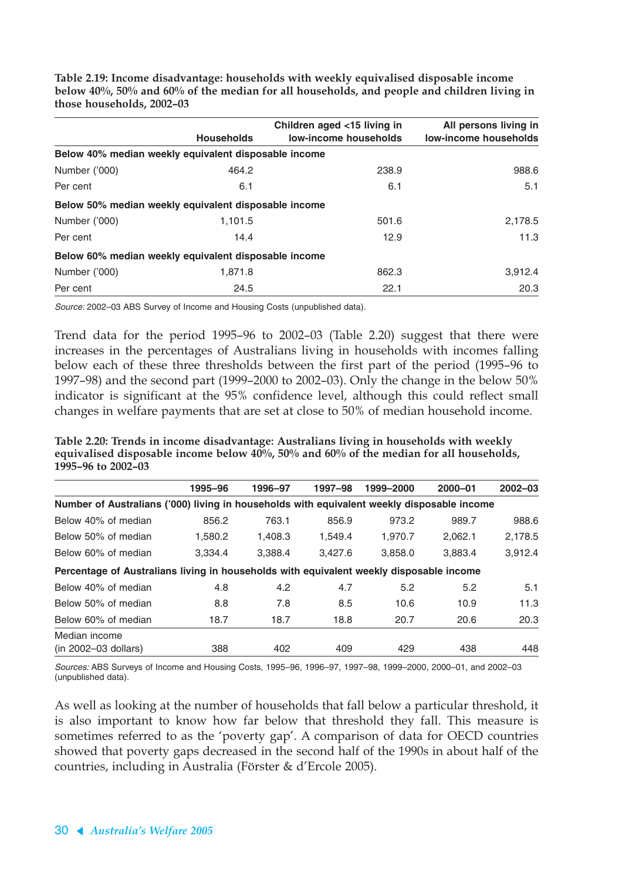**Table 2.19: Income disadvantage: households with weekly equivalised disposable income below 40%, 50% and 60% of the median for all households, and people and children living in those households, 2002–03**

| | Households | Children aged <15 living in low-income households | All persons living in low-income households |
|---|---|---|---|
| **Below 40% median weekly equivalent disposable income** | | | |
| Number ('000) | 464.2 | 238.9 | 988.6 |
| Per cent | 6.1 | 6.1 | 5.1 |
| **Below 50% median weekly equivalent disposable income** | | | |
| Number ('000) | 1,101.5 | 501.6 | 2,178.5 |
| Per cent | 14.4 | 12.9 | 11.3 |
| **Below 60% median weekly equivalent disposable income** | | | |
| Number ('000) | 1,871.8 | 862.3 | 3,912.4 |
| Per cent | 24.5 | 22.1 | 20.3 |

*Source:* 2002–03 ABS Survey of Income and Housing Costs (unpublished data).

Trend data for the period 1995–96 to 2002–03 (Table 2.20) suggest that there were increases in the percentages of Australians living in households with incomes falling below each of these three thresholds between the first part of the period (1995–96 to 1997–98) and the second part (1999–2000 to 2002–03). Only the change in the below 50% indicator is significant at the 95% confidence level, although this could reflect small changes in welfare payments that are set at close to 50% of median household income.

**Table 2.20: Trends in income disadvantage: Australians living in households with weekly equivalised disposable income below 40%, 50% and 60% of the median for all households, 1995–96 to 2002–03**

| | 1995–96 | 1996–97 | 1997–98 | 1999–2000 | 2000–01 | 2002–03 |
|---|---|---|---|---|---|---|
| **Number of Australians ('000) living in households with equivalent weekly disposable income** | | | | | | |
| Below 40% of median | 856.2 | 763.1 | 856.9 | 973.2 | 989.7 | 988.6 |
| Below 50% of median | 1,580.2 | 1,408.3 | 1,549.4 | 1,970.7 | 2,062.1 | 2,178.5 |
| Below 60% of median | 3,334.4 | 3,388.4 | 3,427.6 | 3,858.0 | 3,883.4 | 3,912.4 |
| **Percentage of Australians living in households with equivalent weekly disposable income** | | | | | | |
| Below 40% of median | 4.8 | 4.2 | 4.7 | 5.2 | 5.2 | 5.1 |
| Below 50% of median | 8.8 | 7.8 | 8.5 | 10.6 | 10.9 | 11.3 |
| Below 60% of median | 18.7 | 18.7 | 18.8 | 20.7 | 20.6 | 20.3 |
| Median income (in 2002–03 dollars) | 388 | 402 | 409 | 429 | 438 | 448 |

*Sources:* ABS Surveys of Income and Housing Costs, 1995–96, 1996–97, 1997–98, 1999–2000, 2000–01, and 2002–03 (unpublished data).

As well as looking at the number of households that fall below a particular threshold, it is also important to know how far below that threshold they fall. This measure is sometimes referred to as the 'poverty gap'. A comparison of data for OECD countries showed that poverty gaps decreased in the second half of the 1990s in about half of the countries, including in Australia (Förster & d'Ercole 2005).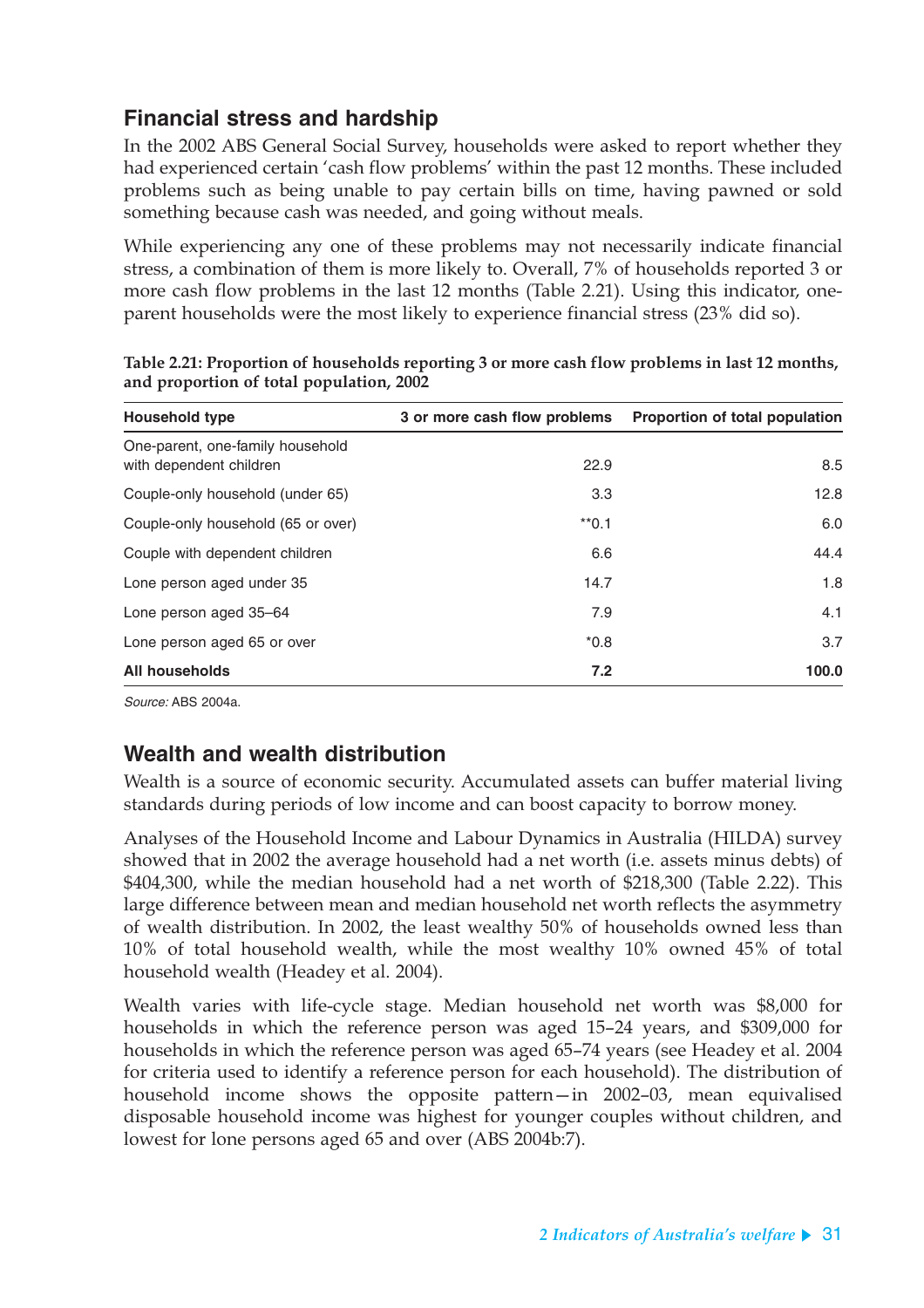## Financial stress and hardship

In the 2002 ABS General Social Survey, households were asked to report whether they had experienced certain 'cash flow problems' within the past 12 months. These included problems such as being unable to pay certain bills on time, having pawned or sold something because cash was needed, and going without meals.

While experiencing any one of these problems may not necessarily indicate financial stress, a combination of them is more likely to. Overall, 7% of households reported 3 or more cash flow problems in the last 12 months (Table 2.21). Using this indicator, one-parent households were the most likely to experience financial stress (23% did so).

**Table 2.21: Proportion of households reporting 3 or more cash flow problems in last 12 months, and proportion of total population, 2002**

| Household type | 3 or more cash flow problems | Proportion of total population |
|---|---|---|
| One-parent, one-family household with dependent children | 22.9 | 8.5 |
| Couple-only household (under 65) | 3.3 | 12.8 |
| Couple-only household (65 or over) | **0.1 | 6.0 |
| Couple with dependent children | 6.6 | 44.4 |
| Lone person aged under 35 | 14.7 | 1.8 |
| Lone person aged 35–64 | 7.9 | 4.1 |
| Lone person aged 65 or over | *0.8 | 3.7 |
| **All households** | **7.2** | **100.0** |

*Source:* ABS 2004a.

## Wealth and wealth distribution

Wealth is a source of economic security. Accumulated assets can buffer material living standards during periods of low income and can boost capacity to borrow money.

Analyses of the Household Income and Labour Dynamics in Australia (HILDA) survey showed that in 2002 the average household had a net worth (i.e. assets minus debts) of $404,300, while the median household had a net worth of $218,300 (Table 2.22). This large difference between mean and median household net worth reflects the asymmetry of wealth distribution. In 2002, the least wealthy 50% of households owned less than 10% of total household wealth, while the most wealthy 10% owned 45% of total household wealth (Headey et al. 2004).

Wealth varies with life-cycle stage. Median household net worth was $8,000 for households in which the reference person was aged 15–24 years, and $309,000 for households in which the reference person was aged 65–74 years (see Headey et al. 2004 for criteria used to identify a reference person for each household). The distribution of household income shows the opposite pattern—in 2002–03, mean equivalised disposable household income was highest for younger couples without children, and lowest for lone persons aged 65 and over (ABS 2004b:7).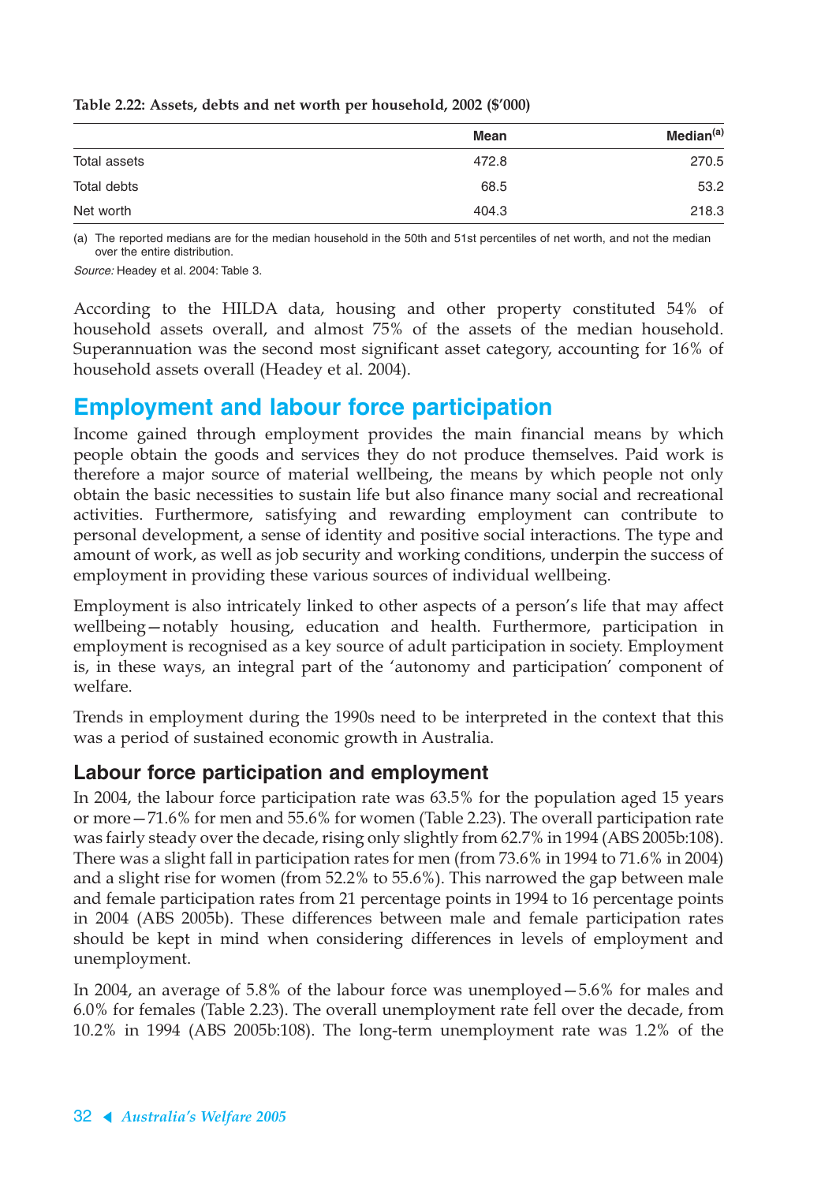**Table 2.22: Assets, debts and net worth per household, 2002 ($'000)**

| | Mean | Median[(a)] |
|---|---|---|
| Total assets | 472.8 | 270.5 |
| Total debts | 68.5 | 53.2 |
| Net worth | 404.3 | 218.3 |

(a) The reported medians are for the median household in the 50th and 51st percentiles of net worth, and not the median over the entire distribution.

*Source:* Headey et al. 2004: Table 3.

According to the HILDA data, housing and other property constituted 54% of household assets overall, and almost 75% of the assets of the median household. Superannuation was the second most significant asset category, accounting for 16% of household assets overall (Headey et al. 2004).

## Employment and labour force participation

Income gained through employment provides the main financial means by which people obtain the goods and services they do not produce themselves. Paid work is therefore a major source of material wellbeing, the means by which people not only obtain the basic necessities to sustain life but also finance many social and recreational activities. Furthermore, satisfying and rewarding employment can contribute to personal development, a sense of identity and positive social interactions. The type and amount of work, as well as job security and working conditions, underpin the success of employment in providing these various sources of individual wellbeing.

Employment is also intricately linked to other aspects of a person's life that may affect wellbeing—notably housing, education and health. Furthermore, participation in employment is recognised as a key source of adult participation in society. Employment is, in these ways, an integral part of the 'autonomy and participation' component of welfare.

Trends in employment during the 1990s need to be interpreted in the context that this was a period of sustained economic growth in Australia.

### Labour force participation and employment

In 2004, the labour force participation rate was 63.5% for the population aged 15 years or more—71.6% for men and 55.6% for women (Table 2.23). The overall participation rate was fairly steady over the decade, rising only slightly from 62.7% in 1994 (ABS 2005b:108). There was a slight fall in participation rates for men (from 73.6% in 1994 to 71.6% in 2004) and a slight rise for women (from 52.2% to 55.6%). This narrowed the gap between male and female participation rates from 21 percentage points in 1994 to 16 percentage points in 2004 (ABS 2005b). These differences between male and female participation rates should be kept in mind when considering differences in levels of employment and unemployment.

In 2004, an average of 5.8% of the labour force was unemployed—5.6% for males and 6.0% for females (Table 2.23). The overall unemployment rate fell over the decade, from 10.2% in 1994 (ABS 2005b:108). The long-term unemployment rate was 1.2% of the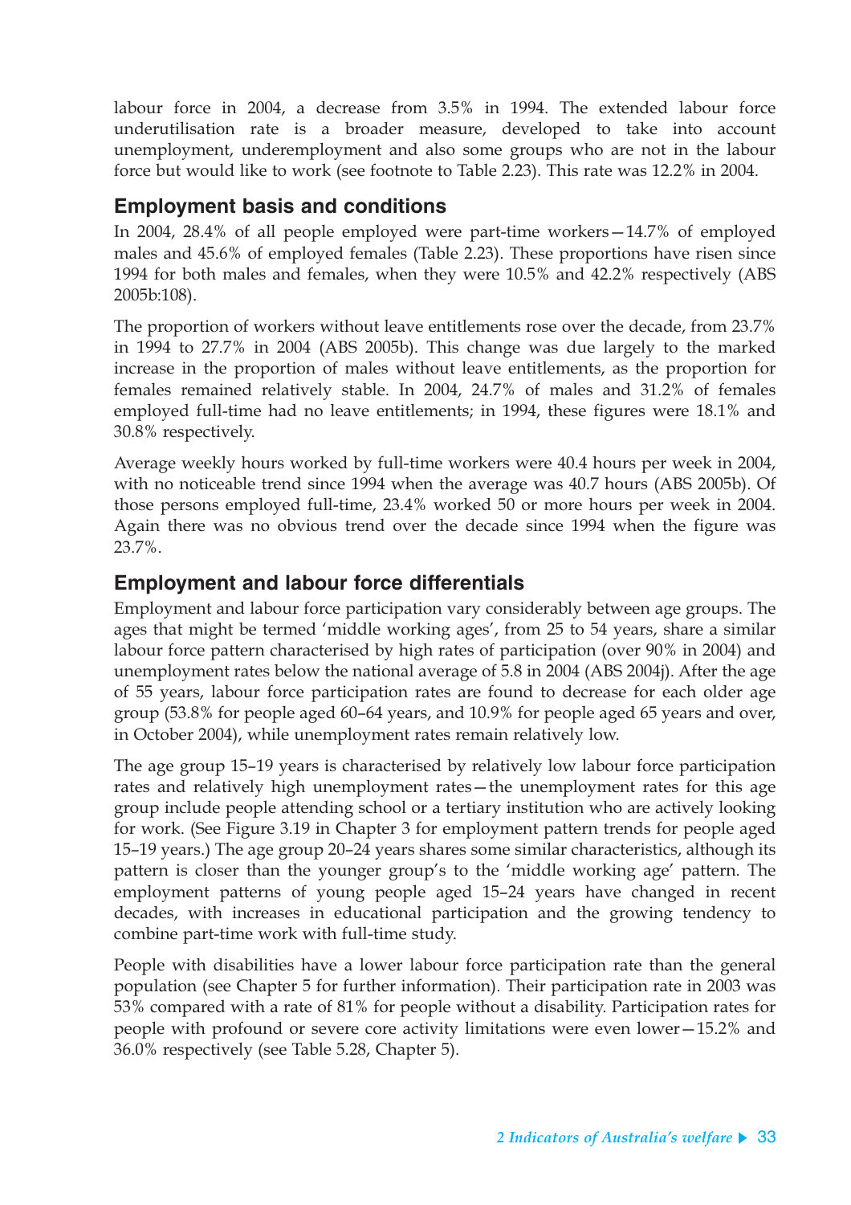labour force in 2004, a decrease from 3.5% in 1994. The extended labour force underutilisation rate is a broader measure, developed to take into account unemployment, underemployment and also some groups who are not in the labour force but would like to work (see footnote to Table 2.23). This rate was 12.2% in 2004.

## Employment basis and conditions

In 2004, 28.4% of all people employed were part-time workers—14.7% of employed males and 45.6% of employed females (Table 2.23). These proportions have risen since 1994 for both males and females, when they were 10.5% and 42.2% respectively (ABS 2005b:108).

The proportion of workers without leave entitlements rose over the decade, from 23.7% in 1994 to 27.7% in 2004 (ABS 2005b). This change was due largely to the marked increase in the proportion of males without leave entitlements, as the proportion for females remained relatively stable. In 2004, 24.7% of males and 31.2% of females employed full-time had no leave entitlements; in 1994, these figures were 18.1% and 30.8% respectively.

Average weekly hours worked by full-time workers were 40.4 hours per week in 2004, with no noticeable trend since 1994 when the average was 40.7 hours (ABS 2005b). Of those persons employed full-time, 23.4% worked 50 or more hours per week in 2004. Again there was no obvious trend over the decade since 1994 when the figure was 23.7%.

## Employment and labour force differentials

Employment and labour force participation vary considerably between age groups. The ages that might be termed 'middle working ages', from 25 to 54 years, share a similar labour force pattern characterised by high rates of participation (over 90% in 2004) and unemployment rates below the national average of 5.8 in 2004 (ABS 2004j). After the age of 55 years, labour force participation rates are found to decrease for each older age group (53.8% for people aged 60–64 years, and 10.9% for people aged 65 years and over, in October 2004), while unemployment rates remain relatively low.

The age group 15–19 years is characterised by relatively low labour force participation rates and relatively high unemployment rates—the unemployment rates for this age group include people attending school or a tertiary institution who are actively looking for work. (See Figure 3.19 in Chapter 3 for employment pattern trends for people aged 15–19 years.) The age group 20–24 years shares some similar characteristics, although its pattern is closer than the younger group's to the 'middle working age' pattern. The employment patterns of young people aged 15–24 years have changed in recent decades, with increases in educational participation and the growing tendency to combine part-time work with full-time study.

People with disabilities have a lower labour force participation rate than the general population (see Chapter 5 for further information). Their participation rate in 2003 was 53% compared with a rate of 81% for people without a disability. Participation rates for people with profound or severe core activity limitations were even lower—15.2% and 36.0% respectively (see Table 5.28, Chapter 5).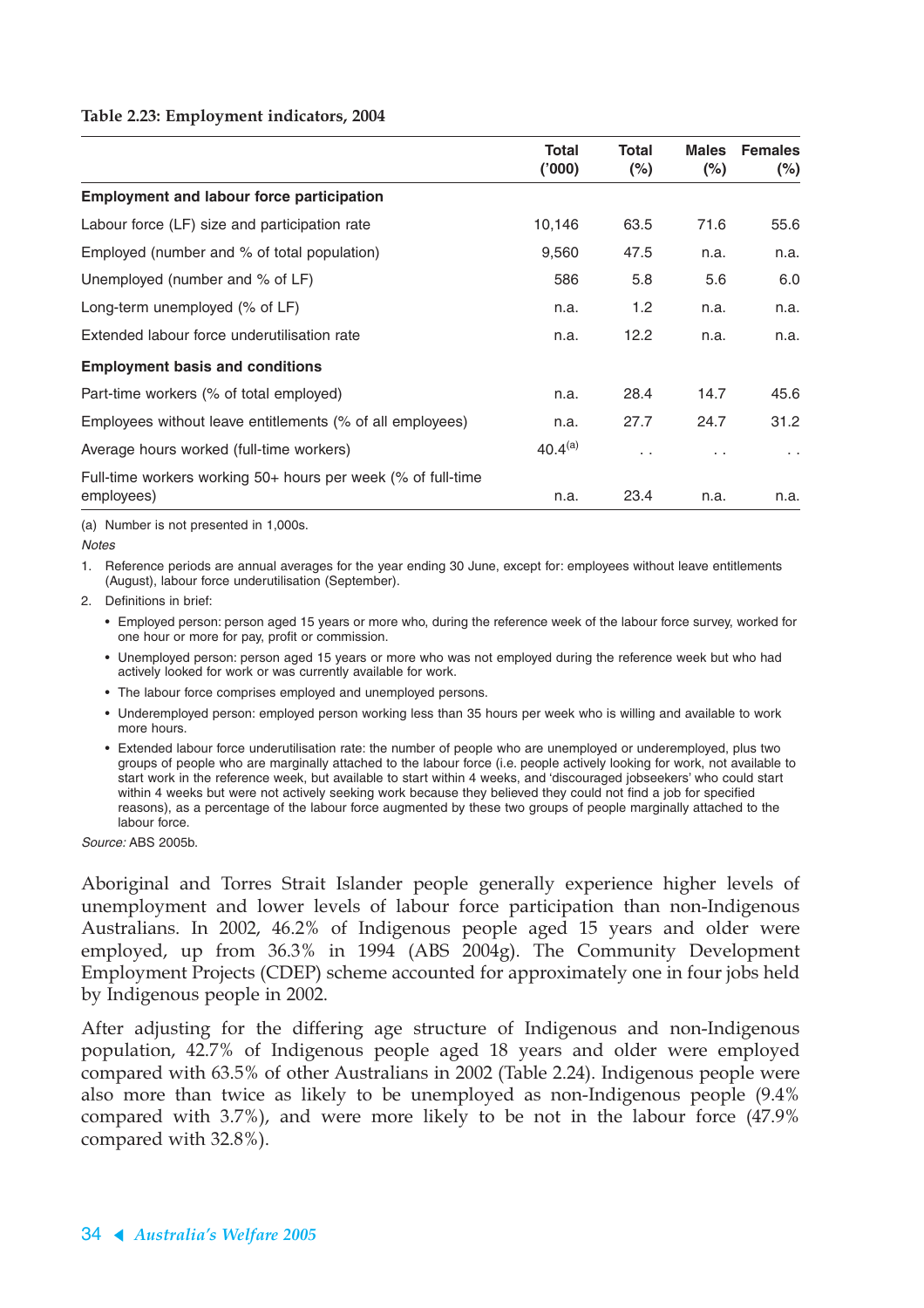**Table 2.23: Employment indicators, 2004**

| | Total ('000) | Total (%) | Males (%) | Females (%) |
|---|---|---|---|---|
| **Employment and labour force participation** | | | | |
| Labour force (LF) size and participation rate | 10,146 | 63.5 | 71.6 | 55.6 |
| Employed (number and % of total population) | 9,560 | 47.5 | n.a. | n.a. |
| Unemployed (number and % of LF) | 586 | 5.8 | 5.6 | 6.0 |
| Long-term unemployed (% of LF) | n.a. | 1.2 | n.a. | n.a. |
| Extended labour force underutilisation rate | n.a. | 12.2 | n.a. | n.a. |
| **Employment basis and conditions** | | | | |
| Part-time workers (% of total employed) | n.a. | 28.4 | 14.7 | 45.6 |
| Employees without leave entitlements (% of all employees) | n.a. | 27.7 | 24.7 | 31.2 |
| Average hours worked (full-time workers) | 40.4[(a)] | . . | . . | . . |
| Full-time workers working 50+ hours per week (% of full-time employees) | n.a. | 23.4 | n.a. | n.a. |

(a) Number is not presented in 1,000s.

*Notes*

1. Reference periods are annual averages for the year ending 30 June, except for: employees without leave entitlements (August), labour force underutilisation (September).
2. Definitions in brief:
   - Employed person: person aged 15 years or more who, during the reference week of the labour force survey, worked for one hour or more for pay, profit or commission.
   - Unemployed person: person aged 15 years or more who was not employed during the reference week but who had actively looked for work or was currently available for work.
   - The labour force comprises employed and unemployed persons.
   - Underemployed person: employed person working less than 35 hours per week who is willing and available to work more hours.
   - Extended labour force underutilisation rate: the number of people who are unemployed or underemployed, plus two groups of people who are marginally attached to the labour force (i.e. people actively looking for work, not available to start work in the reference week, but available to start within 4 weeks, and 'discouraged jobseekers' who could start within 4 weeks but were not actively seeking work because they believed they could not find a job for specified reasons), as a percentage of the labour force augmented by these two groups of people marginally attached to the labour force.

*Source:* ABS 2005b.

Aboriginal and Torres Strait Islander people generally experience higher levels of unemployment and lower levels of labour force participation than non-Indigenous Australians. In 2002, 46.2% of Indigenous people aged 15 years and older were employed, up from 36.3% in 1994 (ABS 2004g). The Community Development Employment Projects (CDEP) scheme accounted for approximately one in four jobs held by Indigenous people in 2002.

After adjusting for the differing age structure of Indigenous and non-Indigenous population, 42.7% of Indigenous people aged 18 years and older were employed compared with 63.5% of other Australians in 2002 (Table 2.24). Indigenous people were also more than twice as likely to be unemployed as non-Indigenous people (9.4% compared with 3.7%), and were more likely to be not in the labour force (47.9% compared with 32.8%).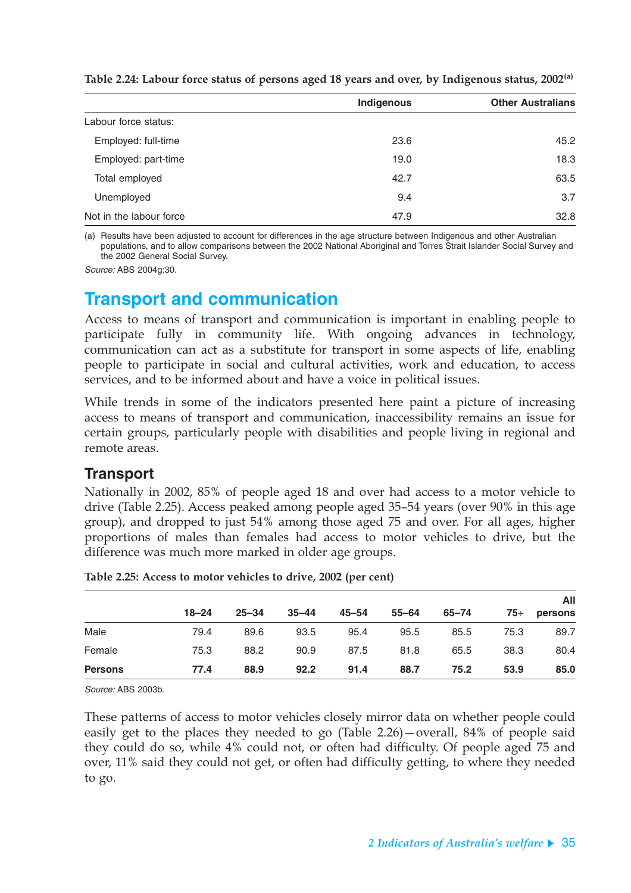**Table 2.24: Labour force status of persons aged 18 years and over, by Indigenous status, 2002[a]**

| | Indigenous | Other Australians |
|---|---|---|
| Labour force status: | | |
| Employed: full-time | 23.6 | 45.2 |
| Employed: part-time | 19.0 | 18.3 |
| Total employed | 42.7 | 63.5 |
| Unemployed | 9.4 | 3.7 |
| Not in the labour force | 47.9 | 32.8 |

(a) Results have been adjusted to account for differences in the age structure between Indigenous and other Australian populations, and to allow comparisons between the 2002 National Aboriginal and Torres Strait Islander Social Survey and the 2002 General Social Survey.

*Source:* ABS 2004g:30.

## Transport and communication

Access to means of transport and communication is important in enabling people to participate fully in community life. With ongoing advances in technology, communication can act as a substitute for transport in some aspects of life, enabling people to participate in social and cultural activities, work and education, to access services, and to be informed about and have a voice in political issues.

While trends in some of the indicators presented here paint a picture of increasing access to means of transport and communication, inaccessibility remains an issue for certain groups, particularly people with disabilities and people living in regional and remote areas.

### Transport

Nationally in 2002, 85% of people aged 18 and over had access to a motor vehicle to drive (Table 2.25). Access peaked among people aged 35–54 years (over 90% in this age group), and dropped to just 54% among those aged 75 and over. For all ages, higher proportions of males than females had access to motor vehicles to drive, but the difference was much more marked in older age groups.

**Table 2.25: Access to motor vehicles to drive, 2002 (per cent)**

| | 18–24 | 25–34 | 35–44 | 45–54 | 55–64 | 65–74 | 75+ | All persons |
|---|---|---|---|---|---|---|---|---|
| Male | 79.4 | 89.6 | 93.5 | 95.4 | 95.5 | 85.5 | 75.3 | 89.7 |
| Female | 75.3 | 88.2 | 90.9 | 87.5 | 81.8 | 65.5 | 38.3 | 80.4 |
| **Persons** | **77.4** | **88.9** | **92.2** | **91.4** | **88.7** | **75.2** | **53.9** | **85.0** |

*Source:* ABS 2003b.

These patterns of access to motor vehicles closely mirror data on whether people could easily get to the places they needed to go (Table 2.26)—overall, 84% of people said they could do so, while 4% could not, or often had difficulty. Of people aged 75 and over, 11% said they could not get, or often had difficulty getting, to where they needed to go.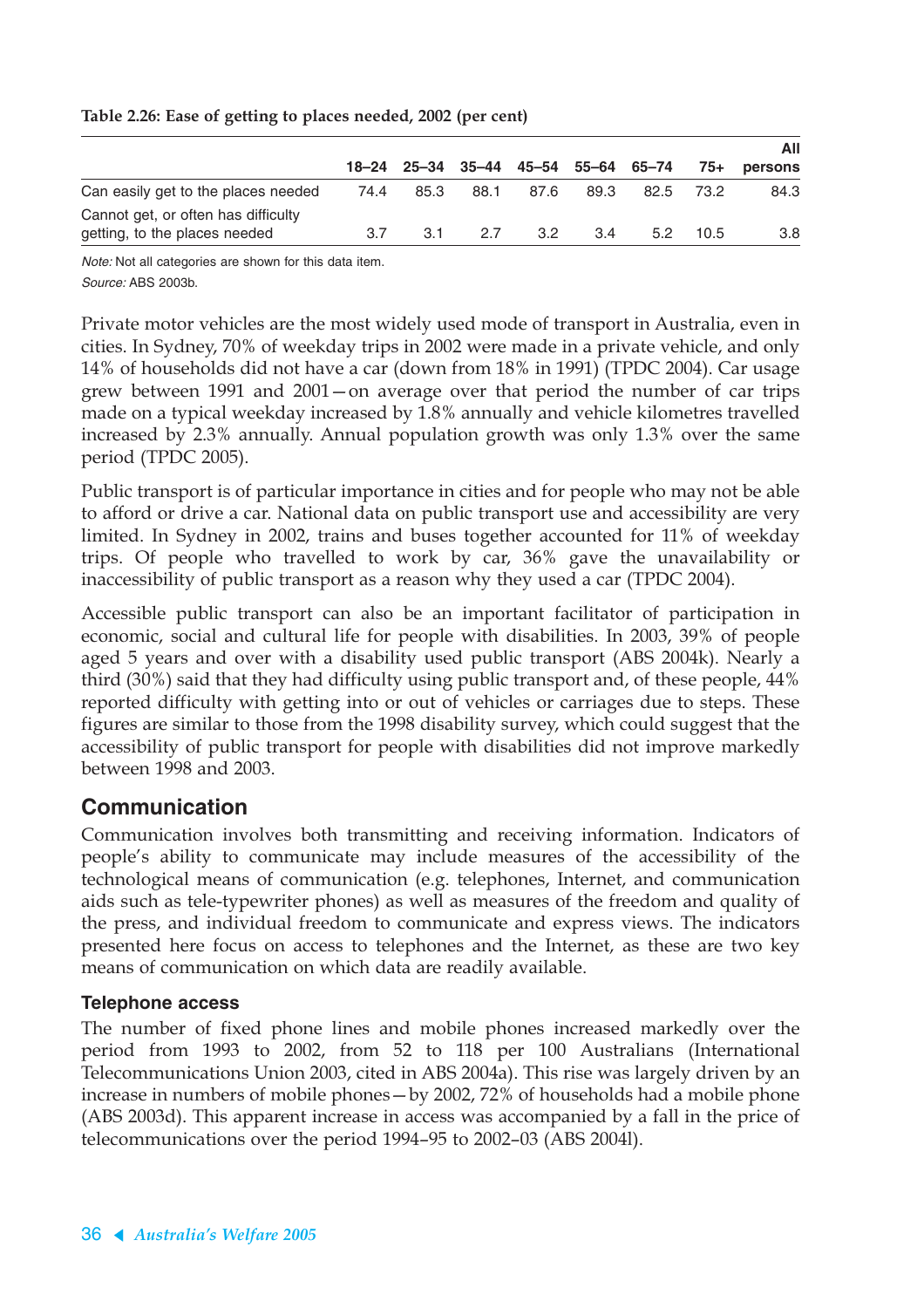**Table 2.26: Ease of getting to places needed, 2002 (per cent)**

| | 18–24 | 25–34 | 35–44 | 45–54 | 55–64 | 65–74 | 75+ | All persons |
|---|---|---|---|---|---|---|---|---|
| Can easily get to the places needed | 74.4 | 85.3 | 88.1 | 87.6 | 89.3 | 82.5 | 73.2 | 84.3 |
| Cannot get, or often has difficulty getting, to the places needed | 3.7 | 3.1 | 2.7 | 3.2 | 3.4 | 5.2 | 10.5 | 3.8 |

*Note:* Not all categories are shown for this data item.

*Source:* ABS 2003b.

Private motor vehicles are the most widely used mode of transport in Australia, even in cities. In Sydney, 70% of weekday trips in 2002 were made in a private vehicle, and only 14% of households did not have a car (down from 18% in 1991) (TPDC 2004). Car usage grew between 1991 and 2001—on average over that period the number of car trips made on a typical weekday increased by 1.8% annually and vehicle kilometres travelled increased by 2.3% annually. Annual population growth was only 1.3% over the same period (TPDC 2005).

Public transport is of particular importance in cities and for people who may not be able to afford or drive a car. National data on public transport use and accessibility are very limited. In Sydney in 2002, trains and buses together accounted for 11% of weekday trips. Of people who travelled to work by car, 36% gave the unavailability or inaccessibility of public transport as a reason why they used a car (TPDC 2004).

Accessible public transport can also be an important facilitator of participation in economic, social and cultural life for people with disabilities. In 2003, 39% of people aged 5 years and over with a disability used public transport (ABS 2004k). Nearly a third (30%) said that they had difficulty using public transport and, of these people, 44% reported difficulty with getting into or out of vehicles or carriages due to steps. These figures are similar to those from the 1998 disability survey, which could suggest that the accessibility of public transport for people with disabilities did not improve markedly between 1998 and 2003.

## Communication

Communication involves both transmitting and receiving information. Indicators of people's ability to communicate may include measures of the accessibility of the technological means of communication (e.g. telephones, Internet, and communication aids such as tele-typewriter phones) as well as measures of the freedom and quality of the press, and individual freedom to communicate and express views. The indicators presented here focus on access to telephones and the Internet, as these are two key means of communication on which data are readily available.

### Telephone access

The number of fixed phone lines and mobile phones increased markedly over the period from 1993 to 2002, from 52 to 118 per 100 Australians (International Telecommunications Union 2003, cited in ABS 2004a). This rise was largely driven by an increase in numbers of mobile phones—by 2002, 72% of households had a mobile phone (ABS 2003d). This apparent increase in access was accompanied by a fall in the price of telecommunications over the period 1994–95 to 2002–03 (ABS 2004l).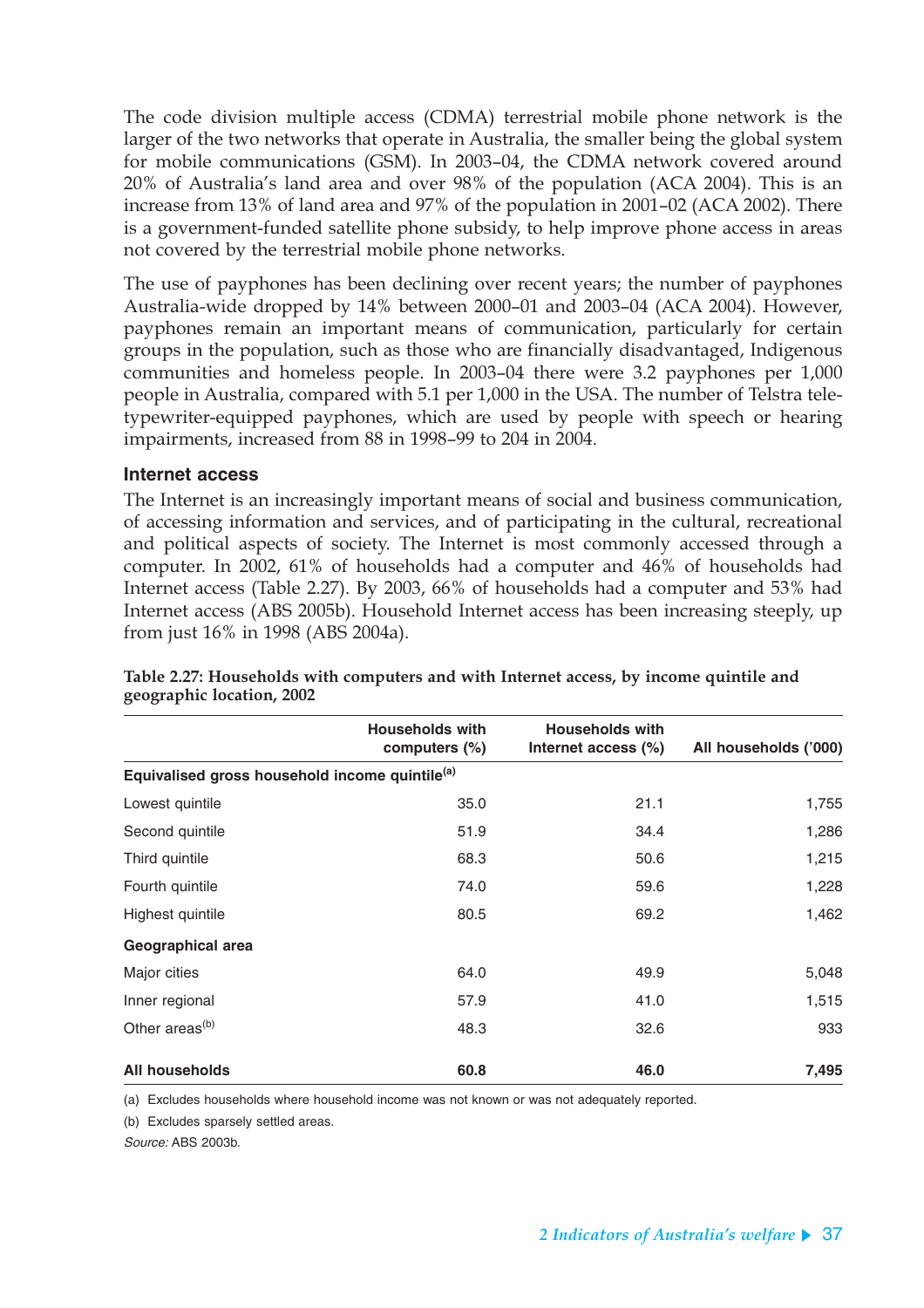The code division multiple access (CDMA) terrestrial mobile phone network is the larger of the two networks that operate in Australia, the smaller being the global system for mobile communications (GSM). In 2003–04, the CDMA network covered around 20% of Australia's land area and over 98% of the population (ACA 2004). This is an increase from 13% of land area and 97% of the population in 2001–02 (ACA 2002). There is a government-funded satellite phone subsidy, to help improve phone access in areas not covered by the terrestrial mobile phone networks.

The use of payphones has been declining over recent years; the number of payphones Australia-wide dropped by 14% between 2000–01 and 2003–04 (ACA 2004). However, payphones remain an important means of communication, particularly for certain groups in the population, such as those who are financially disadvantaged, Indigenous communities and homeless people. In 2003–04 there were 3.2 payphones per 1,000 people in Australia, compared with 5.1 per 1,000 in the USA. The number of Telstra teletypewriter-equipped payphones, which are used by people with speech or hearing impairments, increased from 88 in 1998–99 to 204 in 2004.

### Internet access

The Internet is an increasingly important means of social and business communication, of accessing information and services, and of participating in the cultural, recreational and political aspects of society. The Internet is most commonly accessed through a computer. In 2002, 61% of households had a computer and 46% of households had Internet access (Table 2.27). By 2003, 66% of households had a computer and 53% had Internet access (ABS 2005b). Household Internet access has been increasing steeply, up from just 16% in 1998 (ABS 2004a).

**Table 2.27: Households with computers and with Internet access, by income quintile and geographic location, 2002**

| | Households with computers (%) | Households with Internet access (%) | All households ('000) |
|---|---|---|---|
| **Equivalised gross household income quintile[a]** | | | |
| Lowest quintile | 35.0 | 21.1 | 1,755 |
| Second quintile | 51.9 | 34.4 | 1,286 |
| Third quintile | 68.3 | 50.6 | 1,215 |
| Fourth quintile | 74.0 | 59.6 | 1,228 |
| Highest quintile | 80.5 | 69.2 | 1,462 |
| **Geographical area** | | | |
| Major cities | 64.0 | 49.9 | 5,048 |
| Inner regional | 57.9 | 41.0 | 1,515 |
| Other areas[b] | 48.3 | 32.6 | 933 |
| **All households** | **60.8** | **46.0** | **7,495** |

(a) Excludes households where household income was not known or was not adequately reported.

(b) Excludes sparsely settled areas.

*Source:* ABS 2003b.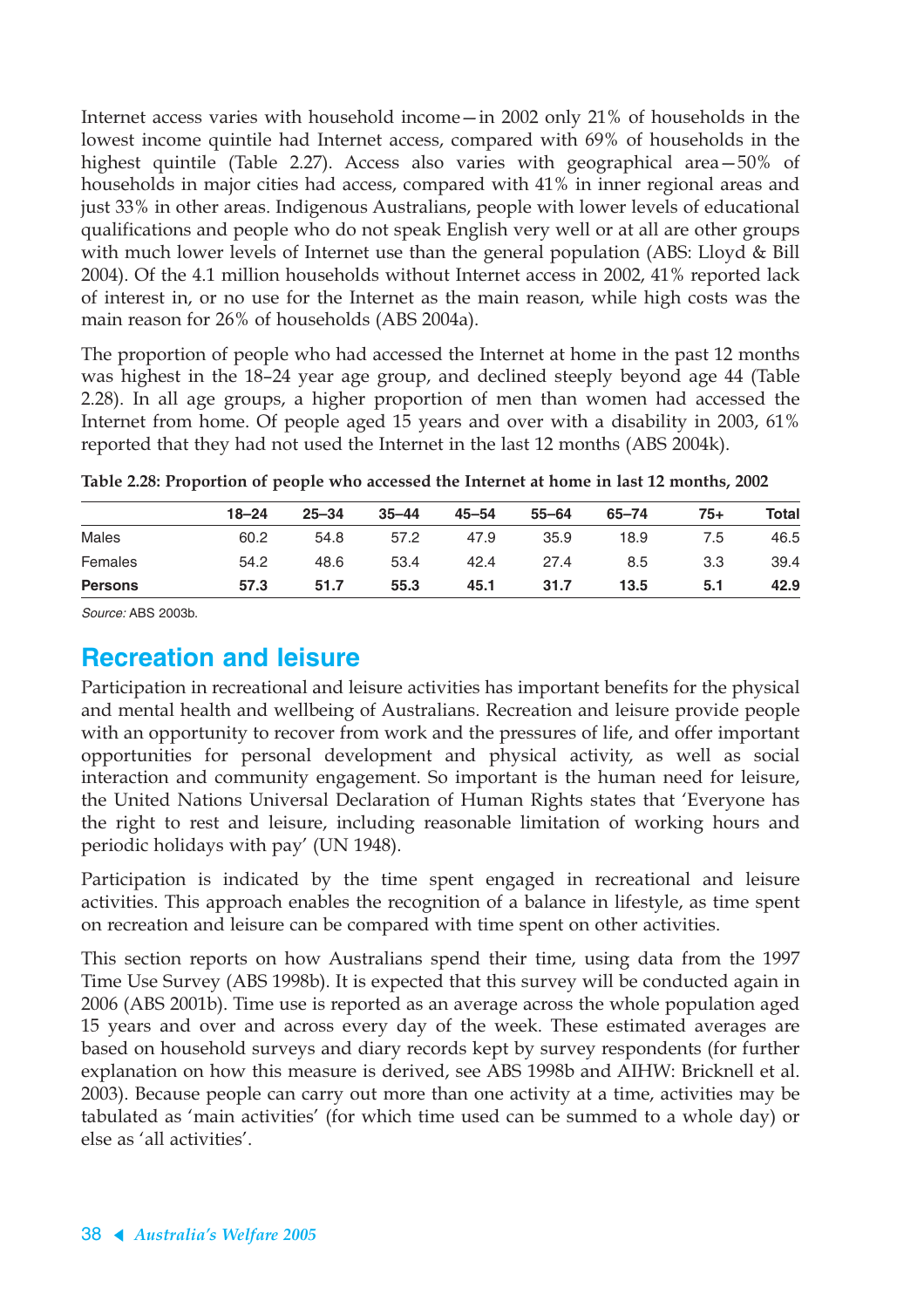Internet access varies with household income—in 2002 only 21% of households in the lowest income quintile had Internet access, compared with 69% of households in the highest quintile (Table 2.27). Access also varies with geographical area—50% of households in major cities had access, compared with 41% in inner regional areas and just 33% in other areas. Indigenous Australians, people with lower levels of educational qualifications and people who do not speak English very well or at all are other groups with much lower levels of Internet use than the general population (ABS: Lloyd & Bill 2004). Of the 4.1 million households without Internet access in 2002, 41% reported lack of interest in, or no use for the Internet as the main reason, while high costs was the main reason for 26% of households (ABS 2004a).

The proportion of people who had accessed the Internet at home in the past 12 months was highest in the 18–24 year age group, and declined steeply beyond age 44 (Table 2.28). In all age groups, a higher proportion of men than women had accessed the Internet from home. Of people aged 15 years and over with a disability in 2003, 61% reported that they had not used the Internet in the last 12 months (ABS 2004k).

**Table 2.28: Proportion of people who accessed the Internet at home in last 12 months, 2002**

| | 18–24 | 25–34 | 35–44 | 45–54 | 55–64 | 65–74 | 75+ | Total |
|---|---|---|---|---|---|---|---|---|
| Males | 60.2 | 54.8 | 57.2 | 47.9 | 35.9 | 18.9 | 7.5 | 46.5 |
| Females | 54.2 | 48.6 | 53.4 | 42.4 | 27.4 | 8.5 | 3.3 | 39.4 |
| **Persons** | **57.3** | **51.7** | **55.3** | **45.1** | **31.7** | **13.5** | **5.1** | **42.9** |

*Source:* ABS 2003b.

## Recreation and leisure

Participation in recreational and leisure activities has important benefits for the physical and mental health and wellbeing of Australians. Recreation and leisure provide people with an opportunity to recover from work and the pressures of life, and offer important opportunities for personal development and physical activity, as well as social interaction and community engagement. So important is the human need for leisure, the United Nations Universal Declaration of Human Rights states that 'Everyone has the right to rest and leisure, including reasonable limitation of working hours and periodic holidays with pay' (UN 1948).

Participation is indicated by the time spent engaged in recreational and leisure activities. This approach enables the recognition of a balance in lifestyle, as time spent on recreation and leisure can be compared with time spent on other activities.

This section reports on how Australians spend their time, using data from the 1997 Time Use Survey (ABS 1998b). It is expected that this survey will be conducted again in 2006 (ABS 2001b). Time use is reported as an average across the whole population aged 15 years and over and across every day of the week. These estimated averages are based on household surveys and diary records kept by survey respondents (for further explanation on how this measure is derived, see ABS 1998b and AIHW: Bricknell et al. 2003). Because people can carry out more than one activity at a time, activities may be tabulated as 'main activities' (for which time used can be summed to a whole day) or else as 'all activities'.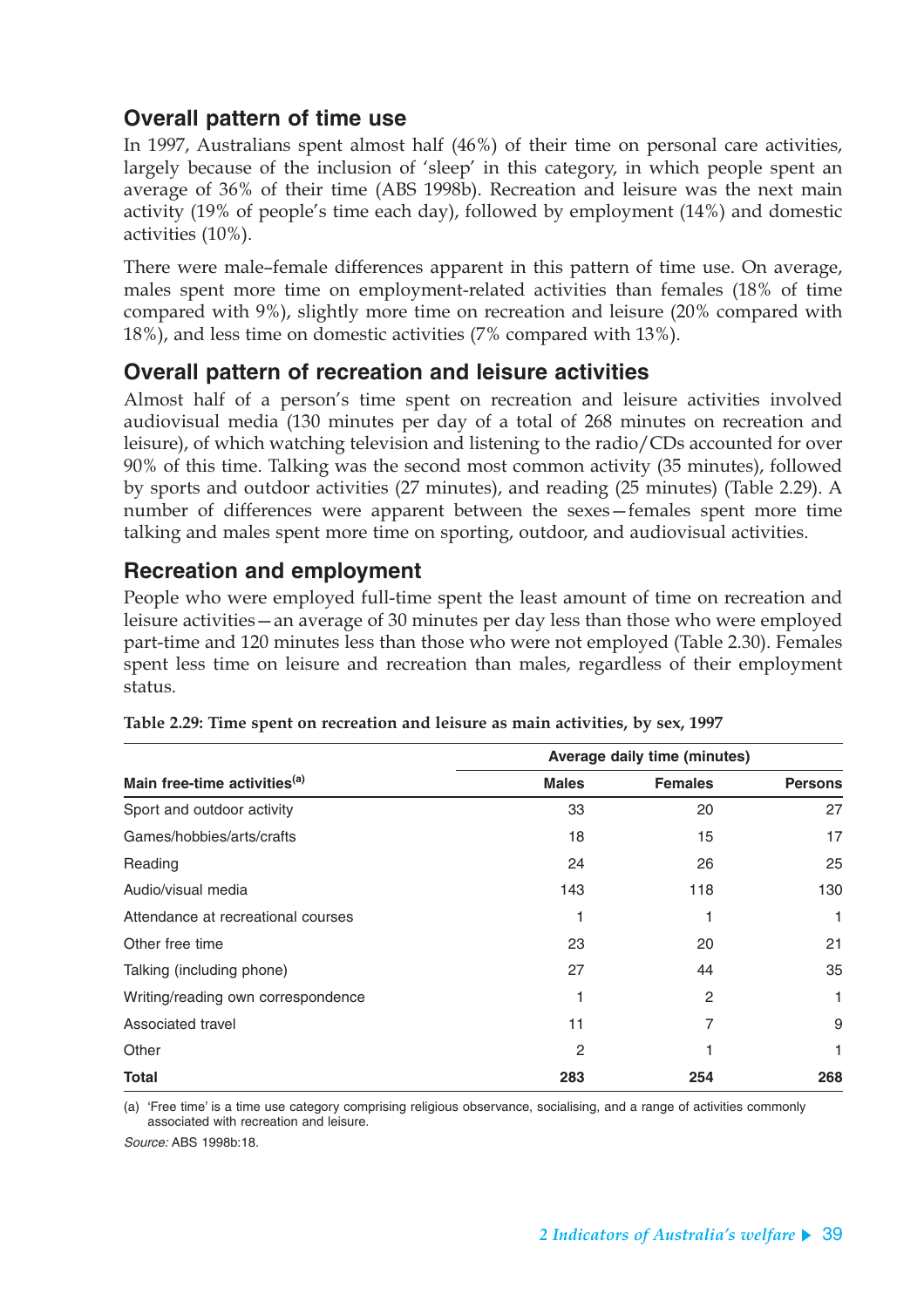## Overall pattern of time use

In 1997, Australians spent almost half (46%) of their time on personal care activities, largely because of the inclusion of 'sleep' in this category, in which people spent an average of 36% of their time (ABS 1998b). Recreation and leisure was the next main activity (19% of people's time each day), followed by employment (14%) and domestic activities (10%).

There were male–female differences apparent in this pattern of time use. On average, males spent more time on employment-related activities than females (18% of time compared with 9%), slightly more time on recreation and leisure (20% compared with 18%), and less time on domestic activities (7% compared with 13%).

## Overall pattern of recreation and leisure activities

Almost half of a person's time spent on recreation and leisure activities involved audiovisual media (130 minutes per day of a total of 268 minutes on recreation and leisure), of which watching television and listening to the radio/CDs accounted for over 90% of this time. Talking was the second most common activity (35 minutes), followed by sports and outdoor activities (27 minutes), and reading (25 minutes) (Table 2.29). A number of differences were apparent between the sexes—females spent more time talking and males spent more time on sporting, outdoor, and audiovisual activities.

## Recreation and employment

People who were employed full-time spent the least amount of time on recreation and leisure activities—an average of 30 minutes per day less than those who were employed part-time and 120 minutes less than those who were not employed (Table 2.30). Females spent less time on leisure and recreation than males, regardless of their employment status.

**Table 2.29: Time spent on recreation and leisure as main activities, by sex, 1997**

| | Average daily time (minutes) | | |
|---|---|---|---|
| **Main free-time activities[(a)]** | **Males** | **Females** | **Persons** |
| Sport and outdoor activity | 33 | 20 | 27 |
| Games/hobbies/arts/crafts | 18 | 15 | 17 |
| Reading | 24 | 26 | 25 |
| Audio/visual media | 143 | 118 | 130 |
| Attendance at recreational courses | 1 | 1 | 1 |
| Other free time | 23 | 20 | 21 |
| Talking (including phone) | 27 | 44 | 35 |
| Writing/reading own correspondence | 1 | 2 | 1 |
| Associated travel | 11 | 7 | 9 |
| Other | 2 | 1 | 1 |
| **Total** | **283** | **254** | **268** |

(a) 'Free time' is a time use category comprising religious observance, socialising, and a range of activities commonly associated with recreation and leisure.

*Source:* ABS 1998b:18.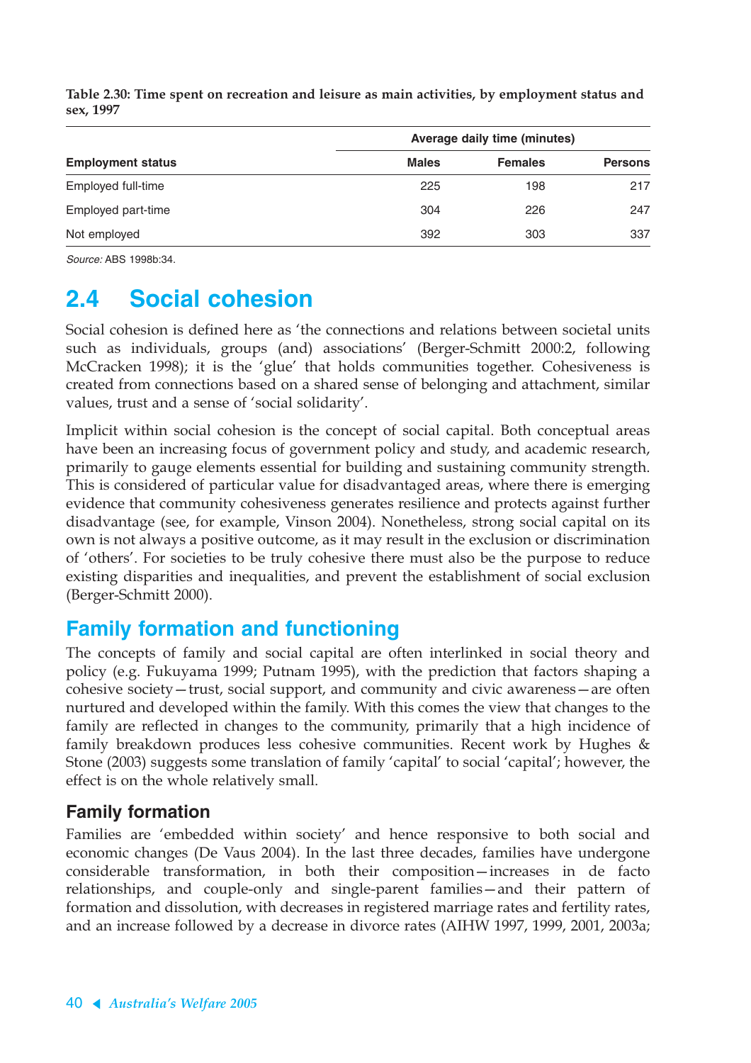**Table 2.30: Time spent on recreation and leisure as main activities, by employment status and sex, 1997**

| | Average daily time (minutes) | | |
|---|---|---|---|
| **Employment status** | **Males** | **Females** | **Persons** |
| Employed full-time | 225 | 198 | 217 |
| Employed part-time | 304 | 226 | 247 |
| Not employed | 392 | 303 | 337 |

*Source:* ABS 1998b:34.

## 2.4 Social cohesion

Social cohesion is defined here as 'the connections and relations between societal units such as individuals, groups (and) associations' (Berger-Schmitt 2000:2, following McCracken 1998); it is the 'glue' that holds communities together. Cohesiveness is created from connections based on a shared sense of belonging and attachment, similar values, trust and a sense of 'social solidarity'.

Implicit within social cohesion is the concept of social capital. Both conceptual areas have been an increasing focus of government policy and study, and academic research, primarily to gauge elements essential for building and sustaining community strength. This is considered of particular value for disadvantaged areas, where there is emerging evidence that community cohesiveness generates resilience and protects against further disadvantage (see, for example, Vinson 2004). Nonetheless, strong social capital on its own is not always a positive outcome, as it may result in the exclusion or discrimination of 'others'. For societies to be truly cohesive there must also be the purpose to reduce existing disparities and inequalities, and prevent the establishment of social exclusion (Berger-Schmitt 2000).

## Family formation and functioning

The concepts of family and social capital are often interlinked in social theory and policy (e.g. Fukuyama 1999; Putnam 1995), with the prediction that factors shaping a cohesive society—trust, social support, and community and civic awareness—are often nurtured and developed within the family. With this comes the view that changes to the family are reflected in changes to the community, primarily that a high incidence of family breakdown produces less cohesive communities. Recent work by Hughes & Stone (2003) suggests some translation of family 'capital' to social 'capital'; however, the effect is on the whole relatively small.

### Family formation

Families are 'embedded within society' and hence responsive to both social and economic changes (De Vaus 2004). In the last three decades, families have undergone considerable transformation, in both their composition—increases in de facto relationships, and couple-only and single-parent families—and their pattern of formation and dissolution, with decreases in registered marriage rates and fertility rates, and an increase followed by a decrease in divorce rates (AIHW 1997, 1999, 2001, 2003a;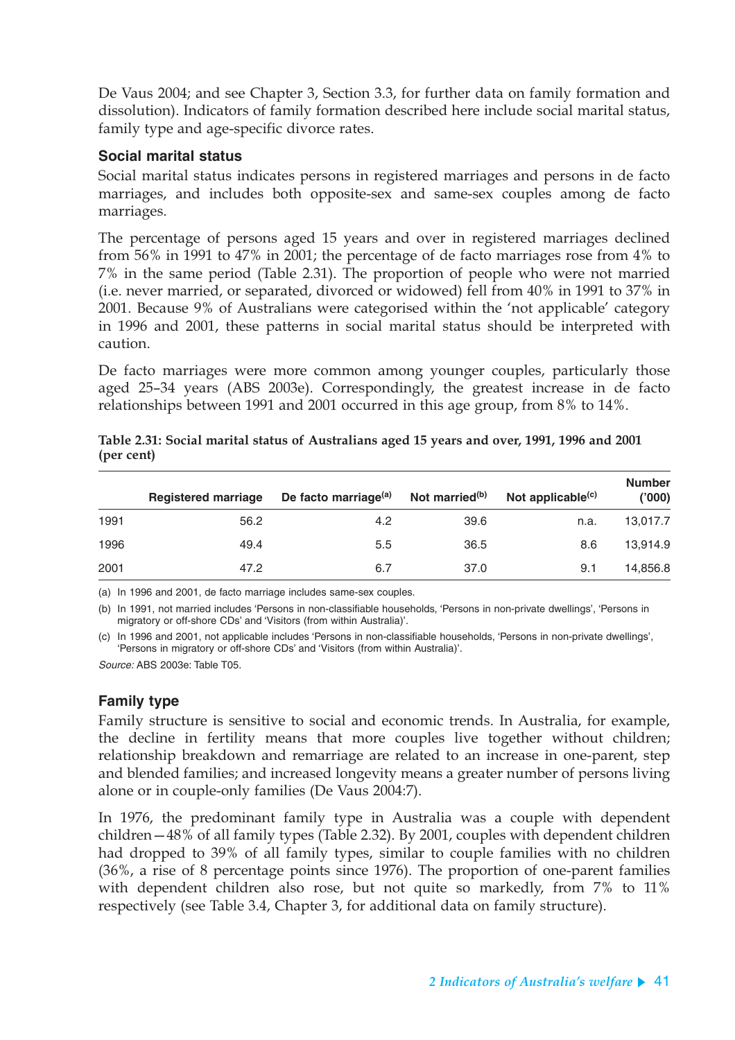De Vaus 2004; and see Chapter 3, Section 3.3, for further data on family formation and dissolution). Indicators of family formation described here include social marital status, family type and age-specific divorce rates.

### Social marital status

Social marital status indicates persons in registered marriages and persons in de facto marriages, and includes both opposite-sex and same-sex couples among de facto marriages.

The percentage of persons aged 15 years and over in registered marriages declined from 56% in 1991 to 47% in 2001; the percentage of de facto marriages rose from 4% to 7% in the same period (Table 2.31). The proportion of people who were not married (i.e. never married, or separated, divorced or widowed) fell from 40% in 1991 to 37% in 2001. Because 9% of Australians were categorised within the 'not applicable' category in 1996 and 2001, these patterns in social marital status should be interpreted with caution.

De facto marriages were more common among younger couples, particularly those aged 25–34 years (ABS 2003e). Correspondingly, the greatest increase in de facto relationships between 1991 and 2001 occurred in this age group, from 8% to 14%.

**Table 2.31: Social marital status of Australians aged 15 years and over, 1991, 1996 and 2001 (per cent)**

| | Registered marriage | De facto marriage[(a)] | Not married[(b)] | Not applicable[(c)] | Number ('000) |
|---|---|---|---|---|---|
| 1991 | 56.2 | 4.2 | 39.6 | n.a. | 13,017.7 |
| 1996 | 49.4 | 5.5 | 36.5 | 8.6 | 13,914.9 |
| 2001 | 47.2 | 6.7 | 37.0 | 9.1 | 14,856.8 |

(a) In 1996 and 2001, de facto marriage includes same-sex couples.

(b) In 1991, not married includes 'Persons in non-classifiable households, 'Persons in non-private dwellings', 'Persons in migratory or off-shore CDs' and 'Visitors (from within Australia)'.

(c) In 1996 and 2001, not applicable includes 'Persons in non-classifiable households, 'Persons in non-private dwellings', 'Persons in migratory or off-shore CDs' and 'Visitors (from within Australia)'.

*Source:* ABS 2003e: Table T05.

### Family type

Family structure is sensitive to social and economic trends. In Australia, for example, the decline in fertility means that more couples live together without children; relationship breakdown and remarriage are related to an increase in one-parent, step and blended families; and increased longevity means a greater number of persons living alone or in couple-only families (De Vaus 2004:7).

In 1976, the predominant family type in Australia was a couple with dependent children—48% of all family types (Table 2.32). By 2001, couples with dependent children had dropped to 39% of all family types, similar to couple families with no children (36%, a rise of 8 percentage points since 1976). The proportion of one-parent families with dependent children also rose, but not quite so markedly, from 7% to 11% respectively (see Table 3.4, Chapter 3, for additional data on family structure).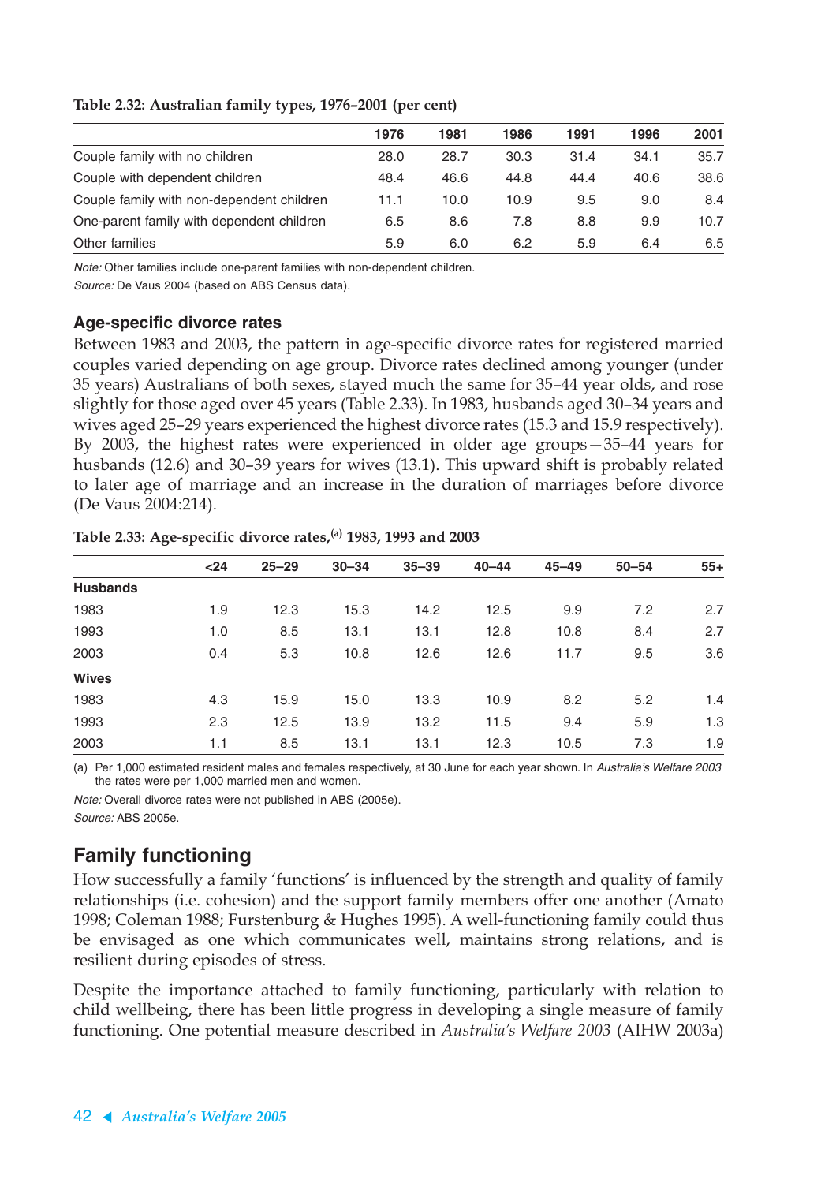**Table 2.32: Australian family types, 1976–2001 (per cent)**

| | 1976 | 1981 | 1986 | 1991 | 1996 | 2001 |
|---|---|---|---|---|---|---|
| Couple family with no children | 28.0 | 28.7 | 30.3 | 31.4 | 34.1 | 35.7 |
| Couple with dependent children | 48.4 | 46.6 | 44.8 | 44.4 | 40.6 | 38.6 |
| Couple family with non-dependent children | 11.1 | 10.0 | 10.9 | 9.5 | 9.0 | 8.4 |
| One-parent family with dependent children | 6.5 | 8.6 | 7.8 | 8.8 | 9.9 | 10.7 |
| Other families | 5.9 | 6.0 | 6.2 | 5.9 | 6.4 | 6.5 |

*Note:* Other families include one-parent families with non-dependent children.

*Source:* De Vaus 2004 (based on ABS Census data).

### Age-specific divorce rates

Between 1983 and 2003, the pattern in age-specific divorce rates for registered married couples varied depending on age group. Divorce rates declined among younger (under 35 years) Australians of both sexes, stayed much the same for 35–44 year olds, and rose slightly for those aged over 45 years (Table 2.33). In 1983, husbands aged 30–34 years and wives aged 25–29 years experienced the highest divorce rates (15.3 and 15.9 respectively). By 2003, the highest rates were experienced in older age groups—35–44 years for husbands (12.6) and 30–39 years for wives (13.1). This upward shift is probably related to later age of marriage and an increase in the duration of marriages before divorce (De Vaus 2004:214).

**Table 2.33: Age-specific divorce rates,[a] 1983, 1993 and 2003**

| | <24 | 25–29 | 30–34 | 35–39 | 40–44 | 45–49 | 50–54 | 55+ |
|---|---|---|---|---|---|---|---|---|
| **Husbands** | | | | | | | | |
| 1983 | 1.9 | 12.3 | 15.3 | 14.2 | 12.5 | 9.9 | 7.2 | 2.7 |
| 1993 | 1.0 | 8.5 | 13.1 | 13.1 | 12.8 | 10.8 | 8.4 | 2.7 |
| 2003 | 0.4 | 5.3 | 10.8 | 12.6 | 12.6 | 11.7 | 9.5 | 3.6 |
| **Wives** | | | | | | | | |
| 1983 | 4.3 | 15.9 | 15.0 | 13.3 | 10.9 | 8.2 | 5.2 | 1.4 |
| 1993 | 2.3 | 12.5 | 13.9 | 13.2 | 11.5 | 9.4 | 5.9 | 1.3 |
| 2003 | 1.1 | 8.5 | 13.1 | 13.1 | 12.3 | 10.5 | 7.3 | 1.9 |

(a) Per 1,000 estimated resident males and females respectively, at 30 June for each year shown. In *Australia's Welfare 2003* the rates were per 1,000 married men and women.

*Note:* Overall divorce rates were not published in ABS (2005e).

*Source:* ABS 2005e.

## Family functioning

How successfully a family 'functions' is influenced by the strength and quality of family relationships (i.e. cohesion) and the support family members offer one another (Amato 1998; Coleman 1988; Furstenburg & Hughes 1995). A well-functioning family could thus be envisaged as one which communicates well, maintains strong relations, and is resilient during episodes of stress.

Despite the importance attached to family functioning, particularly with relation to child wellbeing, there has been little progress in developing a single measure of family functioning. One potential measure described in *Australia's Welfare 2003* (AIHW 2003a)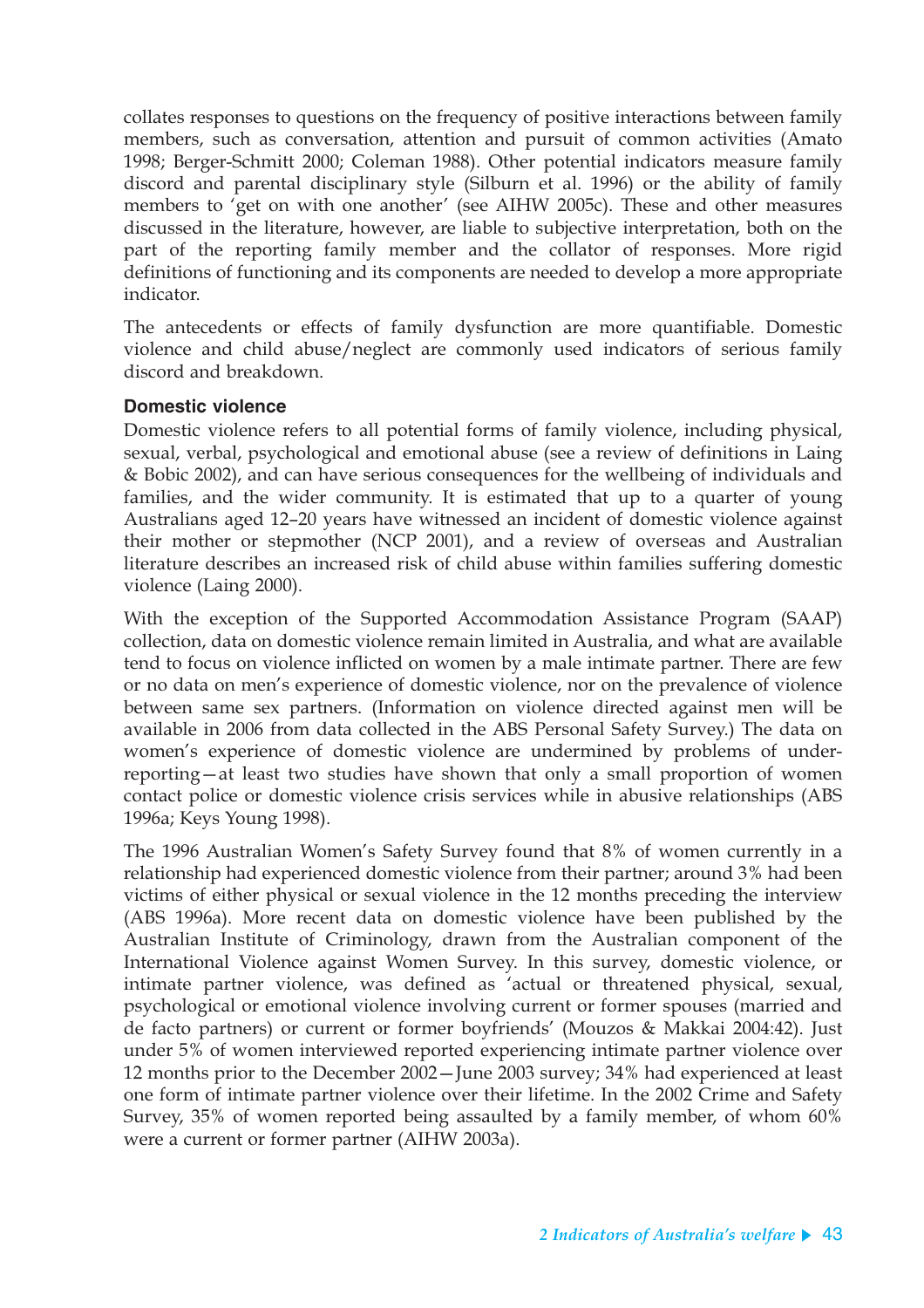collates responses to questions on the frequency of positive interactions between family members, such as conversation, attention and pursuit of common activities (Amato 1998; Berger-Schmitt 2000; Coleman 1988). Other potential indicators measure family discord and parental disciplinary style (Silburn et al. 1996) or the ability of family members to 'get on with one another' (see AIHW 2005c). These and other measures discussed in the literature, however, are liable to subjective interpretation, both on the part of the reporting family member and the collator of responses. More rigid definitions of functioning and its components are needed to develop a more appropriate indicator.

The antecedents or effects of family dysfunction are more quantifiable. Domestic violence and child abuse/neglect are commonly used indicators of serious family discord and breakdown.

#### Domestic violence

Domestic violence refers to all potential forms of family violence, including physical, sexual, verbal, psychological and emotional abuse (see a review of definitions in Laing & Bobic 2002), and can have serious consequences for the wellbeing of individuals and families, and the wider community. It is estimated that up to a quarter of young Australians aged 12–20 years have witnessed an incident of domestic violence against their mother or stepmother (NCP 2001), and a review of overseas and Australian literature describes an increased risk of child abuse within families suffering domestic violence (Laing 2000).

With the exception of the Supported Accommodation Assistance Program (SAAP) collection, data on domestic violence remain limited in Australia, and what are available tend to focus on violence inflicted on women by a male intimate partner. There are few or no data on men's experience of domestic violence, nor on the prevalence of violence between same sex partners. (Information on violence directed against men will be available in 2006 from data collected in the ABS Personal Safety Survey.) The data on women's experience of domestic violence are undermined by problems of under-reporting—at least two studies have shown that only a small proportion of women contact police or domestic violence crisis services while in abusive relationships (ABS 1996a; Keys Young 1998).

The 1996 Australian Women's Safety Survey found that 8% of women currently in a relationship had experienced domestic violence from their partner; around 3% had been victims of either physical or sexual violence in the 12 months preceding the interview (ABS 1996a). More recent data on domestic violence have been published by the Australian Institute of Criminology, drawn from the Australian component of the International Violence against Women Survey. In this survey, domestic violence, or intimate partner violence, was defined as 'actual or threatened physical, sexual, psychological or emotional violence involving current or former spouses (married and de facto partners) or current or former boyfriends' (Mouzos & Makkai 2004:42). Just under 5% of women interviewed reported experiencing intimate partner violence over 12 months prior to the December 2002—June 2003 survey; 34% had experienced at least one form of intimate partner violence over their lifetime. In the 2002 Crime and Safety Survey, 35% of women reported being assaulted by a family member, of whom 60% were a current or former partner (AIHW 2003a).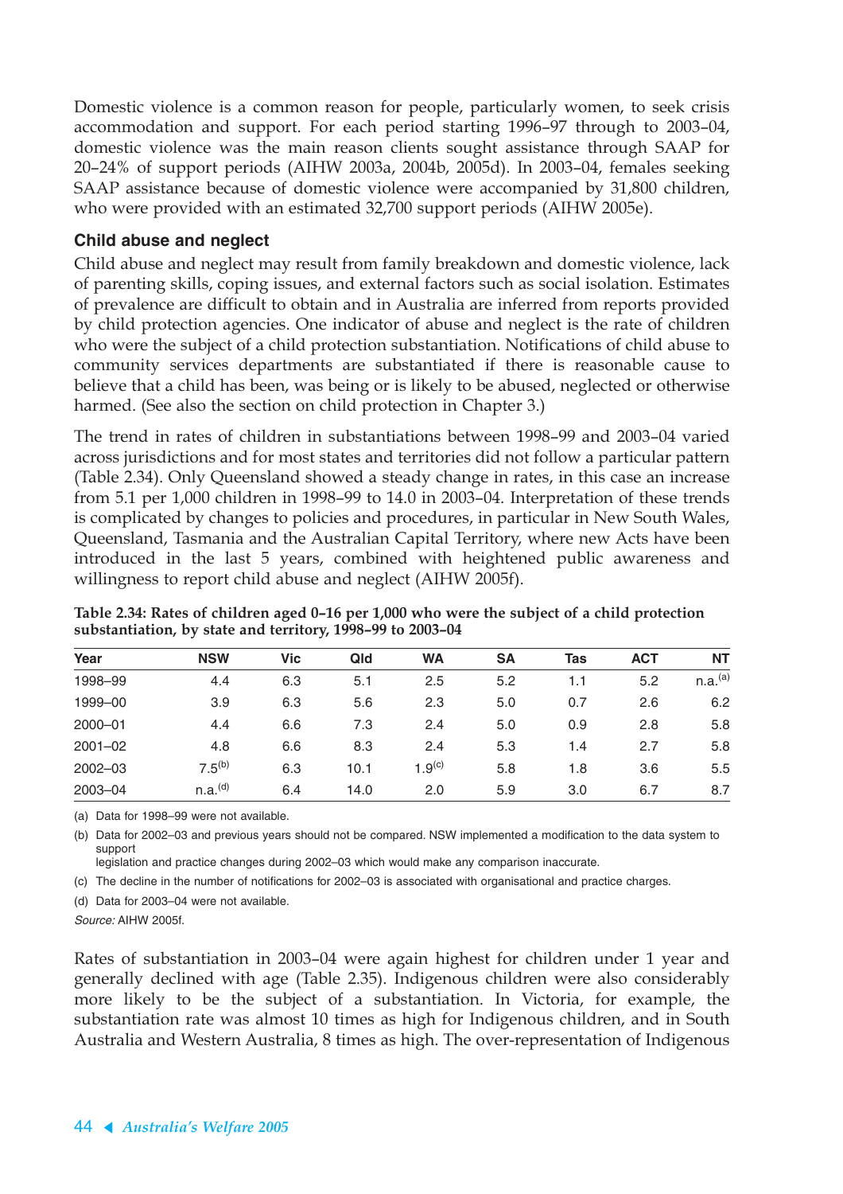Domestic violence is a common reason for people, particularly women, to seek crisis accommodation and support. For each period starting 1996–97 through to 2003–04, domestic violence was the main reason clients sought assistance through SAAP for 20–24% of support periods (AIHW 2003a, 2004b, 2005d). In 2003–04, females seeking SAAP assistance because of domestic violence were accompanied by 31,800 children, who were provided with an estimated 32,700 support periods (AIHW 2005e).

### Child abuse and neglect

Child abuse and neglect may result from family breakdown and domestic violence, lack of parenting skills, coping issues, and external factors such as social isolation. Estimates of prevalence are difficult to obtain and in Australia are inferred from reports provided by child protection agencies. One indicator of abuse and neglect is the rate of children who were the subject of a child protection substantiation. Notifications of child abuse to community services departments are substantiated if there is reasonable cause to believe that a child has been, was being or is likely to be abused, neglected or otherwise harmed. (See also the section on child protection in Chapter 3.)

The trend in rates of children in substantiations between 1998–99 and 2003–04 varied across jurisdictions and for most states and territories did not follow a particular pattern (Table 2.34). Only Queensland showed a steady change in rates, in this case an increase from 5.1 per 1,000 children in 1998–99 to 14.0 in 2003–04. Interpretation of these trends is complicated by changes to policies and procedures, in particular in New South Wales, Queensland, Tasmania and the Australian Capital Territory, where new Acts have been introduced in the last 5 years, combined with heightened public awareness and willingness to report child abuse and neglect (AIHW 2005f).

**Table 2.34: Rates of children aged 0–16 per 1,000 who were the subject of a child protection substantiation, by state and territory, 1998–99 to 2003–04**

| Year | NSW | Vic | Qld | WA | SA | Tas | ACT | NT |
|---|---|---|---|---|---|---|---|---|
| 1998–99 | 4.4 | 6.3 | 5.1 | 2.5 | 5.2 | 1.1 | 5.2 | n.a.[(a)] |
| 1999–00 | 3.9 | 6.3 | 5.6 | 2.3 | 5.0 | 0.7 | 2.6 | 6.2 |
| 2000–01 | 4.4 | 6.6 | 7.3 | 2.4 | 5.0 | 0.9 | 2.8 | 5.8 |
| 2001–02 | 4.8 | 6.6 | 8.3 | 2.4 | 5.3 | 1.4 | 2.7 | 5.8 |
| 2002–03 | 7.5[(b)] | 6.3 | 10.1 | 1.9[(c)] | 5.8 | 1.8 | 3.6 | 5.5 |
| 2003–04 | n.a.[(d)] | 6.4 | 14.0 | 2.0 | 5.9 | 3.0 | 6.7 | 8.7 |

(a) Data for 1998–99 were not available.

(b) Data for 2002–03 and previous years should not be compared. NSW implemented a modification to the data system to support legislation and practice changes during 2002–03 which would make any comparison inaccurate.

(c) The decline in the number of notifications for 2002–03 is associated with organisational and practice charges.

(d) Data for 2003–04 were not available.

*Source:* AIHW 2005f.

Rates of substantiation in 2003–04 were again highest for children under 1 year and generally declined with age (Table 2.35). Indigenous children were also considerably more likely to be the subject of a substantiation. In Victoria, for example, the substantiation rate was almost 10 times as high for Indigenous children, and in South Australia and Western Australia, 8 times as high. The over-representation of Indigenous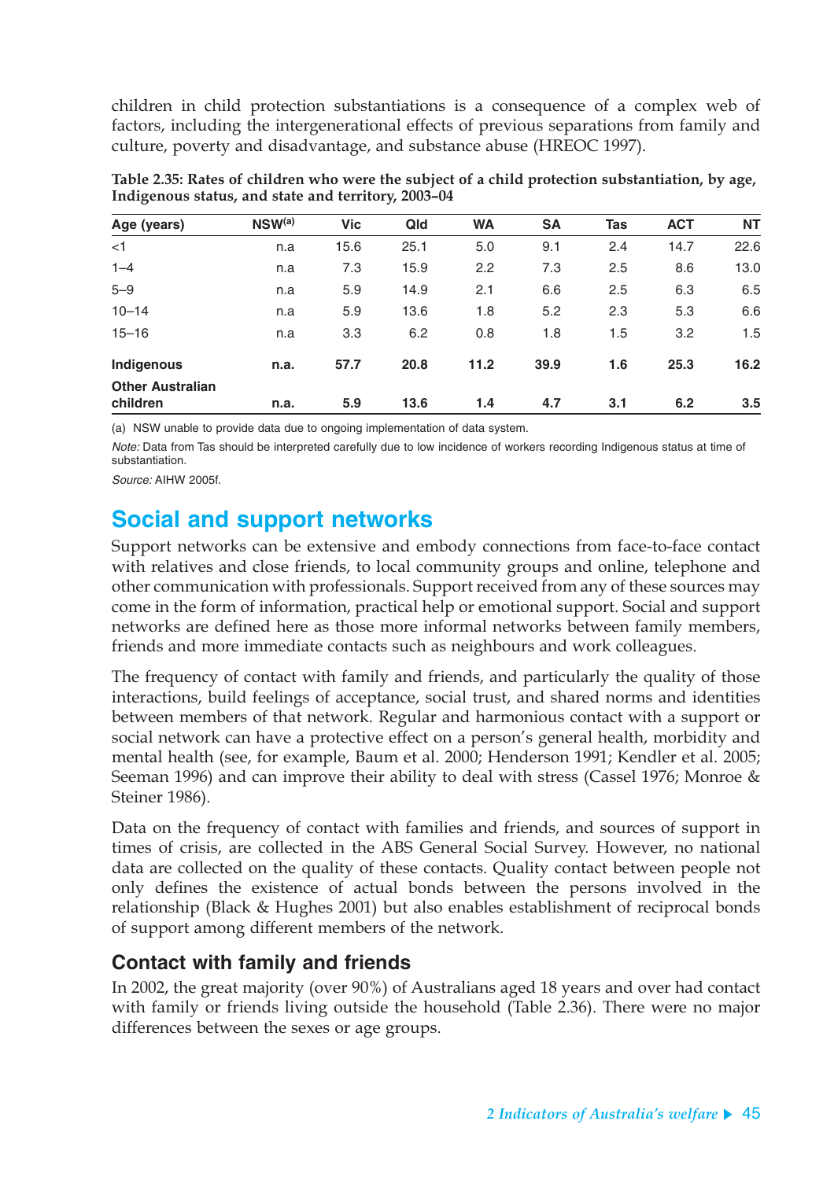children in child protection substantiations is a consequence of a complex web of factors, including the intergenerational effects of previous separations from family and culture, poverty and disadvantage, and substance abuse (HREOC 1997).

**Table 2.35: Rates of children who were the subject of a child protection substantiation, by age, Indigenous status, and state and territory, 2003–04**

| Age (years) | NSW[(a)] | Vic | Qld | WA | SA | Tas | ACT | NT |
|---|---|---|---|---|---|---|---|---|
| <1 | n.a | 15.6 | 25.1 | 5.0 | 9.1 | 2.4 | 14.7 | 22.6 |
| 1–4 | n.a | 7.3 | 15.9 | 2.2 | 7.3 | 2.5 | 8.6 | 13.0 |
| 5–9 | n.a | 5.9 | 14.9 | 2.1 | 6.6 | 2.5 | 6.3 | 6.5 |
| 10–14 | n.a | 5.9 | 13.6 | 1.8 | 5.2 | 2.3 | 5.3 | 6.6 |
| 15–16 | n.a | 3.3 | 6.2 | 0.8 | 1.8 | 1.5 | 3.2 | 1.5 |
| **Indigenous** | **n.a.** | **57.7** | **20.8** | **11.2** | **39.9** | **1.6** | **25.3** | **16.2** |
| **Other Australian children** | **n.a.** | **5.9** | **13.6** | **1.4** | **4.7** | **3.1** | **6.2** | **3.5** |

(a) NSW unable to provide data due to ongoing implementation of data system.

*Note:* Data from Tas should be interpreted carefully due to low incidence of workers recording Indigenous status at time of substantiation.

*Source:* AIHW 2005f.

## Social and support networks

Support networks can be extensive and embody connections from face-to-face contact with relatives and close friends, to local community groups and online, telephone and other communication with professionals. Support received from any of these sources may come in the form of information, practical help or emotional support. Social and support networks are defined here as those more informal networks between family members, friends and more immediate contacts such as neighbours and work colleagues.

The frequency of contact with family and friends, and particularly the quality of those interactions, build feelings of acceptance, social trust, and shared norms and identities between members of that network. Regular and harmonious contact with a support or social network can have a protective effect on a person's general health, morbidity and mental health (see, for example, Baum et al. 2000; Henderson 1991; Kendler et al. 2005; Seeman 1996) and can improve their ability to deal with stress (Cassel 1976; Monroe & Steiner 1986).

Data on the frequency of contact with families and friends, and sources of support in times of crisis, are collected in the ABS General Social Survey. However, no national data are collected on the quality of these contacts. Quality contact between people not only defines the existence of actual bonds between the persons involved in the relationship (Black & Hughes 2001) but also enables establishment of reciprocal bonds of support among different members of the network.

### Contact with family and friends

In 2002, the great majority (over 90%) of Australians aged 18 years and over had contact with family or friends living outside the household (Table 2.36). There were no major differences between the sexes or age groups.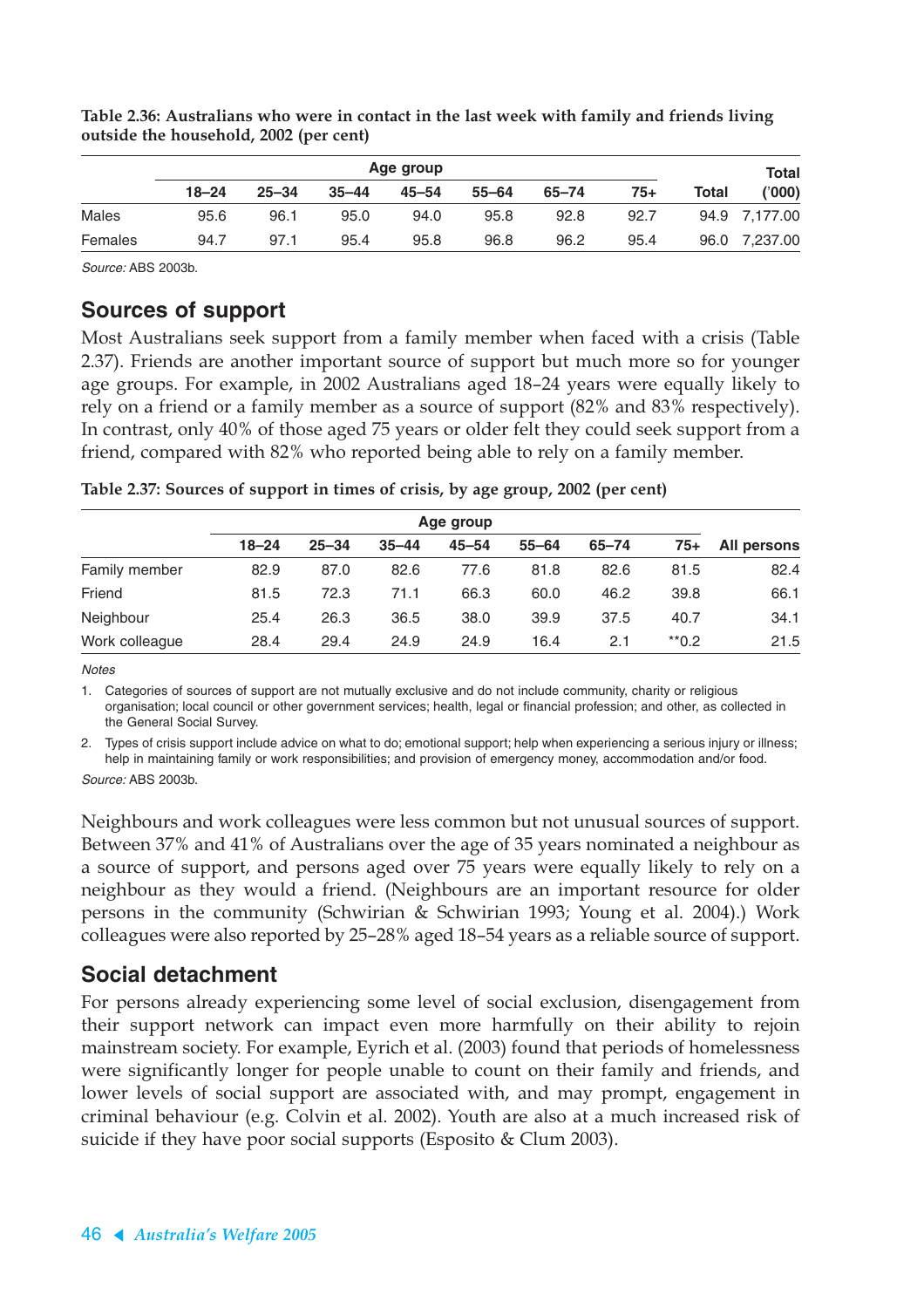**Table 2.36: Australians who were in contact in the last week with family and friends living outside the household, 2002 (per cent)**

| | Age group | | | | | | | | Total |
|---|---|---|---|---|---|---|---|---|---|
| | 18–24 | 25–34 | 35–44 | 45–54 | 55–64 | 65–74 | 75+ | Total | ('000) |
| Males | 95.6 | 96.1 | 95.0 | 94.0 | 95.8 | 92.8 | 92.7 | 94.9 | 7,177.00 |
| Females | 94.7 | 97.1 | 95.4 | 95.8 | 96.8 | 96.2 | 95.4 | 96.0 | 7,237.00 |

*Source:* ABS 2003b.

## Sources of support

Most Australians seek support from a family member when faced with a crisis (Table 2.37). Friends are another important source of support but much more so for younger age groups. For example, in 2002 Australians aged 18–24 years were equally likely to rely on a friend or a family member as a source of support (82% and 83% respectively). In contrast, only 40% of those aged 75 years or older felt they could seek support from a friend, compared with 82% who reported being able to rely on a family member.

**Table 2.37: Sources of support in times of crisis, by age group, 2002 (per cent)**

| | Age group | | | | | | | |
|---|---|---|---|---|---|---|---|---|
| | 18–24 | 25–34 | 35–44 | 45–54 | 55–64 | 65–74 | 75+ | All persons |
| Family member | 82.9 | 87.0 | 82.6 | 77.6 | 81.8 | 82.6 | 81.5 | 82.4 |
| Friend | 81.5 | 72.3 | 71.1 | 66.3 | 60.0 | 46.2 | 39.8 | 66.1 |
| Neighbour | 25.4 | 26.3 | 36.5 | 38.0 | 39.9 | 37.5 | 40.7 | 34.1 |
| Work colleague | 28.4 | 29.4 | 24.9 | 24.9 | 16.4 | 2.1 | **0.2 | 21.5 |

*Notes*

1. Categories of sources of support are not mutually exclusive and do not include community, charity or religious organisation; local council or other government services; health, legal or financial profession; and other, as collected in the General Social Survey.
2. Types of crisis support include advice on what to do; emotional support; help when experiencing a serious injury or illness; help in maintaining family or work responsibilities; and provision of emergency money, accommodation and/or food.

*Source:* ABS 2003b.

Neighbours and work colleagues were less common but not unusual sources of support. Between 37% and 41% of Australians over the age of 35 years nominated a neighbour as a source of support, and persons aged over 75 years were equally likely to rely on a neighbour as they would a friend. (Neighbours are an important resource for older persons in the community (Schwirian & Schwirian 1993; Young et al. 2004).) Work colleagues were also reported by 25–28% aged 18–54 years as a reliable source of support.

## Social detachment

For persons already experiencing some level of social exclusion, disengagement from their support network can impact even more harmfully on their ability to rejoin mainstream society. For example, Eyrich et al. (2003) found that periods of homelessness were significantly longer for people unable to count on their family and friends, and lower levels of social support are associated with, and may prompt, engagement in criminal behaviour (e.g. Colvin et al. 2002). Youth are also at a much increased risk of suicide if they have poor social supports (Esposito & Clum 2003).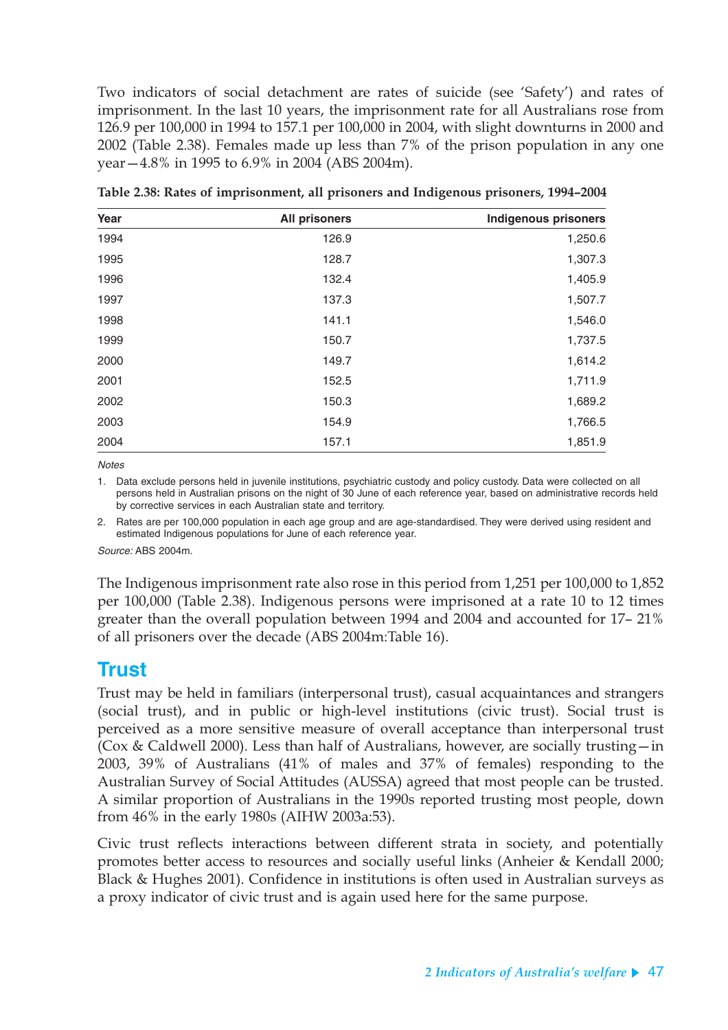Two indicators of social detachment are rates of suicide (see 'Safety') and rates of imprisonment. In the last 10 years, the imprisonment rate for all Australians rose from 126.9 per 100,000 in 1994 to 157.1 per 100,000 in 2004, with slight downturns in 2000 and 2002 (Table 2.38). Females made up less than 7% of the prison population in any one year—4.8% in 1995 to 6.9% in 2004 (ABS 2004m).

**Table 2.38: Rates of imprisonment, all prisoners and Indigenous prisoners, 1994–2004**

| Year | All prisoners | Indigenous prisoners |
|---|---|---|
| 1994 | 126.9 | 1,250.6 |
| 1995 | 128.7 | 1,307.3 |
| 1996 | 132.4 | 1,405.9 |
| 1997 | 137.3 | 1,507.7 |
| 1998 | 141.1 | 1,546.0 |
| 1999 | 150.7 | 1,737.5 |
| 2000 | 149.7 | 1,614.2 |
| 2001 | 152.5 | 1,711.9 |
| 2002 | 150.3 | 1,689.2 |
| 2003 | 154.9 | 1,766.5 |
| 2004 | 157.1 | 1,851.9 |

*Notes*

1. Data exclude persons held in juvenile institutions, psychiatric custody and policy custody. Data were collected on all persons held in Australian prisons on the night of 30 June of each reference year, based on administrative records held by corrective services in each Australian state and territory.
2. Rates are per 100,000 population in each age group and are age-standardised. They were derived using resident and estimated Indigenous populations for June of each reference year.

*Source:* ABS 2004m.

The Indigenous imprisonment rate also rose in this period from 1,251 per 100,000 to 1,852 per 100,000 (Table 2.38). Indigenous persons were imprisoned at a rate 10 to 12 times greater than the overall population between 1994 and 2004 and accounted for 17– 21% of all prisoners over the decade (ABS 2004m:Table 16).

## Trust

Trust may be held in familiars (interpersonal trust), casual acquaintances and strangers (social trust), and in public or high-level institutions (civic trust). Social trust is perceived as a more sensitive measure of overall acceptance than interpersonal trust (Cox & Caldwell 2000). Less than half of Australians, however, are socially trusting—in 2003, 39% of Australians (41% of males and 37% of females) responding to the Australian Survey of Social Attitudes (AUSSA) agreed that most people can be trusted. A similar proportion of Australians in the 1990s reported trusting most people, down from 46% in the early 1980s (AIHW 2003a:53).

Civic trust reflects interactions between different strata in society, and potentially promotes better access to resources and socially useful links (Anheier & Kendall 2000; Black & Hughes 2001). Confidence in institutions is often used in Australian surveys as a proxy indicator of civic trust and is again used here for the same purpose.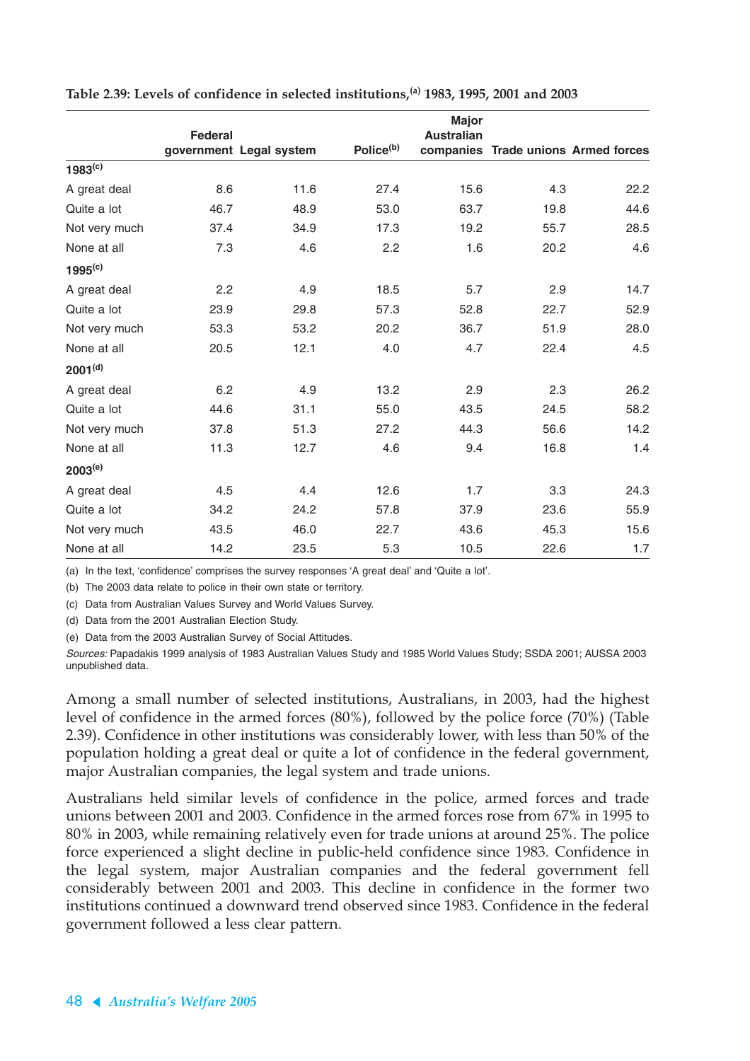**Table 2.39: Levels of confidence in selected institutions,[a] 1983, 1995, 2001 and 2003**

| | Federal government | Legal system | Police[b] | Major Australian companies | Trade unions | Armed forces |
|---|---|---|---|---|---|---|
| **1983[c]** | | | | | | |
| A great deal | 8.6 | 11.6 | 27.4 | 15.6 | 4.3 | 22.2 |
| Quite a lot | 46.7 | 48.9 | 53.0 | 63.7 | 19.8 | 44.6 |
| Not very much | 37.4 | 34.9 | 17.3 | 19.2 | 55.7 | 28.5 |
| None at all | 7.3 | 4.6 | 2.2 | 1.6 | 20.2 | 4.6 |
| **1995[c]** | | | | | | |
| A great deal | 2.2 | 4.9 | 18.5 | 5.7 | 2.9 | 14.7 |
| Quite a lot | 23.9 | 29.8 | 57.3 | 52.8 | 22.7 | 52.9 |
| Not very much | 53.3 | 53.2 | 20.2 | 36.7 | 51.9 | 28.0 |
| None at all | 20.5 | 12.1 | 4.0 | 4.7 | 22.4 | 4.5 |
| **2001[d]** | | | | | | |
| A great deal | 6.2 | 4.9 | 13.2 | 2.9 | 2.3 | 26.2 |
| Quite a lot | 44.6 | 31.1 | 55.0 | 43.5 | 24.5 | 58.2 |
| Not very much | 37.8 | 51.3 | 27.2 | 44.3 | 56.6 | 14.2 |
| None at all | 11.3 | 12.7 | 4.6 | 9.4 | 16.8 | 1.4 |
| **2003[e]** | | | | | | |
| A great deal | 4.5 | 4.4 | 12.6 | 1.7 | 3.3 | 24.3 |
| Quite a lot | 34.2 | 24.2 | 57.8 | 37.9 | 23.6 | 55.9 |
| Not very much | 43.5 | 46.0 | 22.7 | 43.6 | 45.3 | 15.6 |
| None at all | 14.2 | 23.5 | 5.3 | 10.5 | 22.6 | 1.7 |

(a) In the text, 'confidence' comprises the survey responses 'A great deal' and 'Quite a lot'.

(b) The 2003 data relate to police in their own state or territory.

(c) Data from Australian Values Survey and World Values Survey.

(d) Data from the 2001 Australian Election Study.

(e) Data from the 2003 Australian Survey of Social Attitudes.

*Sources:* Papadakis 1999 analysis of 1983 Australian Values Study and 1985 World Values Study; SSDA 2001; AUSSA 2003 unpublished data.

Among a small number of selected institutions, Australians, in 2003, had the highest level of confidence in the armed forces (80%), followed by the police force (70%) (Table 2.39). Confidence in other institutions was considerably lower, with less than 50% of the population holding a great deal or quite a lot of confidence in the federal government, major Australian companies, the legal system and trade unions.

Australians held similar levels of confidence in the police, armed forces and trade unions between 2001 and 2003. Confidence in the armed forces rose from 67% in 1995 to 80% in 2003, while remaining relatively even for trade unions at around 25%. The police force experienced a slight decline in public-held confidence since 1983. Confidence in the legal system, major Australian companies and the federal government fell considerably between 2001 and 2003. This decline in confidence in the former two institutions continued a downward trend observed since 1983. Confidence in the federal government followed a less clear pattern.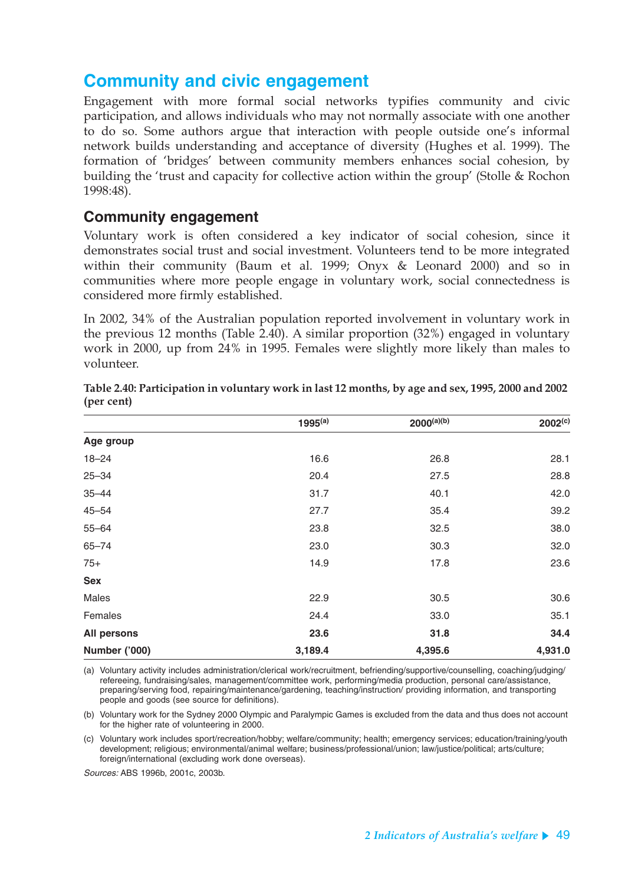## Community and civic engagement

Engagement with more formal social networks typifies community and civic participation, and allows individuals who may not normally associate with one another to do so. Some authors argue that interaction with people outside one's informal network builds understanding and acceptance of diversity (Hughes et al. 1999). The formation of 'bridges' between community members enhances social cohesion, by building the 'trust and capacity for collective action within the group' (Stolle & Rochon 1998:48).

### Community engagement

Voluntary work is often considered a key indicator of social cohesion, since it demonstrates social trust and social investment. Volunteers tend to be more integrated within their community (Baum et al. 1999; Onyx & Leonard 2000) and so in communities where more people engage in voluntary work, social connectedness is considered more firmly established.

In 2002, 34% of the Australian population reported involvement in voluntary work in the previous 12 months (Table 2.40). A similar proportion (32%) engaged in voluntary work in 2000, up from 24% in 1995. Females were slightly more likely than males to volunteer.

**Table 2.40: Participation in voluntary work in last 12 months, by age and sex, 1995, 2000 and 2002 (per cent)**

| | 1995[(a)] | 2000[(a)(b)] | 2002[(c)] |
|---|---|---|---|
| **Age group** | | | |
| 18–24 | 16.6 | 26.8 | 28.1 |
| 25–34 | 20.4 | 27.5 | 28.8 |
| 35–44 | 31.7 | 40.1 | 42.0 |
| 45–54 | 27.7 | 35.4 | 39.2 |
| 55–64 | 23.8 | 32.5 | 38.0 |
| 65–74 | 23.0 | 30.3 | 32.0 |
| 75+ | 14.9 | 17.8 | 23.6 |
| **Sex** | | | |
| Males | 22.9 | 30.5 | 30.6 |
| Females | 24.4 | 33.0 | 35.1 |
| **All persons** | **23.6** | **31.8** | **34.4** |
| **Number ('000)** | **3,189.4** | **4,395.6** | **4,931.0** |

(a) Voluntary activity includes administration/clerical work/recruitment, befriending/supportive/counselling, coaching/judging/refereeing, fundraising/sales, management/committee work, performing/media production, personal care/assistance, preparing/serving food, repairing/maintenance/gardening, teaching/instruction/ providing information, and transporting people and goods (see source for definitions).

(b) Voluntary work for the Sydney 2000 Olympic and Paralympic Games is excluded from the data and thus does not account for the higher rate of volunteering in 2000.

(c) Voluntary work includes sport/recreation/hobby; welfare/community; health; emergency services; education/training/youth development; religious; environmental/animal welfare; business/professional/union; law/justice/political; arts/culture; foreign/international (excluding work done overseas).

*Sources:* ABS 1996b, 2001c, 2003b.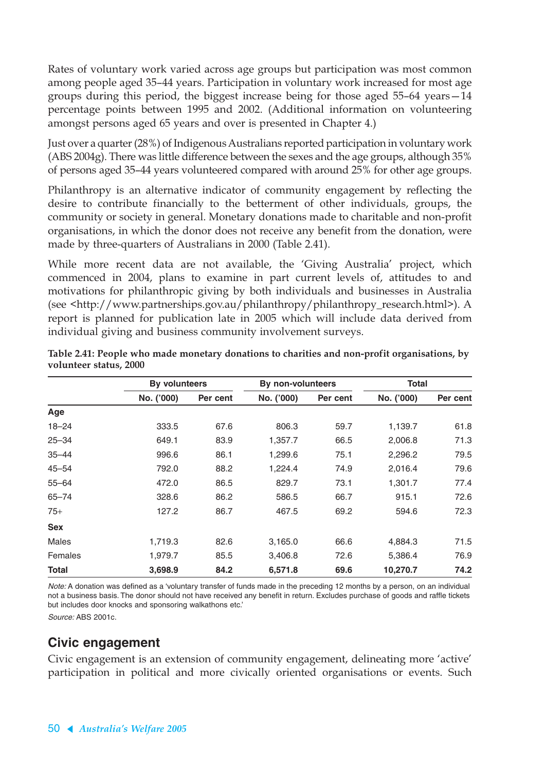Rates of voluntary work varied across age groups but participation was most common among people aged 35–44 years. Participation in voluntary work increased for most age groups during this period, the biggest increase being for those aged 55–64 years—14 percentage points between 1995 and 2002. (Additional information on volunteering amongst persons aged 65 years and over is presented in Chapter 4.)

Just over a quarter (28%) of Indigenous Australians reported participation in voluntary work (ABS 2004g). There was little difference between the sexes and the age groups, although 35% of persons aged 35–44 years volunteered compared with around 25% for other age groups.

Philanthropy is an alternative indicator of community engagement by reflecting the desire to contribute financially to the betterment of other individuals, groups, the community or society in general. Monetary donations made to charitable and non-profit organisations, in which the donor does not receive any benefit from the donation, were made by three-quarters of Australians in 2000 (Table 2.41).

While more recent data are not available, the 'Giving Australia' project, which commenced in 2004, plans to examine in part current levels of, attitudes to and motivations for philanthropic giving by both individuals and businesses in Australia (see <http://www.partnerships.gov.au/philanthropy/philanthropy_research.html>). A report is planned for publication late in 2005 which will include data derived from individual giving and business community involvement surveys.

**Table 2.41: People who made monetary donations to charities and non-profit organisations, by volunteer status, 2000**

| | By volunteers | | By non-volunteers | | Total | |
|---|---|---|---|---|---|---|
| | No. ('000) | Per cent | No. ('000) | Per cent | No. ('000) | Per cent |
| **Age** | | | | | | |
| 18–24 | 333.5 | 67.6 | 806.3 | 59.7 | 1,139.7 | 61.8 |
| 25–34 | 649.1 | 83.9 | 1,357.7 | 66.5 | 2,006.8 | 71.3 |
| 35–44 | 996.6 | 86.1 | 1,299.6 | 75.1 | 2,296.2 | 79.5 |
| 45–54 | 792.0 | 88.2 | 1,224.4 | 74.9 | 2,016.4 | 79.6 |
| 55–64 | 472.0 | 86.5 | 829.7 | 73.1 | 1,301.7 | 77.4 |
| 65–74 | 328.6 | 86.2 | 586.5 | 66.7 | 915.1 | 72.6 |
| 75+ | 127.2 | 86.7 | 467.5 | 69.2 | 594.6 | 72.3 |
| **Sex** | | | | | | |
| Males | 1,719.3 | 82.6 | 3,165.0 | 66.6 | 4,884.3 | 71.5 |
| Females | 1,979.7 | 85.5 | 3,406.8 | 72.6 | 5,386.4 | 76.9 |
| **Total** | **3,698.9** | **84.2** | **6,571.8** | **69.6** | **10,270.7** | **74.2** |

*Note:* A donation was defined as a 'voluntary transfer of funds made in the preceding 12 months by a person, on an individual not a business basis. The donor should not have received any benefit in return. Excludes purchase of goods and raffle tickets but includes door knocks and sponsoring walkathons etc.'

*Source:* ABS 2001c.

## Civic engagement

Civic engagement is an extension of community engagement, delineating more 'active' participation in political and more civically oriented organisations or events. Such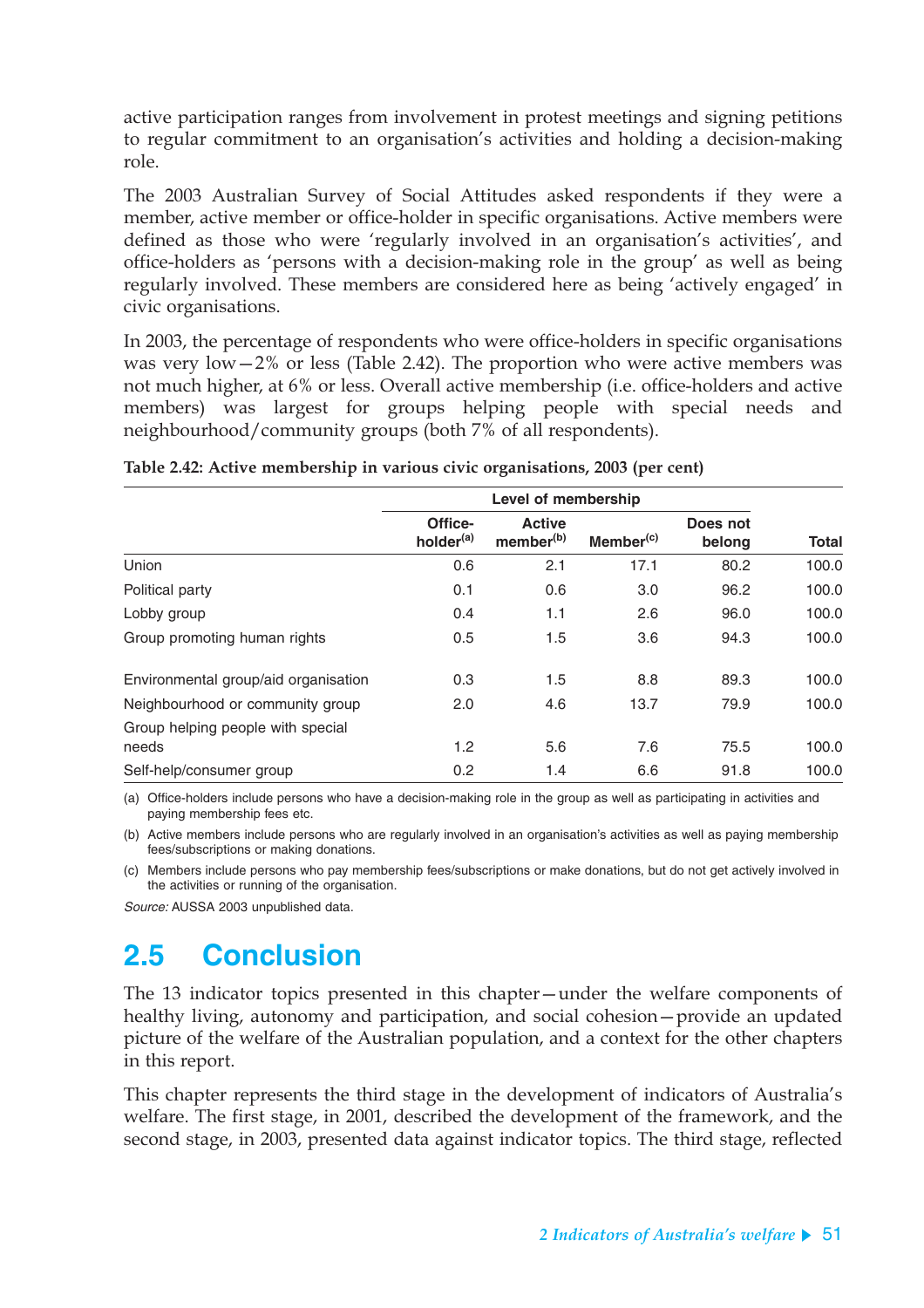active participation ranges from involvement in protest meetings and signing petitions to regular commitment to an organisation's activities and holding a decision-making role.

The 2003 Australian Survey of Social Attitudes asked respondents if they were a member, active member or office-holder in specific organisations. Active members were defined as those who were 'regularly involved in an organisation's activities', and office-holders as 'persons with a decision-making role in the group' as well as being regularly involved. These members are considered here as being 'actively engaged' in civic organisations.

In 2003, the percentage of respondents who were office-holders in specific organisations was very low—2% or less (Table 2.42). The proportion who were active members was not much higher, at 6% or less. Overall active membership (i.e. office-holders and active members) was largest for groups helping people with special needs and neighbourhood/community groups (both 7% of all respondents).

**Table 2.42: Active membership in various civic organisations, 2003 (per cent)**

| | Level of membership | | | | |
|---|---|---|---|---|---|
| | Office-holder[(a)] | Active member[(b)] | Member[(c)] | Does not belong | Total |
| Union | 0.6 | 2.1 | 17.1 | 80.2 | 100.0 |
| Political party | 0.1 | 0.6 | 3.0 | 96.2 | 100.0 |
| Lobby group | 0.4 | 1.1 | 2.6 | 96.0 | 100.0 |
| Group promoting human rights | 0.5 | 1.5 | 3.6 | 94.3 | 100.0 |
| Environmental group/aid organisation | 0.3 | 1.5 | 8.8 | 89.3 | 100.0 |
| Neighbourhood or community group | 2.0 | 4.6 | 13.7 | 79.9 | 100.0 |
| Group helping people with special needs | 1.2 | 5.6 | 7.6 | 75.5 | 100.0 |
| Self-help/consumer group | 0.2 | 1.4 | 6.6 | 91.8 | 100.0 |

(a) Office-holders include persons who have a decision-making role in the group as well as participating in activities and paying membership fees etc.

(b) Active members include persons who are regularly involved in an organisation's activities as well as paying membership fees/subscriptions or making donations.

(c) Members include persons who pay membership fees/subscriptions or make donations, but do not get actively involved in the activities or running of the organisation.

*Source:* AUSSA 2003 unpublished data.

## 2.5 Conclusion

The 13 indicator topics presented in this chapter—under the welfare components of healthy living, autonomy and participation, and social cohesion—provide an updated picture of the welfare of the Australian population, and a context for the other chapters in this report.

This chapter represents the third stage in the development of indicators of Australia's welfare. The first stage, in 2001, described the development of the framework, and the second stage, in 2003, presented data against indicator topics. The third stage, reflected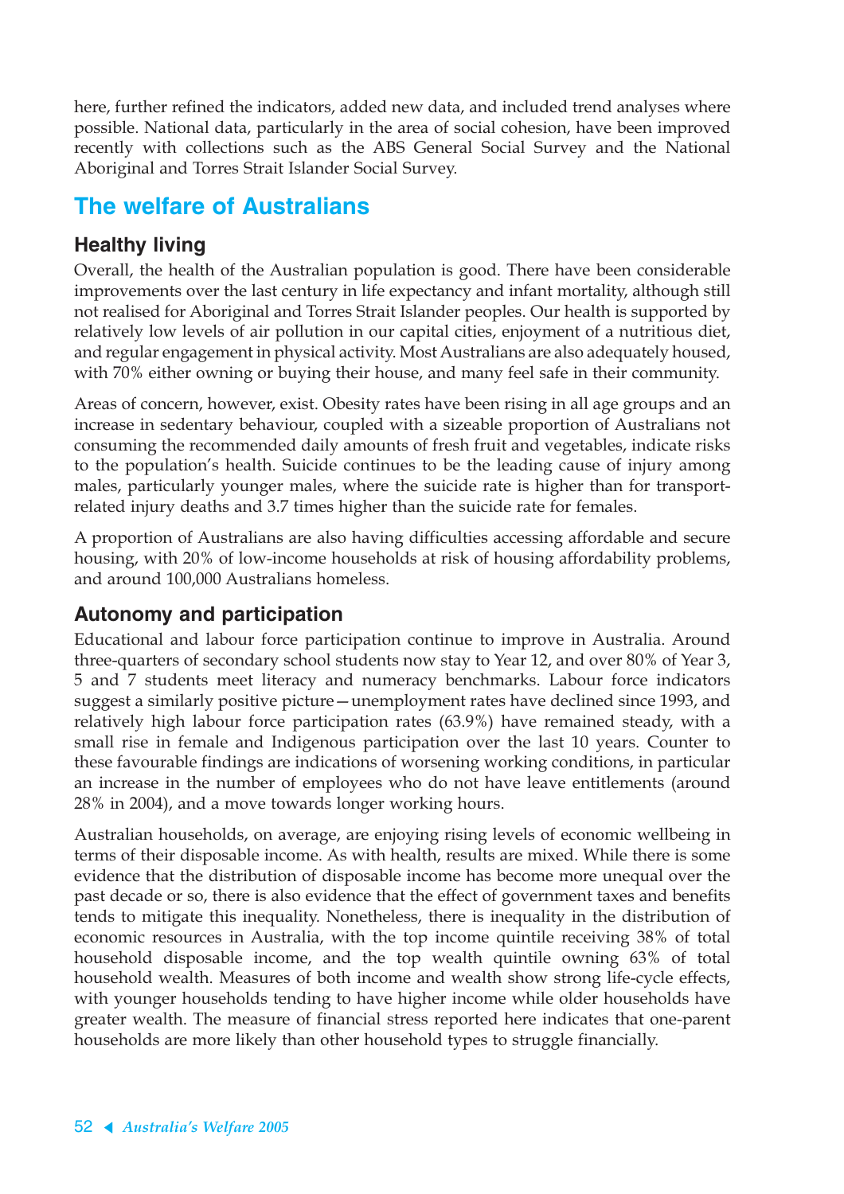here, further refined the indicators, added new data, and included trend analyses where possible. National data, particularly in the area of social cohesion, have been improved recently with collections such as the ABS General Social Survey and the National Aboriginal and Torres Strait Islander Social Survey.

## The welfare of Australians

### Healthy living

Overall, the health of the Australian population is good. There have been considerable improvements over the last century in life expectancy and infant mortality, although still not realised for Aboriginal and Torres Strait Islander peoples. Our health is supported by relatively low levels of air pollution in our capital cities, enjoyment of a nutritious diet, and regular engagement in physical activity. Most Australians are also adequately housed, with 70% either owning or buying their house, and many feel safe in their community.

Areas of concern, however, exist. Obesity rates have been rising in all age groups and an increase in sedentary behaviour, coupled with a sizeable proportion of Australians not consuming the recommended daily amounts of fresh fruit and vegetables, indicate risks to the population's health. Suicide continues to be the leading cause of injury among males, particularly younger males, where the suicide rate is higher than for transport-related injury deaths and 3.7 times higher than the suicide rate for females.

A proportion of Australians are also having difficulties accessing affordable and secure housing, with 20% of low-income households at risk of housing affordability problems, and around 100,000 Australians homeless.

### Autonomy and participation

Educational and labour force participation continue to improve in Australia. Around three-quarters of secondary school students now stay to Year 12, and over 80% of Year 3, 5 and 7 students meet literacy and numeracy benchmarks. Labour force indicators suggest a similarly positive picture—unemployment rates have declined since 1993, and relatively high labour force participation rates (63.9%) have remained steady, with a small rise in female and Indigenous participation over the last 10 years. Counter to these favourable findings are indications of worsening working conditions, in particular an increase in the number of employees who do not have leave entitlements (around 28% in 2004), and a move towards longer working hours.

Australian households, on average, are enjoying rising levels of economic wellbeing in terms of their disposable income. As with health, results are mixed. While there is some evidence that the distribution of disposable income has become more unequal over the past decade or so, there is also evidence that the effect of government taxes and benefits tends to mitigate this inequality. Nonetheless, there is inequality in the distribution of economic resources in Australia, with the top income quintile receiving 38% of total household disposable income, and the top wealth quintile owning 63% of total household wealth. Measures of both income and wealth show strong life-cycle effects, with younger households tending to have higher income while older households have greater wealth. The measure of financial stress reported here indicates that one-parent households are more likely than other household types to struggle financially.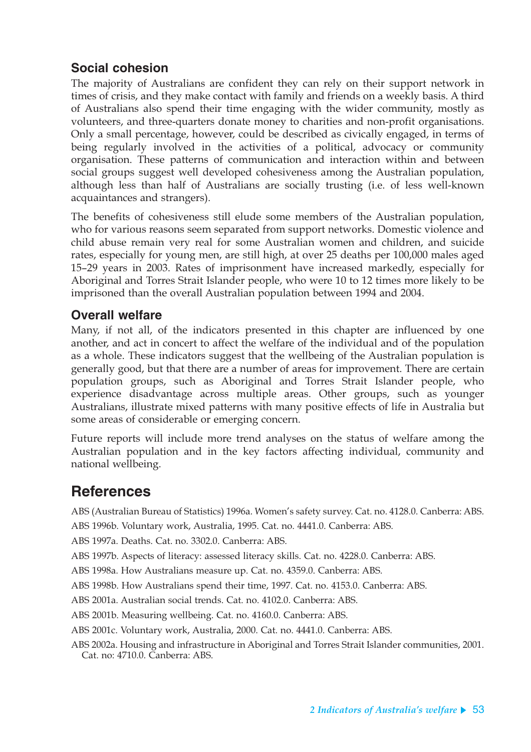### Social cohesion

The majority of Australians are confident they can rely on their support network in times of crisis, and they make contact with family and friends on a weekly basis. A third of Australians also spend their time engaging with the wider community, mostly as volunteers, and three-quarters donate money to charities and non-profit organisations. Only a small percentage, however, could be described as civically engaged, in terms of being regularly involved in the activities of a political, advocacy or community organisation. These patterns of communication and interaction within and between social groups suggest well developed cohesiveness among the Australian population, although less than half of Australians are socially trusting (i.e. of less well-known acquaintances and strangers).

The benefits of cohesiveness still elude some members of the Australian population, who for various reasons seem separated from support networks. Domestic violence and child abuse remain very real for some Australian women and children, and suicide rates, especially for young men, are still high, at over 25 deaths per 100,000 males aged 15–29 years in 2003. Rates of imprisonment have increased markedly, especially for Aboriginal and Torres Strait Islander people, who were 10 to 12 times more likely to be imprisoned than the overall Australian population between 1994 and 2004.

### Overall welfare

Many, if not all, of the indicators presented in this chapter are influenced by one another, and act in concert to affect the welfare of the individual and of the population as a whole. These indicators suggest that the wellbeing of the Australian population is generally good, but that there are a number of areas for improvement. There are certain population groups, such as Aboriginal and Torres Strait Islander people, who experience disadvantage across multiple areas. Other groups, such as younger Australians, illustrate mixed patterns with many positive effects of life in Australia but some areas of considerable or emerging concern.

Future reports will include more trend analyses on the status of welfare among the Australian population and in the key factors affecting individual, community and national wellbeing.

## References

ABS (Australian Bureau of Statistics) 1996a. Women's safety survey. Cat. no. 4128.0. Canberra: ABS.

ABS 1996b. Voluntary work, Australia, 1995. Cat. no. 4441.0. Canberra: ABS.

ABS 1997a. Deaths. Cat. no. 3302.0. Canberra: ABS.

ABS 1997b. Aspects of literacy: assessed literacy skills. Cat. no. 4228.0. Canberra: ABS.

ABS 1998a. How Australians measure up. Cat. no. 4359.0. Canberra: ABS.

ABS 1998b. How Australians spend their time, 1997. Cat. no. 4153.0. Canberra: ABS.

ABS 2001a. Australian social trends. Cat. no. 4102.0. Canberra: ABS.

ABS 2001b. Measuring wellbeing. Cat. no. 4160.0. Canberra: ABS.

ABS 2001c. Voluntary work, Australia, 2000. Cat. no. 4441.0. Canberra: ABS.

ABS 2002a. Housing and infrastructure in Aboriginal and Torres Strait Islander communities, 2001. Cat. no: 4710.0. Canberra: ABS.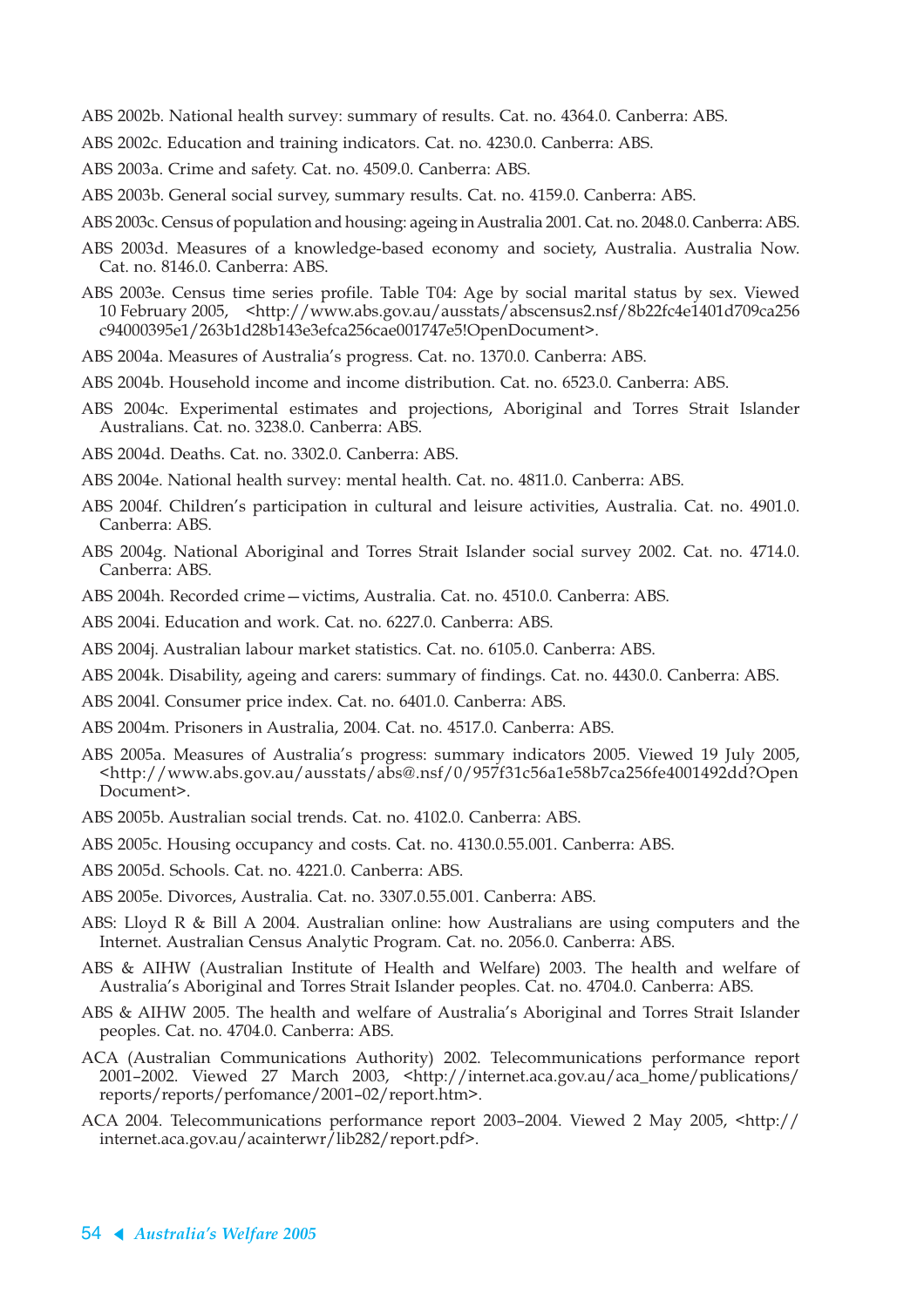ABS 2002b. National health survey: summary of results. Cat. no. 4364.0. Canberra: ABS.

ABS 2002c. Education and training indicators. Cat. no. 4230.0. Canberra: ABS.

ABS 2003a. Crime and safety. Cat. no. 4509.0. Canberra: ABS.

ABS 2003b. General social survey, summary results. Cat. no. 4159.0. Canberra: ABS.

ABS 2003c. Census of population and housing: ageing in Australia 2001. Cat. no. 2048.0. Canberra: ABS.

ABS 2003d. Measures of a knowledge-based economy and society, Australia. Australia Now. Cat. no. 8146.0. Canberra: ABS.

ABS 2003e. Census time series profile. Table T04: Age by social marital status by sex. Viewed 10 February 2005, <http://www.abs.gov.au/ausstats/abscensus2.nsf/8b22fc4e1401d709ca256c94000395e1/263b1d28b143e3efca256cae001747e5!OpenDocument>.

ABS 2004a. Measures of Australia's progress. Cat. no. 1370.0. Canberra: ABS.

ABS 2004b. Household income and income distribution. Cat. no. 6523.0. Canberra: ABS.

ABS 2004c. Experimental estimates and projections, Aboriginal and Torres Strait Islander Australians. Cat. no. 3238.0. Canberra: ABS.

ABS 2004d. Deaths. Cat. no. 3302.0. Canberra: ABS.

ABS 2004e. National health survey: mental health. Cat. no. 4811.0. Canberra: ABS.

ABS 2004f. Children's participation in cultural and leisure activities, Australia. Cat. no. 4901.0. Canberra: ABS.

ABS 2004g. National Aboriginal and Torres Strait Islander social survey 2002. Cat. no. 4714.0. Canberra: ABS.

ABS 2004h. Recorded crime—victims, Australia. Cat. no. 4510.0. Canberra: ABS.

ABS 2004i. Education and work. Cat. no. 6227.0. Canberra: ABS.

ABS 2004j. Australian labour market statistics. Cat. no. 6105.0. Canberra: ABS.

ABS 2004k. Disability, ageing and carers: summary of findings. Cat. no. 4430.0. Canberra: ABS.

ABS 2004l. Consumer price index. Cat. no. 6401.0. Canberra: ABS.

ABS 2004m. Prisoners in Australia, 2004. Cat. no. 4517.0. Canberra: ABS.

ABS 2005a. Measures of Australia's progress: summary indicators 2005. Viewed 19 July 2005, <http://www.abs.gov.au/ausstats/abs@.nsf/0/957f31c56a1e58b7ca256fe4001492dd?OpenDocument>.

ABS 2005b. Australian social trends. Cat. no. 4102.0. Canberra: ABS.

ABS 2005c. Housing occupancy and costs. Cat. no. 4130.0.55.001. Canberra: ABS.

ABS 2005d. Schools. Cat. no. 4221.0. Canberra: ABS.

ABS 2005e. Divorces, Australia. Cat. no. 3307.0.55.001. Canberra: ABS.

ABS: Lloyd R & Bill A 2004. Australian online: how Australians are using computers and the Internet. Australian Census Analytic Program. Cat. no. 2056.0. Canberra: ABS.

ABS & AIHW (Australian Institute of Health and Welfare) 2003. The health and welfare of Australia's Aboriginal and Torres Strait Islander peoples. Cat. no. 4704.0. Canberra: ABS.

ABS & AIHW 2005. The health and welfare of Australia's Aboriginal and Torres Strait Islander peoples. Cat. no. 4704.0. Canberra: ABS.

ACA (Australian Communications Authority) 2002. Telecommunications performance report 2001–2002. Viewed 27 March 2003, <http://internet.aca.gov.au/aca_home/publications/reports/reports/perfomance/2001–02/report.htm>.

ACA 2004. Telecommunications performance report 2003–2004. Viewed 2 May 2005, <http://internet.aca.gov.au/acainterwr/lib282/report.pdf>.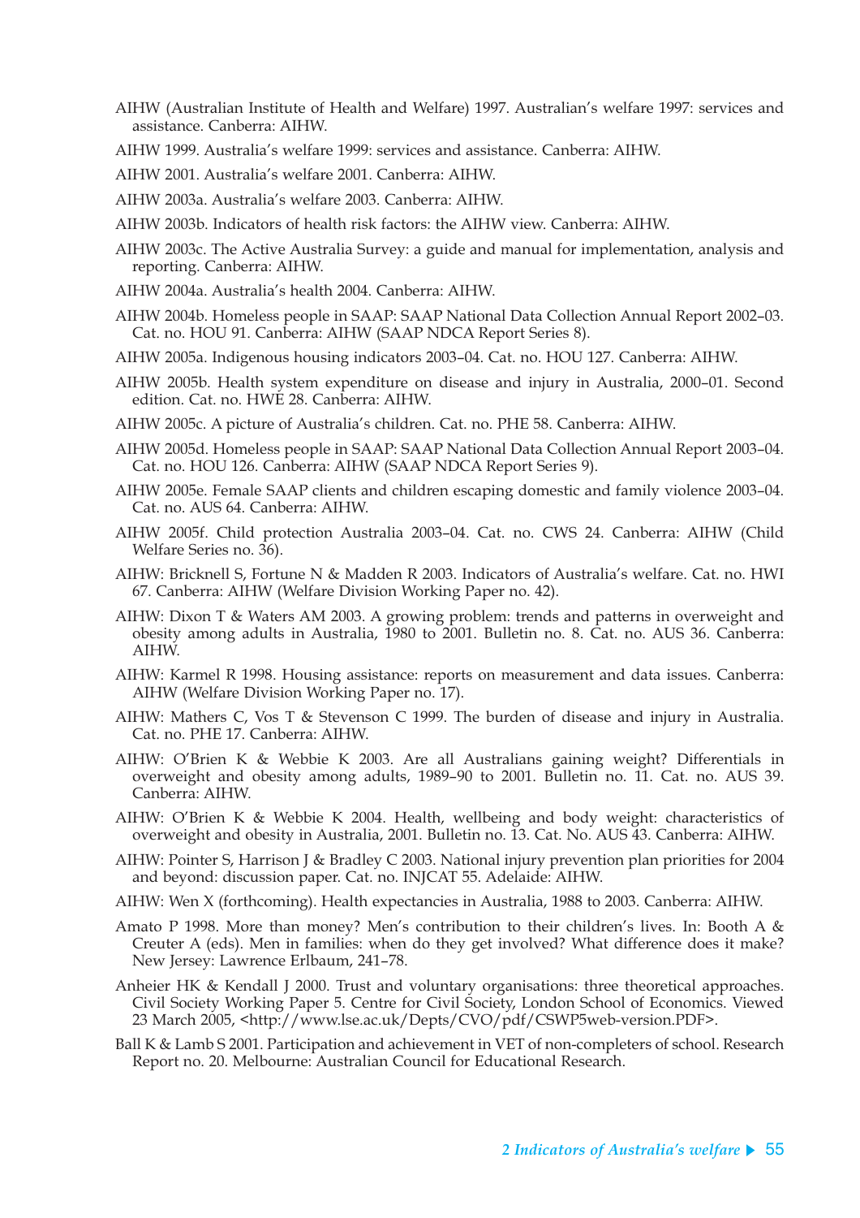AIHW (Australian Institute of Health and Welfare) 1997. Australian's welfare 1997: services and assistance. Canberra: AIHW.

AIHW 1999. Australia's welfare 1999: services and assistance. Canberra: AIHW.

AIHW 2001. Australia's welfare 2001. Canberra: AIHW.

AIHW 2003a. Australia's welfare 2003. Canberra: AIHW.

AIHW 2003b. Indicators of health risk factors: the AIHW view. Canberra: AIHW.

AIHW 2003c. The Active Australia Survey: a guide and manual for implementation, analysis and reporting. Canberra: AIHW.

AIHW 2004a. Australia's health 2004. Canberra: AIHW.

AIHW 2004b. Homeless people in SAAP: SAAP National Data Collection Annual Report 2002–03. Cat. no. HOU 91. Canberra: AIHW (SAAP NDCA Report Series 8).

AIHW 2005a. Indigenous housing indicators 2003–04. Cat. no. HOU 127. Canberra: AIHW.

AIHW 2005b. Health system expenditure on disease and injury in Australia, 2000–01. Second edition. Cat. no. HWE 28. Canberra: AIHW.

AIHW 2005c. A picture of Australia's children. Cat. no. PHE 58. Canberra: AIHW.

AIHW 2005d. Homeless people in SAAP: SAAP National Data Collection Annual Report 2003–04. Cat. no. HOU 126. Canberra: AIHW (SAAP NDCA Report Series 9).

AIHW 2005e. Female SAAP clients and children escaping domestic and family violence 2003–04. Cat. no. AUS 64. Canberra: AIHW.

AIHW 2005f. Child protection Australia 2003–04. Cat. no. CWS 24. Canberra: AIHW (Child Welfare Series no. 36).

AIHW: Bricknell S, Fortune N & Madden R 2003. Indicators of Australia's welfare. Cat. no. HWI 67. Canberra: AIHW (Welfare Division Working Paper no. 42).

AIHW: Dixon T & Waters AM 2003. A growing problem: trends and patterns in overweight and obesity among adults in Australia, 1980 to 2001. Bulletin no. 8. Cat. no. AUS 36. Canberra: AIHW.

AIHW: Karmel R 1998. Housing assistance: reports on measurement and data issues. Canberra: AIHW (Welfare Division Working Paper no. 17).

AIHW: Mathers C, Vos T & Stevenson C 1999. The burden of disease and injury in Australia. Cat. no. PHE 17. Canberra: AIHW.

AIHW: O'Brien K & Webbie K 2003. Are all Australians gaining weight? Differentials in overweight and obesity among adults, 1989–90 to 2001. Bulletin no. 11. Cat. no. AUS 39. Canberra: AIHW.

AIHW: O'Brien K & Webbie K 2004. Health, wellbeing and body weight: characteristics of overweight and obesity in Australia, 2001. Bulletin no. 13. Cat. No. AUS 43. Canberra: AIHW.

AIHW: Pointer S, Harrison J & Bradley C 2003. National injury prevention plan priorities for 2004 and beyond: discussion paper. Cat. no. INJCAT 55. Adelaide: AIHW.

AIHW: Wen X (forthcoming). Health expectancies in Australia, 1988 to 2003. Canberra: AIHW.

Amato P 1998. More than money? Men's contribution to their children's lives. In: Booth A & Creuter A (eds). Men in families: when do they get involved? What difference does it make? New Jersey: Lawrence Erlbaum, 241–78.

Anheier HK & Kendall J 2000. Trust and voluntary organisations: three theoretical approaches. Civil Society Working Paper 5. Centre for Civil Society, London School of Economics. Viewed 23 March 2005, <http://www.lse.ac.uk/Depts/CVO/pdf/CSWP5web-version.PDF>.

Ball K & Lamb S 2001. Participation and achievement in VET of non-completers of school. Research Report no. 20. Melbourne: Australian Council for Educational Research.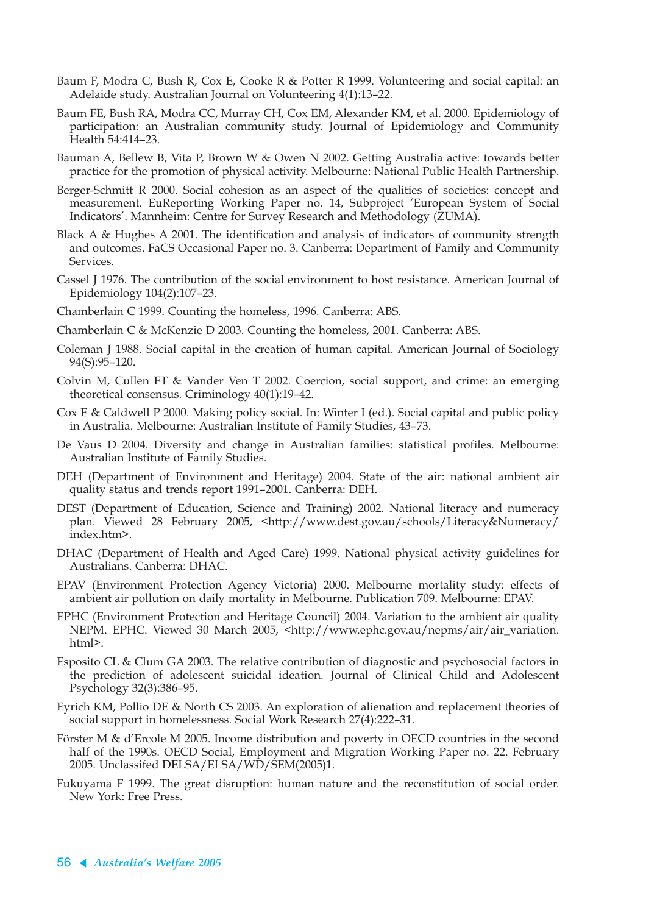Baum F, Modra C, Bush R, Cox E, Cooke R & Potter R 1999. Volunteering and social capital: an Adelaide study. Australian Journal on Volunteering 4(1):13–22.

Baum FE, Bush RA, Modra CC, Murray CH, Cox EM, Alexander KM, et al. 2000. Epidemiology of participation: an Australian community study. Journal of Epidemiology and Community Health 54:414–23.

Bauman A, Bellew B, Vita P, Brown W & Owen N 2002. Getting Australia active: towards better practice for the promotion of physical activity. Melbourne: National Public Health Partnership.

Berger-Schmitt R 2000. Social cohesion as an aspect of the qualities of societies: concept and measurement. EuReporting Working Paper no. 14, Subproject 'European System of Social Indicators'. Mannheim: Centre for Survey Research and Methodology (ZUMA).

Black A & Hughes A 2001. The identification and analysis of indicators of community strength and outcomes. FaCS Occasional Paper no. 3. Canberra: Department of Family and Community Services.

Cassel J 1976. The contribution of the social environment to host resistance. American Journal of Epidemiology 104(2):107–23.

Chamberlain C 1999. Counting the homeless, 1996. Canberra: ABS.

Chamberlain C & McKenzie D 2003. Counting the homeless, 2001. Canberra: ABS.

Coleman J 1988. Social capital in the creation of human capital. American Journal of Sociology 94(S):95–120.

Colvin M, Cullen FT & Vander Ven T 2002. Coercion, social support, and crime: an emerging theoretical consensus. Criminology 40(1):19–42.

Cox E & Caldwell P 2000. Making policy social. In: Winter I (ed.). Social capital and public policy in Australia. Melbourne: Australian Institute of Family Studies, 43–73.

De Vaus D 2004. Diversity and change in Australian families: statistical profiles. Melbourne: Australian Institute of Family Studies.

DEH (Department of Environment and Heritage) 2004. State of the air: national ambient air quality status and trends report 1991–2001. Canberra: DEH.

DEST (Department of Education, Science and Training) 2002. National literacy and numeracy plan. Viewed 28 February 2005, <http://www.dest.gov.au/schools/Literacy&Numeracy/index.htm>.

DHAC (Department of Health and Aged Care) 1999. National physical activity guidelines for Australians. Canberra: DHAC.

EPAV (Environment Protection Agency Victoria) 2000. Melbourne mortality study: effects of ambient air pollution on daily mortality in Melbourne. Publication 709. Melbourne: EPAV.

EPHC (Environment Protection and Heritage Council) 2004. Variation to the ambient air quality NEPM. EPHC. Viewed 30 March 2005, <http://www.ephc.gov.au/nepms/air/air_variation.html>.

Esposito CL & Clum GA 2003. The relative contribution of diagnostic and psychosocial factors in the prediction of adolescent suicidal ideation. Journal of Clinical Child and Adolescent Psychology 32(3):386–95.

Eyrich KM, Pollio DE & North CS 2003. An exploration of alienation and replacement theories of social support in homelessness. Social Work Research 27(4):222–31.

Förster M & d'Ercole M 2005. Income distribution and poverty in OECD countries in the second half of the 1990s. OECD Social, Employment and Migration Working Paper no. 22. February 2005. Unclassifed DELSA/ELSA/WD/SEM(2005)1.

Fukuyama F 1999. The great disruption: human nature and the reconstitution of social order. New York: Free Press.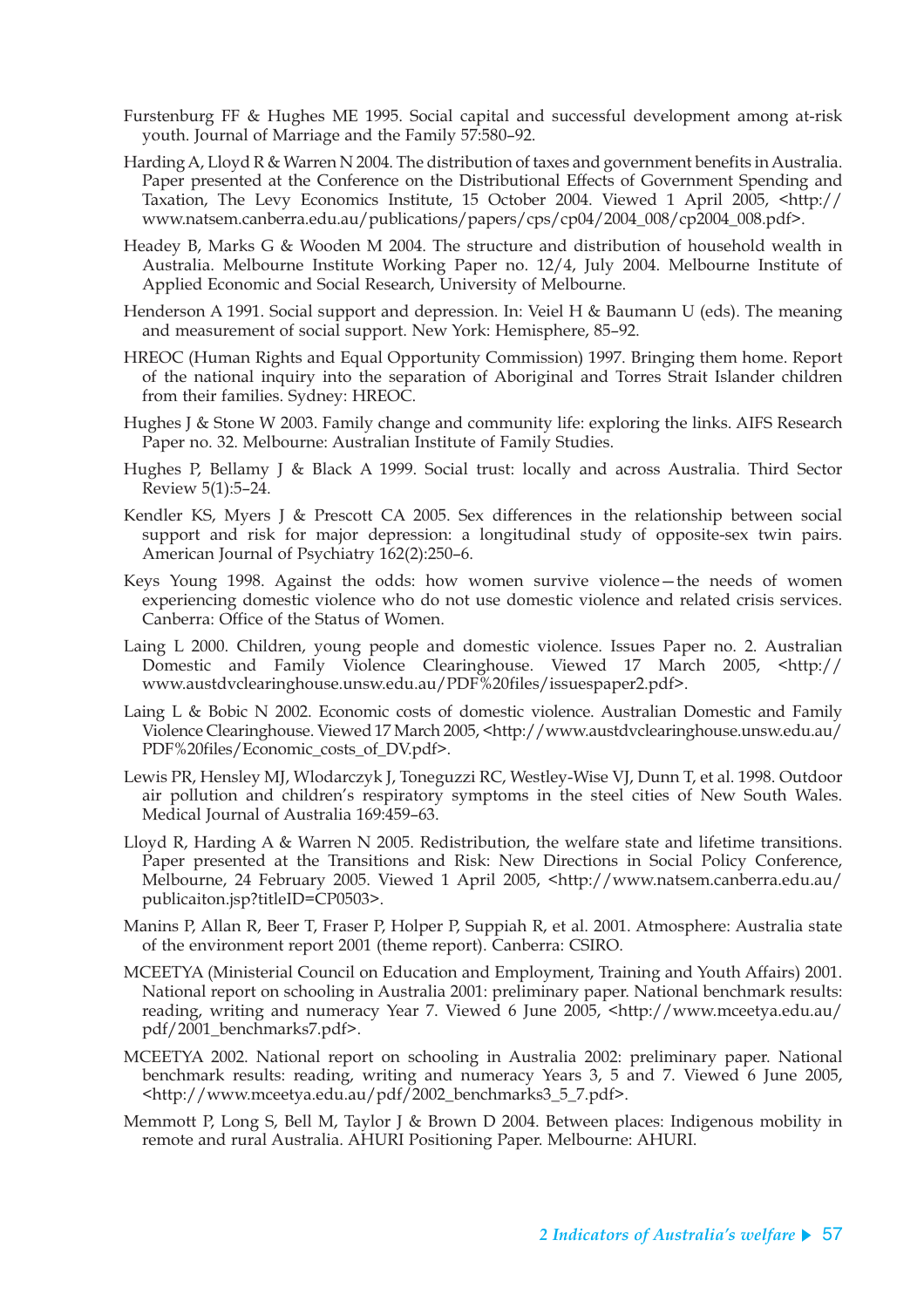Furstenburg FF & Hughes ME 1995. Social capital and successful development among at-risk youth. Journal of Marriage and the Family 57:580–92.

Harding A, Lloyd R & Warren N 2004. The distribution of taxes and government benefits in Australia. Paper presented at the Conference on the Distributional Effects of Government Spending and Taxation, The Levy Economics Institute, 15 October 2004. Viewed 1 April 2005, <http://www.natsem.canberra.edu.au/publications/papers/cps/cp04/2004_008/cp2004_008.pdf>.

Headey B, Marks G & Wooden M 2004. The structure and distribution of household wealth in Australia. Melbourne Institute Working Paper no. 12/4, July 2004. Melbourne Institute of Applied Economic and Social Research, University of Melbourne.

Henderson A 1991. Social support and depression. In: Veiel H & Baumann U (eds). The meaning and measurement of social support. New York: Hemisphere, 85–92.

HREOC (Human Rights and Equal Opportunity Commission) 1997. Bringing them home. Report of the national inquiry into the separation of Aboriginal and Torres Strait Islander children from their families. Sydney: HREOC.

Hughes J & Stone W 2003. Family change and community life: exploring the links. AIFS Research Paper no. 32. Melbourne: Australian Institute of Family Studies.

Hughes P, Bellamy J & Black A 1999. Social trust: locally and across Australia. Third Sector Review 5(1):5–24.

Kendler KS, Myers J & Prescott CA 2005. Sex differences in the relationship between social support and risk for major depression: a longitudinal study of opposite-sex twin pairs. American Journal of Psychiatry 162(2):250–6.

Keys Young 1998. Against the odds: how women survive violence—the needs of women experiencing domestic violence who do not use domestic violence and related crisis services. Canberra: Office of the Status of Women.

Laing L 2000. Children, young people and domestic violence. Issues Paper no. 2. Australian Domestic and Family Violence Clearinghouse. Viewed 17 March 2005, <http://www.austdvclearinghouse.unsw.edu.au/PDF%20files/issuespaper2.pdf>.

Laing L & Bobic N 2002. Economic costs of domestic violence. Australian Domestic and Family Violence Clearinghouse. Viewed 17 March 2005, <http://www.austdvclearinghouse.unsw.edu.au/PDF%20files/Economic_costs_of_DV.pdf>.

Lewis PR, Hensley MJ, Wlodarczyk J, Toneguzzi RC, Westley-Wise VJ, Dunn T, et al. 1998. Outdoor air pollution and children's respiratory symptoms in the steel cities of New South Wales. Medical Journal of Australia 169:459–63.

Lloyd R, Harding A & Warren N 2005. Redistribution, the welfare state and lifetime transitions. Paper presented at the Transitions and Risk: New Directions in Social Policy Conference, Melbourne, 24 February 2005. Viewed 1 April 2005, <http://www.natsem.canberra.edu.au/publicaiton.jsp?titleID=CP0503>.

Manins P, Allan R, Beer T, Fraser P, Holper P, Suppiah R, et al. 2001. Atmosphere: Australia state of the environment report 2001 (theme report). Canberra: CSIRO.

MCEETYA (Ministerial Council on Education and Employment, Training and Youth Affairs) 2001. National report on schooling in Australia 2001: preliminary paper. National benchmark results: reading, writing and numeracy Year 7. Viewed 6 June 2005, <http://www.mceetya.edu.au/pdf/2001_benchmarks7.pdf>.

MCEETYA 2002. National report on schooling in Australia 2002: preliminary paper. National benchmark results: reading, writing and numeracy Years 3, 5 and 7. Viewed 6 June 2005, <http://www.mceetya.edu.au/pdf/2002_benchmarks3_5_7.pdf>.

Memmott P, Long S, Bell M, Taylor J & Brown D 2004. Between places: Indigenous mobility in remote and rural Australia. AHURI Positioning Paper. Melbourne: AHURI.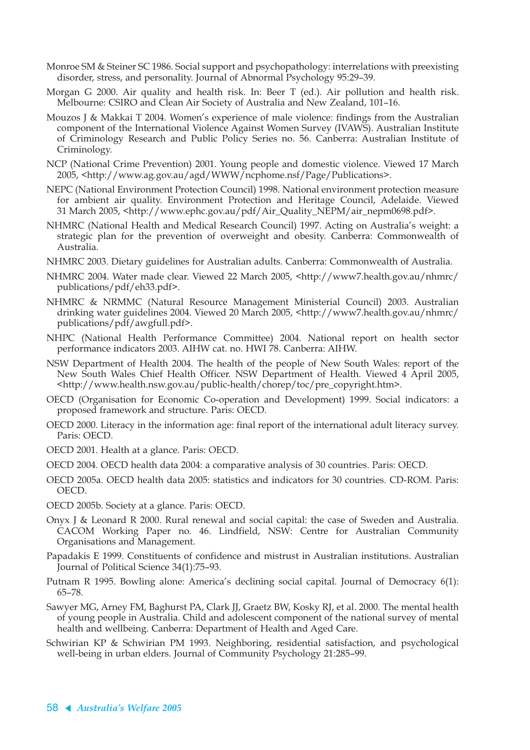Monroe SM & Steiner SC 1986. Social support and psychopathology: interrelations with preexisting disorder, stress, and personality. Journal of Abnormal Psychology 95:29–39.

Morgan G 2000. Air quality and health risk. In: Beer T (ed.). Air pollution and health risk. Melbourne: CSIRO and Clean Air Society of Australia and New Zealand, 101–16.

Mouzos J & Makkai T 2004. Women's experience of male violence: findings from the Australian component of the International Violence Against Women Survey (IVAWS). Australian Institute of Criminology Research and Public Policy Series no. 56. Canberra: Australian Institute of Criminology.

NCP (National Crime Prevention) 2001. Young people and domestic violence. Viewed 17 March 2005, <http://www.ag.gov.au/agd/WWW/ncphome.nsf/Page/Publications>.

NEPC (National Environment Protection Council) 1998. National environment protection measure for ambient air quality. Environment Protection and Heritage Council, Adelaide. Viewed 31 March 2005, <http://www.ephc.gov.au/pdf/Air_Quality_NEPM/air_nepm0698.pdf>.

NHMRC (National Health and Medical Research Council) 1997. Acting on Australia's weight: a strategic plan for the prevention of overweight and obesity. Canberra: Commonwealth of Australia.

NHMRC 2003. Dietary guidelines for Australian adults. Canberra: Commonwealth of Australia.

NHMRC 2004. Water made clear. Viewed 22 March 2005, <http://www7.health.gov.au/nhmrc/publications/pdf/eh33.pdf>.

NHMRC & NRMMC (Natural Resource Management Ministerial Council) 2003. Australian drinking water guidelines 2004. Viewed 20 March 2005, <http://www7.health.gov.au/nhmrc/publications/pdf/awgfull.pdf>.

NHPC (National Health Performance Committee) 2004. National report on health sector performance indicators 2003. AIHW cat. no. HWI 78. Canberra: AIHW.

NSW Department of Health 2004. The health of the people of New South Wales: report of the New South Wales Chief Health Officer. NSW Department of Health. Viewed 4 April 2005, <http://www.health.nsw.gov.au/public-health/chorep/toc/pre_copyright.htm>.

OECD (Organisation for Economic Co-operation and Development) 1999. Social indicators: a proposed framework and structure. Paris: OECD.

OECD 2000. Literacy in the information age: final report of the international adult literacy survey. Paris: OECD.

OECD 2001. Health at a glance. Paris: OECD.

OECD 2004. OECD health data 2004: a comparative analysis of 30 countries. Paris: OECD.

OECD 2005a. OECD health data 2005: statistics and indicators for 30 countries. CD-ROM. Paris: OECD.

OECD 2005b. Society at a glance. Paris: OECD.

Onyx J & Leonard R 2000. Rural renewal and social capital: the case of Sweden and Australia. CACOM Working Paper no. 46. Lindfield, NSW: Centre for Australian Community Organisations and Management.

Papadakis E 1999. Constituents of confidence and mistrust in Australian institutions. Australian Journal of Political Science 34(1):75–93.

Putnam R 1995. Bowling alone: America's declining social capital. Journal of Democracy 6(1): 65–78.

Sawyer MG, Arney FM, Baghurst PA, Clark JJ, Graetz BW, Kosky RJ, et al. 2000. The mental health of young people in Australia. Child and adolescent component of the national survey of mental health and wellbeing. Canberra: Department of Health and Aged Care.

Schwirian KP & Schwirian PM 1993. Neighboring, residential satisfaction, and psychological well-being in urban elders. Journal of Community Psychology 21:285–99.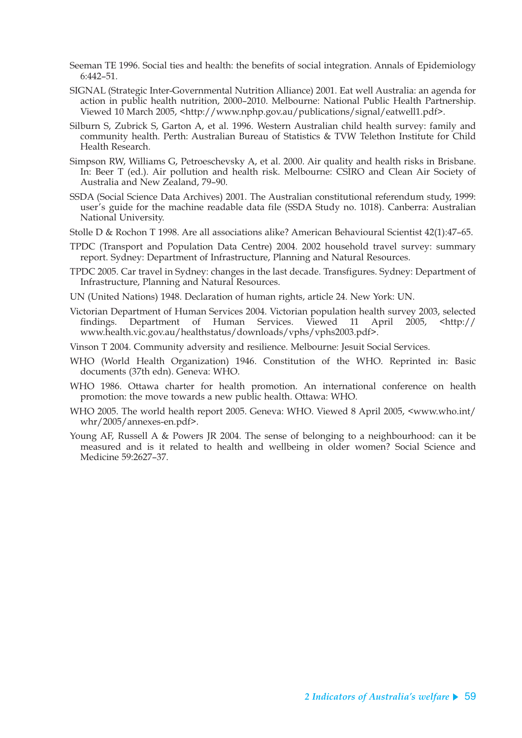Seeman TE 1996. Social ties and health: the benefits of social integration. Annals of Epidemiology 6:442–51.

SIGNAL (Strategic Inter-Governmental Nutrition Alliance) 2001. Eat well Australia: an agenda for action in public health nutrition, 2000–2010. Melbourne: National Public Health Partnership. Viewed 10 March 2005, <http://www.nphp.gov.au/publications/signal/eatwell1.pdf>.

Silburn S, Zubrick S, Garton A, et al. 1996. Western Australian child health survey: family and community health. Perth: Australian Bureau of Statistics & TVW Telethon Institute for Child Health Research.

Simpson RW, Williams G, Petroeschevsky A, et al. 2000. Air quality and health risks in Brisbane. In: Beer T (ed.). Air pollution and health risk. Melbourne: CSIRO and Clean Air Society of Australia and New Zealand, 79–90.

SSDA (Social Science Data Archives) 2001. The Australian constitutional referendum study, 1999: user's guide for the machine readable data file (SSDA Study no. 1018). Canberra: Australian National University.

Stolle D & Rochon T 1998. Are all associations alike? American Behavioural Scientist 42(1):47–65.

TPDC (Transport and Population Data Centre) 2004. 2002 household travel survey: summary report. Sydney: Department of Infrastructure, Planning and Natural Resources.

TPDC 2005. Car travel in Sydney: changes in the last decade. Transfigures. Sydney: Department of Infrastructure, Planning and Natural Resources.

UN (United Nations) 1948. Declaration of human rights, article 24. New York: UN.

Victorian Department of Human Services 2004. Victorian population health survey 2003, selected findings. Department of Human Services. Viewed 11 April 2005, <http://www.health.vic.gov.au/healthstatus/downloads/vphs/vphs2003.pdf>.

Vinson T 2004. Community adversity and resilience. Melbourne: Jesuit Social Services.

WHO (World Health Organization) 1946. Constitution of the WHO. Reprinted in: Basic documents (37th edn). Geneva: WHO.

WHO 1986. Ottawa charter for health promotion. An international conference on health promotion: the move towards a new public health. Ottawa: WHO.

WHO 2005. The world health report 2005. Geneva: WHO. Viewed 8 April 2005, <www.who.int/whr/2005/annexes-en.pdf>.

Young AF, Russell A & Powers JR 2004. The sense of belonging to a neighbourhood: can it be measured and is it related to health and wellbeing in older women? Social Science and Medicine 59:2627–37.